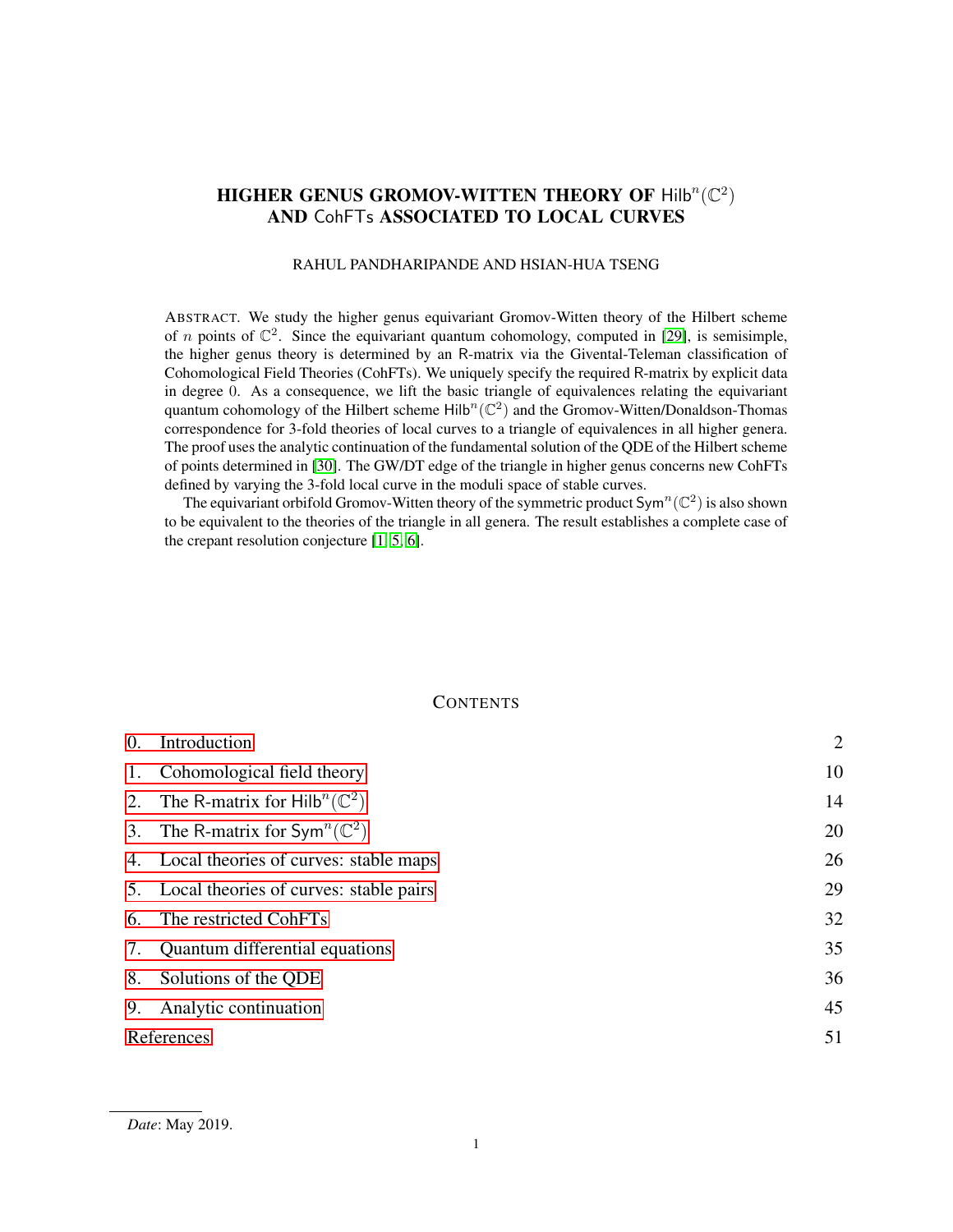# HIGHER GENUS GROMOV-WITTEN THEORY OF $\mathsf{Hilb}^n(\mathbb{C}^2)$ AND CohFTs ASSOCIATED TO LOCAL CURVES

RAHUL PANDHARIPANDE AND HSIAN-HUA TSENG

ABSTRACT. We study the higher genus equivariant Gromov-Witten theory of the Hilbert scheme of $n$ points of $\mathbb{C}^2$. Since the equivariant quantum cohomology, computed in [29], is semisimple, the higher genus theory is determined by an R-matrix via the Givental-Teleman classification of Cohomological Field Theories (CohFTs). We uniquely specify the required R-matrix by explicit data in degree 0. As a consequence, we lift the basic triangle of equivalences relating the equivariant quantum cohomology of the Hilbert scheme $\mathsf{Hilb}^n(\mathbb{C}^2)$ and the Gromov-Witten/Donaldson-Thomas correspondence for 3-fold theories of local curves to a triangle of equivalences in all higher genera. The proof uses the analytic continuation of the fundamental solution of the QDE of the Hilbert scheme of points determined in [30]. The GW/DT edge of the triangle in higher genus concerns new CohFTs defined by varying the 3-fold local curve in the moduli space of stable curves.

The equivariant orbifold Gromov-Witten theory of the symmetric product $\mathsf{Sym}^n(\mathbb{C}^2)$ is also shown to be equivalent to the theories of the triangle in all genera. The result establishes a complete case of the crepant resolution conjecture [1, 5, 6].

## CONTENTS

| | |
|---|---|
| 0. Introduction | 2 |
| 1. Cohomological field theory | 10 |
| 2. The R-matrix for $\mathsf{Hilb}^n(\mathbb{C}^2)$ | 14 |
| 3. The R-matrix for $\mathsf{Sym}^n(\mathbb{C}^2)$ | 20 |
| 4. Local theories of curves: stable maps | 26 |
| 5. Local theories of curves: stable pairs | 29 |
| 6. The restricted CohFTs | 32 |
| 7. Quantum differential equations | 35 |
| 8. Solutions of the QDE | 36 |
| 9. Analytic continuation | 45 |
| References | 51 |

*Date*: May 2019.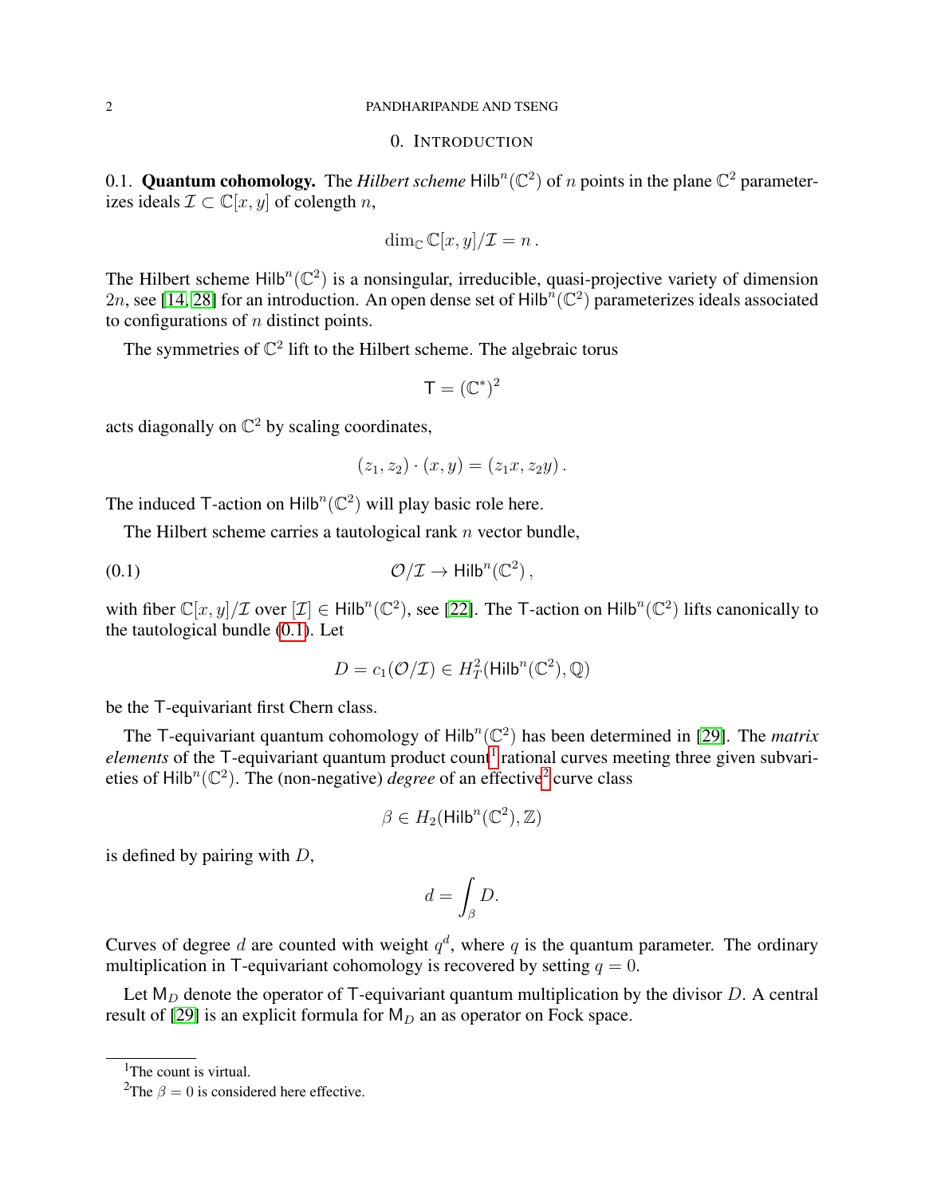## 0. Introduction

0.1. **Quantum cohomology.** The *Hilbert scheme* $\mathsf{Hilb}^n(\mathbb{C}^2)$ of $n$ points in the plane $\mathbb{C}^2$ parameterizes ideals $\mathcal{I} \subset \mathbb{C}[x,y]$ of colength $n$,

$$\dim_{\mathbb{C}} \mathbb{C}[x,y]/\mathcal{I} = n\,.$$

The Hilbert scheme $\mathsf{Hilb}^n(\mathbb{C}^2)$ is a nonsingular, irreducible, quasi-projective variety of dimension $2n$, see [14, 28] for an introduction. An open dense set of $\mathsf{Hilb}^n(\mathbb{C}^2)$ parameterizes ideals associated to configurations of $n$ distinct points.

The symmetries of $\mathbb{C}^2$ lift to the Hilbert scheme. The algebraic torus

$$\mathsf{T} = (\mathbb{C}^*)^2$$

acts diagonally on $\mathbb{C}^2$ by scaling coordinates,

$$(z_1, z_2) \cdot (x, y) = (z_1 x, z_2 y)\,.$$

The induced $\mathsf{T}$-action on $\mathsf{Hilb}^n(\mathbb{C}^2)$ will play basic role here.

The Hilbert scheme carries a tautological rank $n$ vector bundle,

$$\mathcal{O}/\mathcal{I} \to \mathsf{Hilb}^n(\mathbb{C}^2)\,, \tag{0.1}$$

with fiber $\mathbb{C}[x,y]/\mathcal{I}$ over $[\mathcal{I}] \in \mathsf{Hilb}^n(\mathbb{C}^2)$, see [22]. The $\mathsf{T}$-action on $\mathsf{Hilb}^n(\mathbb{C}^2)$ lifts canonically to the tautological bundle (0.1). Let

$$D = c_1(\mathcal{O}/\mathcal{I}) \in H^2_T(\mathsf{Hilb}^n(\mathbb{C}^2), \mathbb{Q})$$

be the $\mathsf{T}$-equivariant first Chern class.

The $\mathsf{T}$-equivariant quantum cohomology of $\mathsf{Hilb}^n(\mathbb{C}^2)$ has been determined in [29]. The *matrix elements* of the $\mathsf{T}$-equivariant quantum product count[1] rational curves meeting three given subvarieties of $\mathsf{Hilb}^n(\mathbb{C}^2)$. The (non-negative) *degree* of an effective[2] curve class

$$\beta \in H_2(\mathsf{Hilb}^n(\mathbb{C}^2), \mathbb{Z})$$

is defined by pairing with $D$,

$$d = \int_\beta D.$$

Curves of degree $d$ are counted with weight $q^d$, where $q$ is the quantum parameter. The ordinary multiplication in $\mathsf{T}$-equivariant cohomology is recovered by setting $q = 0$.

Let $\mathsf{M}_D$ denote the operator of $\mathsf{T}$-equivariant quantum multiplication by the divisor $D$. A central result of [29] is an explicit formula for $\mathsf{M}_D$ an as operator on Fock space.

---

[1] The count is virtual.

[2] The $\beta = 0$ is considered here effective.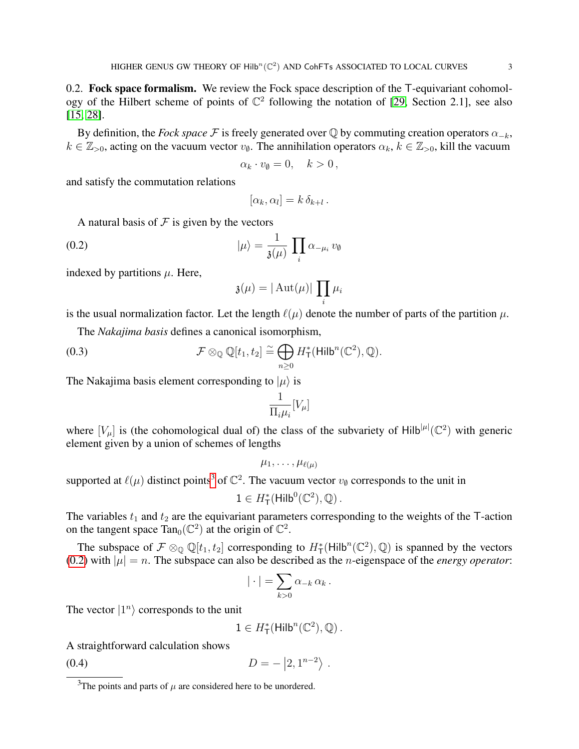0.2. **Fock space formalism.** We review the Fock space description of the $\mathsf{T}$-equivariant cohomology of the Hilbert scheme of points of $\mathbb{C}^2$ following the notation of [29, Section 2.1], see also [15, 28].

By definition, the *Fock space* $\mathcal{F}$ is freely generated over $\mathbb{Q}$ by commuting creation operators $\alpha_{-k}$, $k \in \mathbb{Z}_{>0}$, acting on the vacuum vector $v_\emptyset$. The annihilation operators $\alpha_k$, $k \in \mathbb{Z}_{>0}$, kill the vacuum

$$\alpha_k \cdot v_\emptyset = 0, \quad k > 0\,,$$

and satisfy the commutation relations

$$[\alpha_k, \alpha_l] = k\,\delta_{k+l}\,.$$

A natural basis of $\mathcal{F}$ is given by the vectors

$$|\mu\rangle = \frac{1}{\mathfrak{z}(\mu)} \prod_i \alpha_{-\mu_i}\, v_\emptyset \tag{0.2}$$

indexed by partitions $\mu$. Here,

$$\mathfrak{z}(\mu) = |\operatorname{Aut}(\mu)| \prod_i \mu_i$$

is the usual normalization factor. Let the length $\ell(\mu)$ denote the number of parts of the partition $\mu$.

The *Nakajima basis* defines a canonical isomorphism,

$$\mathcal{F} \otimes_{\mathbb{Q}} \mathbb{Q}[t_1, t_2] \stackrel{\sim}{=} \bigoplus_{n\geq 0} H^*_{\mathsf{T}}(\mathsf{Hilb}^n(\mathbb{C}^2), \mathbb{Q}). \tag{0.3}$$

The Nakajima basis element corresponding to $|\mu\rangle$ is

$$\frac{1}{\Pi_i \mu_i}[V_\mu]$$

where $[V_\mu]$ is (the cohomological dual of) the class of the subvariety of $\mathsf{Hilb}^{|\mu|}(\mathbb{C}^2)$ with generic element given by a union of schemes of lengths

$$\mu_1, \ldots, \mu_{\ell(\mu)}$$

supported at $\ell(\mu)$ distinct points[3] of $\mathbb{C}^2$. The vacuum vector $v_\emptyset$ corresponds to the unit in

$$1 \in H^*_{\mathsf{T}}(\mathsf{Hilb}^0(\mathbb{C}^2), \mathbb{Q})\,.$$

The variables $t_1$ and $t_2$ are the equivariant parameters corresponding to the weights of the $\mathsf{T}$-action on the tangent space $\operatorname{Tan}_0(\mathbb{C}^2)$ at the origin of $\mathbb{C}^2$.

The subspace of $\mathcal{F} \otimes_{\mathbb{Q}} \mathbb{Q}[t_1, t_2]$ corresponding to $H^*_{\mathsf{T}}(\mathsf{Hilb}^n(\mathbb{C}^2), \mathbb{Q})$ is spanned by the vectors (0.2) with $|\mu| = n$. The subspace can also be described as the $n$-eigenspace of the *energy operator*:

$$|\cdot| = \sum_{k>0} \alpha_{-k}\, \alpha_k\,.$$

The vector $|1^n\rangle$ corresponds to the unit

$$1 \in H^*_{\mathsf{T}}(\mathsf{Hilb}^n(\mathbb{C}^2), \mathbb{Q})\,.$$

A straightforward calculation shows

$$D = -\left|2, 1^{n-2}\right\rangle\,. \tag{0.4}$$

[3] The points and parts of $\mu$ are considered here to be unordered.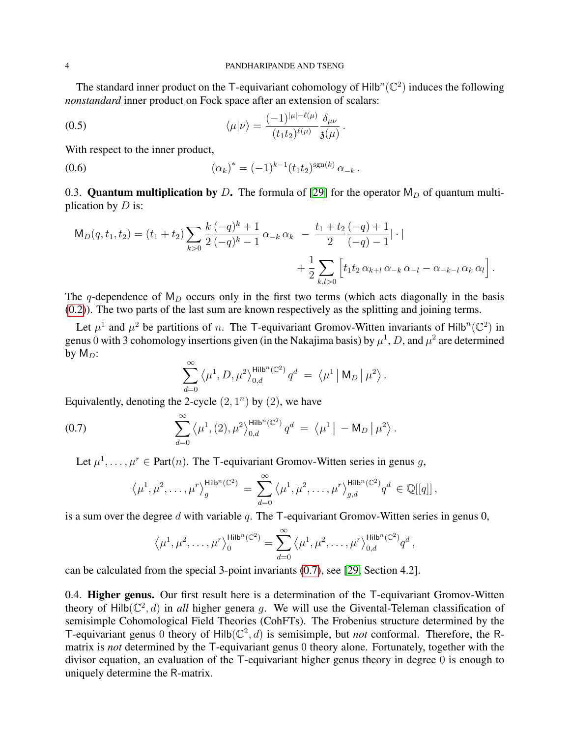The standard inner product on the $\mathsf{T}$-equivariant cohomology of $\mathsf{Hilb}^n(\mathbb{C}^2)$ induces the following *nonstandard* inner product on Fock space after an extension of scalars:

$$\langle \mu | \nu \rangle = \frac{(-1)^{|\mu|-\ell(\mu)}}{(t_1 t_2)^{\ell(\mu)}} \frac{\delta_{\mu\nu}}{\mathfrak{z}(\mu)} \,. \tag{0.5}$$

With respect to the inner product,

$$(\alpha_k)^* = (-1)^{k-1} (t_1 t_2)^{\mathrm{sgn}(k)} \, \alpha_{-k} \,. \tag{0.6}$$

0.3. **Quantum multiplication by** $D$. The formula of [29] for the operator $\mathsf{M}_D$ of quantum multiplication by $D$ is:

$$\mathsf{M}_D(q, t_1, t_2) = (t_1 + t_2) \sum_{k>0} \frac{k}{2} \frac{(-q)^k + 1}{(-q)^k - 1} \, \alpha_{-k} \, \alpha_k \;\; - \frac{t_1 + t_2}{2} \frac{(-q) + 1}{(-q) - 1} | \cdot |$$
$$+ \frac{1}{2} \sum_{k,l>0} \Big[ t_1 t_2 \, \alpha_{k+l} \, \alpha_{-k} \, \alpha_{-l} - \alpha_{-k-l} \, \alpha_k \, \alpha_l \Big] \,.$$

The $q$-dependence of $\mathsf{M}_D$ occurs only in the first two terms (which acts diagonally in the basis (0.2)). The two parts of the last sum are known respectively as the splitting and joining terms.

Let $\mu^1$ and $\mu^2$ be partitions of $n$. The $\mathsf{T}$-equivariant Gromov-Witten invariants of $\mathsf{Hilb}^n(\mathbb{C}^2)$ in genus $0$ with 3 cohomology insertions given (in the Nakajima basis) by $\mu^1$, $D$, and $\mu^2$ are determined by $\mathsf{M}_D$:

$$\sum_{d=0}^{\infty} \left\langle \mu^1, D, \mu^2 \right\rangle_{0,d}^{\mathsf{Hilb}^n(\mathbb{C}^2)} q^d \; = \; \left\langle \mu^1 \,\middle|\, \mathsf{M}_D \,\middle|\, \mu^2 \right\rangle .$$

Equivalently, denoting the 2-cycle $(2, 1^n)$ by $(2)$, we have

$$\sum_{d=0}^{\infty} \left\langle \mu^1, (2), \mu^2 \right\rangle_{0,d}^{\mathsf{Hilb}^n(\mathbb{C}^2)} q^d \; = \; \left\langle \mu^1 \,\middle|\, -\mathsf{M}_D \,\middle|\, \mu^2 \right\rangle . \tag{0.7}$$

Let $\mu^1, \ldots, \mu^r \in \mathrm{Part}(n)$. The $\mathsf{T}$-equivariant Gromov-Witten series in genus $g$,

$$\left\langle \mu^1, \mu^2, \ldots, \mu^r \right\rangle_{g}^{\mathsf{Hilb}^n(\mathbb{C}^2)} \; = \; \sum_{d=0}^{\infty} \left\langle \mu^1, \mu^2, \ldots, \mu^r \right\rangle_{g,d}^{\mathsf{Hilb}^n(\mathbb{C}^2)} q^d \; \in \mathbb{Q}[[q]] \,,$$

is a sum over the degree $d$ with variable $q$. The $\mathsf{T}$-equivariant Gromov-Witten series in genus 0,

$$\left\langle \mu^1, \mu^2, \ldots, \mu^r \right\rangle_{0}^{\mathsf{Hilb}^n(\mathbb{C}^2)} = \sum_{d=0}^{\infty} \left\langle \mu^1, \mu^2, \ldots, \mu^r \right\rangle_{0,d}^{\mathsf{Hilb}^n(\mathbb{C}^2)} q^d \,,$$

can be calculated from the special 3-point invariants (0.7), see [29, Section 4.2].

0.4. **Higher genus.** Our first result here is a determination of the $\mathsf{T}$-equivariant Gromov-Witten theory of $\mathsf{Hilb}(\mathbb{C}^2, d)$ in *all* higher genera $g$. We will use the Givental-Teleman classification of semisimple Cohomological Field Theories (CohFTs). The Frobenius structure determined by the $\mathsf{T}$-equivariant genus $0$ theory of $\mathsf{Hilb}(\mathbb{C}^2, d)$ is semisimple, but *not* conformal. Therefore, the $\mathsf{R}$-matrix is *not* determined by the $\mathsf{T}$-equivariant genus $0$ theory alone. Fortunately, together with the divisor equation, an evaluation of the $\mathsf{T}$-equivariant higher genus theory in degree $0$ is enough to uniquely determine the $\mathsf{R}$-matrix.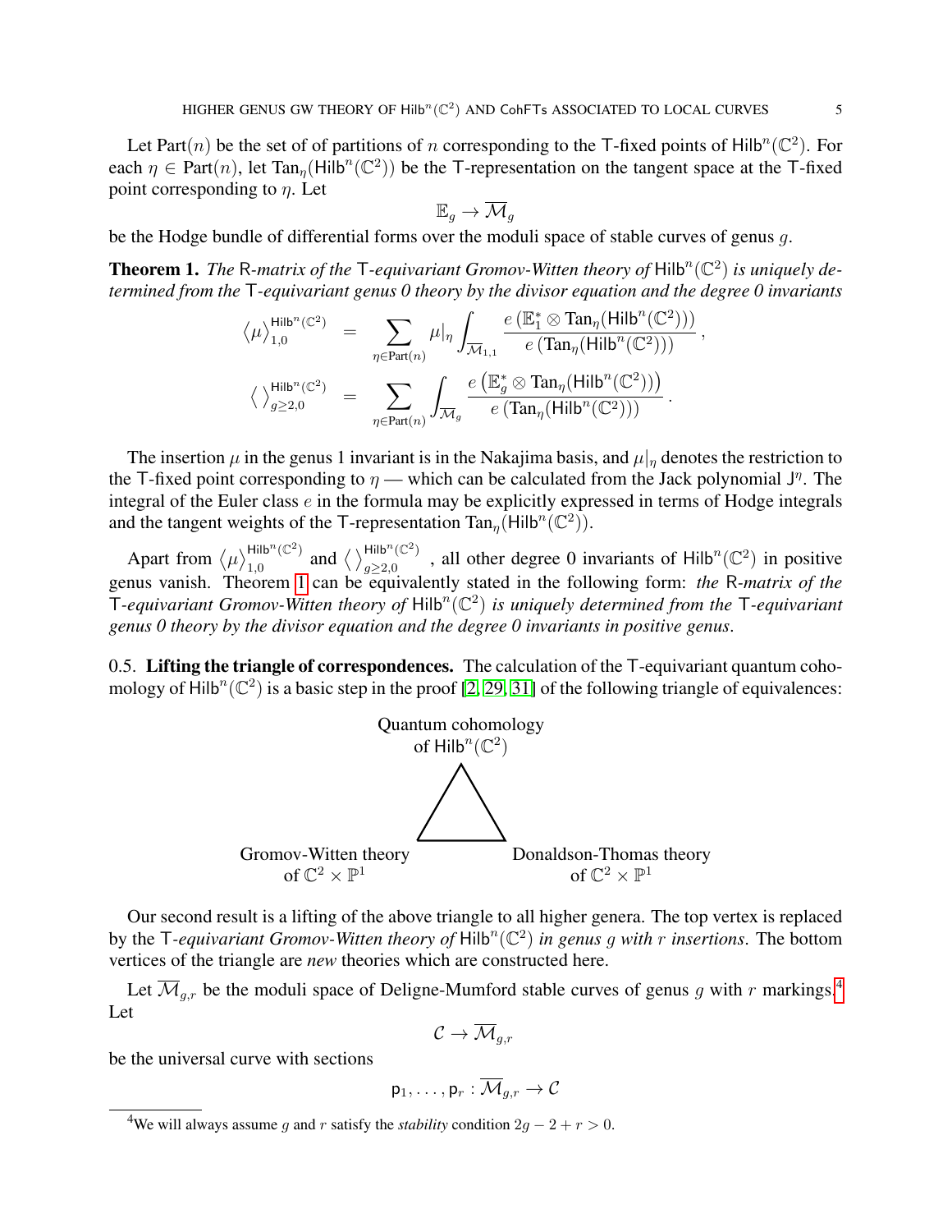Let $\text{Part}(n)$ be the set of of partitions of $n$ corresponding to the $\mathsf{T}$-fixed points of $\mathsf{Hilb}^n(\mathbb{C}^2)$. For each $\eta \in \text{Part}(n)$, let $\text{Tan}_\eta(\mathsf{Hilb}^n(\mathbb{C}^2))$ be the $\mathsf{T}$-representation on the tangent space at the $\mathsf{T}$-fixed point corresponding to $\eta$. Let

$$\mathbb{E}_g \to \overline{\mathcal{M}}_g$$

be the Hodge bundle of differential forms over the moduli space of stable curves of genus $g$.

**Theorem 1.** *The* $\mathsf{R}$*-matrix of the* $\mathsf{T}$*-equivariant Gromov-Witten theory of* $\mathsf{Hilb}^n(\mathbb{C}^2)$ *is uniquely determined from the* $\mathsf{T}$*-equivariant genus 0 theory by the divisor equation and the degree 0 invariants*

$$\begin{aligned}
\langle \mu \rangle_{1,0}^{\mathsf{Hilb}^n(\mathbb{C}^2)} &= \sum_{\eta \in \text{Part}(n)} \mu|_\eta \int_{\overline{\mathcal{M}}_{1,1}} \frac{e\left(\mathbb{E}_1^* \otimes \text{Tan}_\eta(\mathsf{Hilb}^n(\mathbb{C}^2))\right)}{e\left(\text{Tan}_\eta(\mathsf{Hilb}^n(\mathbb{C}^2))\right)}\,, \\
\langle\,\rangle_{g\geq 2,0}^{\mathsf{Hilb}^n(\mathbb{C}^2)} &= \sum_{\eta \in \text{Part}(n)} \int_{\overline{\mathcal{M}}_g} \frac{e\left(\mathbb{E}_g^* \otimes \text{Tan}_\eta(\mathsf{Hilb}^n(\mathbb{C}^2))\right)}{e\left(\text{Tan}_\eta(\mathsf{Hilb}^n(\mathbb{C}^2))\right)}\,.
\end{aligned}$$

The insertion $\mu$ in the genus 1 invariant is in the Nakajima basis, and $\mu|_\eta$ denotes the restriction to the $\mathsf{T}$-fixed point corresponding to $\eta$ — which can be calculated from the Jack polynomial $\mathsf{J}^\eta$. The integral of the Euler class $e$ in the formula may be explicitly expressed in terms of Hodge integrals and the tangent weights of the $\mathsf{T}$-representation $\text{Tan}_\eta(\mathsf{Hilb}^n(\mathbb{C}^2))$.

Apart from $\langle \mu \rangle_{1,0}^{\mathsf{Hilb}^n(\mathbb{C}^2)}$ and $\langle\,\rangle_{g\geq 2,0}^{\mathsf{Hilb}^n(\mathbb{C}^2)}$, all other degree 0 invariants of $\mathsf{Hilb}^n(\mathbb{C}^2)$ in positive genus vanish. Theorem 1 can be equivalently stated in the following form: *the* $\mathsf{R}$*-matrix of the* $\mathsf{T}$*-equivariant Gromov-Witten theory of* $\mathsf{Hilb}^n(\mathbb{C}^2)$ *is uniquely determined from the* $\mathsf{T}$*-equivariant genus 0 theory by the divisor equation and the degree 0 invariants in positive genus*.

## 0.5. Lifting the triangle of correspondences.

The calculation of the $\mathsf{T}$-equivariant quantum cohomology of $\mathsf{Hilb}^n(\mathbb{C}^2)$ is a basic step in the proof [2, 29, 31] of the following triangle of equivalences:

Quantum cohomology of $\mathsf{Hilb}^n(\mathbb{C}^2)$

Gromov-Witten theory of $\mathbb{C}^2 \times \mathbb{P}^1$ — Donaldson-Thomas theory of $\mathbb{C}^2 \times \mathbb{P}^1$

Our second result is a lifting of the above triangle to all higher genera. The top vertex is replaced by the $\mathsf{T}$*-equivariant Gromov-Witten theory of* $\mathsf{Hilb}^n(\mathbb{C}^2)$ *in genus* $g$ *with* $r$ *insertions*. The bottom vertices of the triangle are *new* theories which are constructed here.

Let $\overline{\mathcal{M}}_{g,r}$ be the moduli space of Deligne-Mumford stable curves of genus $g$ with $r$ markings.[4] Let

$$\mathcal{C} \to \overline{\mathcal{M}}_{g,r}$$

be the universal curve with sections

$$\mathsf{p}_1, \ldots, \mathsf{p}_r : \overline{\mathcal{M}}_{g,r} \to \mathcal{C}$$

[4] We will always assume $g$ and $r$ satisfy the *stability* condition $2g - 2 + r > 0$.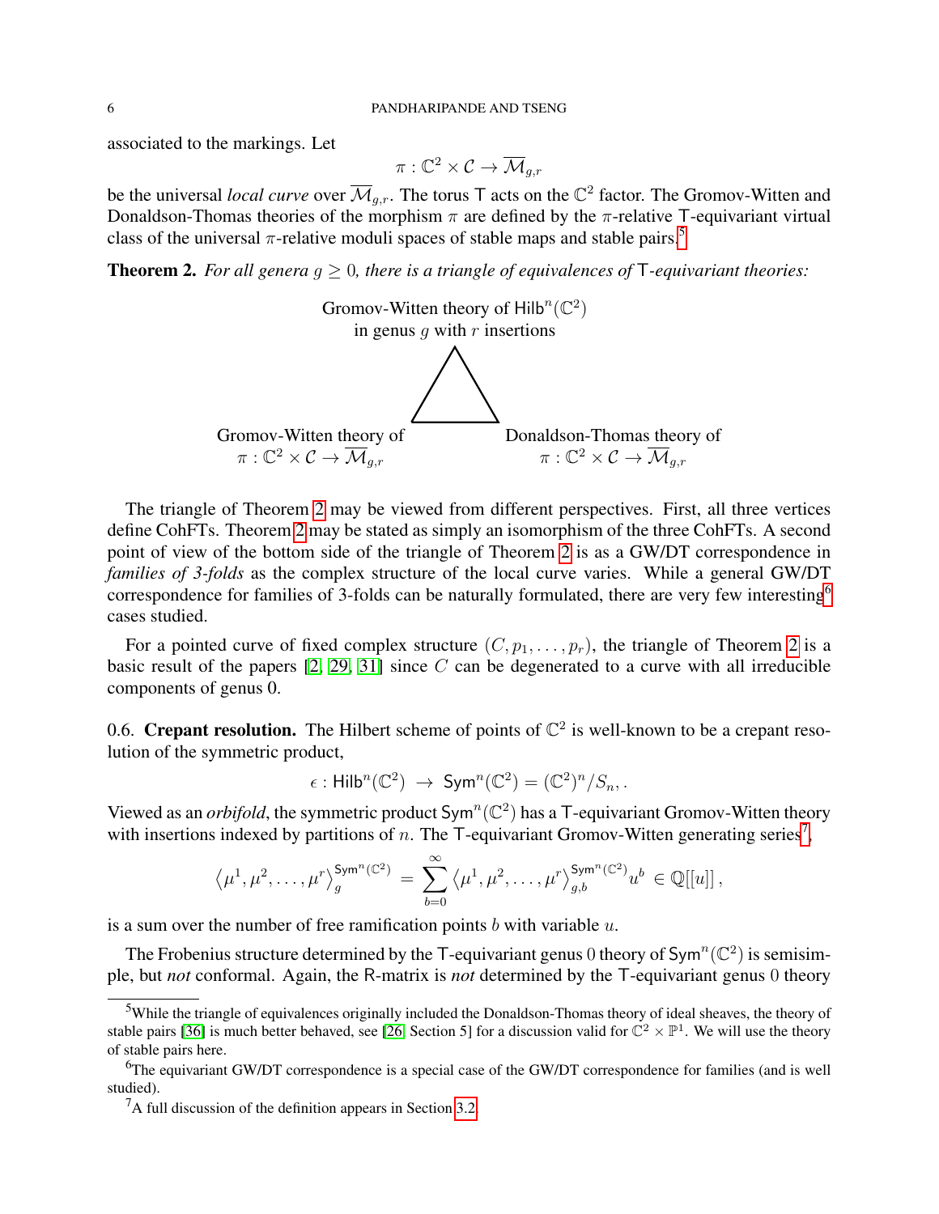associated to the markings. Let

$$\pi : \mathbb{C}^2 \times \mathcal{C} \to \overline{\mathcal{M}}_{g,r}$$

be the universal *local curve* over $\overline{\mathcal{M}}_{g,r}$. The torus $\mathsf{T}$ acts on the $\mathbb{C}^2$ factor. The Gromov-Witten and Donaldson-Thomas theories of the morphism $\pi$ are defined by the $\pi$-relative $\mathsf{T}$-equivariant virtual class of the universal $\pi$-relative moduli spaces of stable maps and stable pairs.[5]

**Theorem 2.** *For all genera $g \geq 0$, there is a triangle of equivalences of $\mathsf{T}$-equivariant theories:*

Gromov-Witten theory of $\mathsf{Hilb}^n(\mathbb{C}^2)$ in genus $g$ with $r$ insertions

Gromov-Witten theory of $\pi : \mathbb{C}^2 \times \mathcal{C} \to \overline{\mathcal{M}}_{g,r}$

Donaldson-Thomas theory of $\pi : \mathbb{C}^2 \times \mathcal{C} \to \overline{\mathcal{M}}_{g,r}$

The triangle of Theorem 2 may be viewed from different perspectives. First, all three vertices define CohFTs. Theorem 2 may be stated as simply an isomorphism of the three CohFTs. A second point of view of the bottom side of the triangle of Theorem 2 is as a GW/DT correspondence in *families of 3-folds* as the complex structure of the local curve varies. While a general GW/DT correspondence for families of 3-folds can be naturally formulated, there are very few interesting[6] cases studied.

For a pointed curve of fixed complex structure $(C, p_1, \ldots, p_r)$, the triangle of Theorem 2 is a basic result of the papers [2, 29, 31] since $C$ can be degenerated to a curve with all irreducible components of genus 0.

0.6. **Crepant resolution.** The Hilbert scheme of points of $\mathbb{C}^2$ is well-known to be a crepant resolution of the symmetric product,

$$\epsilon : \mathsf{Hilb}^n(\mathbb{C}^2) \to \mathsf{Sym}^n(\mathbb{C}^2) = (\mathbb{C}^2)^n/S_n, .$$

Viewed as an *orbifold*, the symmetric product $\mathsf{Sym}^n(\mathbb{C}^2)$ has a $\mathsf{T}$-equivariant Gromov-Witten theory with insertions indexed by partitions of $n$. The $\mathsf{T}$-equivariant Gromov-Witten generating series[7],

$$\left\langle \mu^1, \mu^2, \ldots, \mu^r \right\rangle_g^{\mathsf{Sym}^n(\mathbb{C}^2)} = \sum_{b=0}^{\infty} \left\langle \mu^1, \mu^2, \ldots, \mu^r \right\rangle_{g,b}^{\mathsf{Sym}^n(\mathbb{C}^2)} u^b \in \mathbb{Q}[[u]] \,,$$

is a sum over the number of free ramification points $b$ with variable $u$.

The Frobenius structure determined by the $\mathsf{T}$-equivariant genus 0 theory of $\mathsf{Sym}^n(\mathbb{C}^2)$ is semisimple, but *not* conformal. Again, the R-matrix is *not* determined by the $\mathsf{T}$-equivariant genus 0 theory

---

[5] While the triangle of equivalences originally included the Donaldson-Thomas theory of ideal sheaves, the theory of stable pairs [36] is much better behaved, see [26, Section 5] for a discussion valid for $\mathbb{C}^2 \times \mathbb{P}^1$. We will use the theory of stable pairs here.

[6] The equivariant GW/DT correspondence is a special case of the GW/DT correspondence for families (and is well studied).

[7] A full discussion of the definition appears in Section 3.2.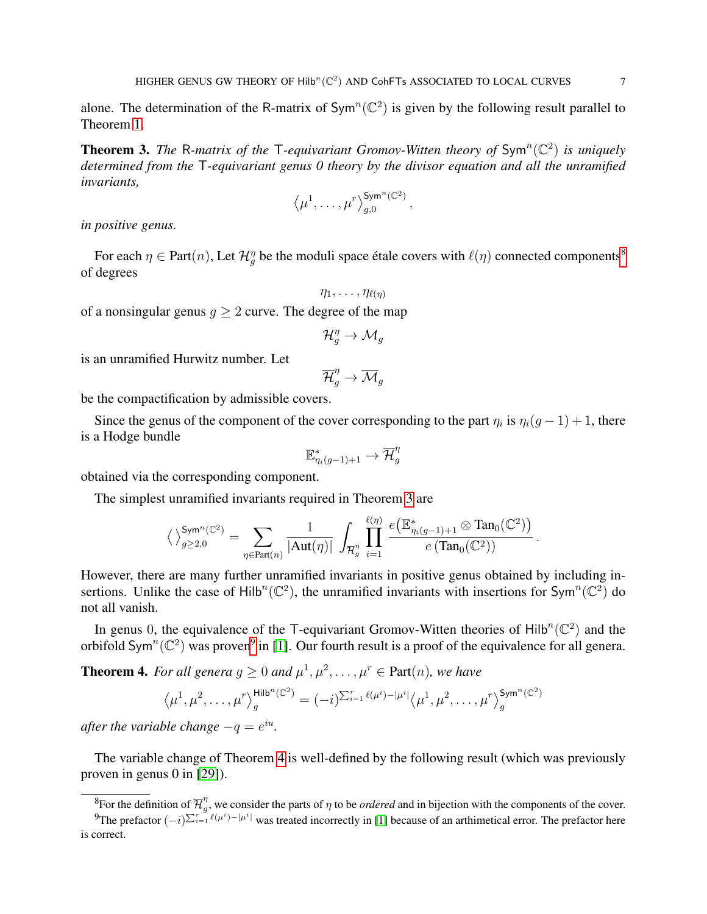alone. The determination of the R-matrix of $\mathsf{Sym}^n(\mathbb{C}^2)$ is given by the following result parallel to Theorem 1.

**Theorem 3.** *The* R*-matrix of the* T*-equivariant Gromov-Witten theory of* $\mathsf{Sym}^n(\mathbb{C}^2)$ *is uniquely determined from the* T*-equivariant genus 0 theory by the divisor equation and all the unramified invariants,*

$$\left\langle \mu^1, \ldots, \mu^r \right\rangle_{g,0}^{\mathsf{Sym}^n(\mathbb{C}^2)},$$

*in positive genus.*

For each $\eta \in \mathrm{Part}(n)$, Let $\mathcal{H}_g^\eta$ be the moduli space étale covers with $\ell(\eta)$ connected components[8] of degrees

$$\eta_1, \ldots, \eta_{\ell(\eta)}$$

of a nonsingular genus $g \geq 2$ curve. The degree of the map

$$\mathcal{H}_g^\eta \to \mathcal{M}_g$$

is an unramified Hurwitz number. Let

$$\overline{\mathcal{H}}_g^\eta \to \overline{\mathcal{M}}_g$$

be the compactification by admissible covers.

Since the genus of the component of the cover corresponding to the part $\eta_i$ is $\eta_i(g-1)+1$, there is a Hodge bundle

$$\mathbb{E}^*_{\eta_i(g-1)+1} \to \overline{\mathcal{H}}_g^\eta$$

obtained via the corresponding component.

The simplest unramified invariants required in Theorem 3 are

$$\left\langle \right\rangle_{g\geq 2,0}^{\mathsf{Sym}^n(\mathbb{C}^2)} = \sum_{\eta \in \mathrm{Part}(n)} \frac{1}{|\mathrm{Aut}(\eta)|} \int_{\overline{\mathcal{H}}_g^\eta} \prod_{i=1}^{\ell(\eta)} \frac{e\left(\mathbb{E}^*_{\eta_i(g-1)+1} \otimes \mathrm{Tan}_0(\mathbb{C}^2)\right)}{e\left(\mathrm{Tan}_0(\mathbb{C}^2)\right)}.$$

However, there are many further unramified invariants in positive genus obtained by including insertions. Unlike the case of $\mathsf{Hilb}^n(\mathbb{C}^2)$, the unramified invariants with insertions for $\mathsf{Sym}^n(\mathbb{C}^2)$ do not all vanish.

In genus 0, the equivalence of the T-equivariant Gromov-Witten theories of $\mathsf{Hilb}^n(\mathbb{C}^2)$ and the orbifold $\mathsf{Sym}^n(\mathbb{C}^2)$ was proven[9] in [1]. Our fourth result is a proof of the equivalence for all genera.

**Theorem 4.** *For all genera* $g \geq 0$ *and* $\mu^1, \mu^2, \ldots, \mu^r \in \mathrm{Part}(n)$*, we have*

$$\left\langle \mu^1, \mu^2, \ldots, \mu^r \right\rangle_g^{\mathsf{Hilb}^n(\mathbb{C}^2)} = (-i)^{\sum_{i=1}^r \ell(\mu^i) - |\mu^i|} \left\langle \mu^1, \mu^2, \ldots, \mu^r \right\rangle_g^{\mathsf{Sym}^n(\mathbb{C}^2)}$$

*after the variable change* $-q = e^{iu}$.

The variable change of Theorem 4 is well-defined by the following result (which was previously proven in genus 0 in [29]).

[8] For the definition of $\overline{\mathcal{H}}_g^\eta$, we consider the parts of $\eta$ to be *ordered* and in bijection with the components of the cover.

[9] The prefactor $(-i)^{\sum_{i=1}^r \ell(\mu^i) - |\mu^i|}$ was treated incorrectly in [1] because of an arthimetical error. The prefactor here is correct.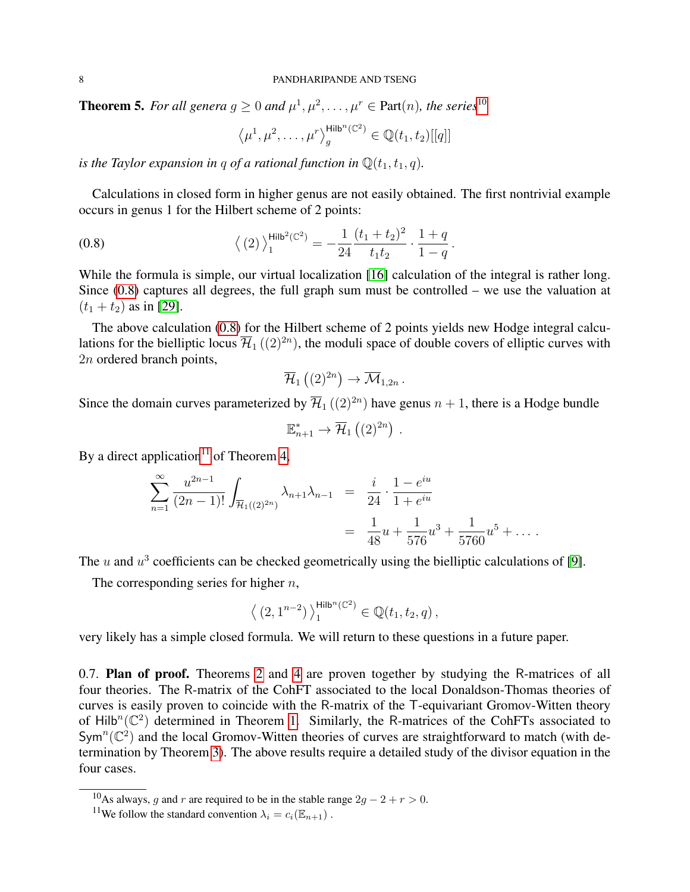**Theorem 5.** *For all genera $g \geq 0$ and $\mu^1, \mu^2, \ldots, \mu^r \in \mathrm{Part}(n)$, the series*[10]

$$\left\langle \mu^1, \mu^2, \ldots, \mu^r \right\rangle_g^{\mathsf{Hilb}^n(\mathbb{C}^2)} \in \mathbb{Q}(t_1, t_2)[[q]]$$

*is the Taylor expansion in $q$ of a rational function in $\mathbb{Q}(t_1, t_1, q)$.*

Calculations in closed form in higher genus are not easily obtained. The first nontrivial example occurs in genus 1 for the Hilbert scheme of 2 points:

$$\left\langle \, (2) \, \right\rangle_1^{\mathsf{Hilb}^2(\mathbb{C}^2)} = -\frac{1}{24} \frac{(t_1+t_2)^2}{t_1 t_2} \cdot \frac{1+q}{1-q} \, . \tag{0.8}$$

While the formula is simple, our virtual localization [16] calculation of the integral is rather long. Since (0.8) captures all degrees, the full graph sum must be controlled – we use the valuation at $(t_1+t_2)$ as in [29].

The above calculation (0.8) for the Hilbert scheme of 2 points yields new Hodge integral calculations for the bielliptic locus $\overline{\mathcal{H}}_1\left((2)^{2n}\right)$, the moduli space of double covers of elliptic curves with $2n$ ordered branch points,

$$\overline{\mathcal{H}}_1\left((2)^{2n}\right) \to \overline{\mathcal{M}}_{1,2n} \, .$$

Since the domain curves parameterized by $\overline{\mathcal{H}}_1\left((2)^{2n}\right)$ have genus $n+1$, there is a Hodge bundle

$$\mathbb{E}^*_{n+1} \to \overline{\mathcal{H}}_1\left((2)^{2n}\right) \, .$$

By a direct application[11] of Theorem 4,

$$\begin{aligned}
\sum_{n=1}^{\infty} \frac{u^{2n-1}}{(2n-1)!} \int_{\overline{\mathcal{H}}_1((2)^{2n})} \lambda_{n+1}\lambda_{n-1} &= \frac{i}{24} \cdot \frac{1-e^{iu}}{1+e^{iu}} \\
&= \frac{1}{48}u + \frac{1}{576}u^3 + \frac{1}{5760}u^5 + \ldots \, .
\end{aligned}$$

The $u$ and $u^3$ coefficients can be checked geometrically using the bielliptic calculations of [9].

The corresponding series for higher $n$,

$$\left\langle \, (2, 1^{n-2}) \, \right\rangle_1^{\mathsf{Hilb}^n(\mathbb{C}^2)} \in \mathbb{Q}(t_1, t_2, q) \, ,$$

very likely has a simple closed formula. We will return to these questions in a future paper.

0.7. **Plan of proof.** Theorems 2 and 4 are proven together by studying the R-matrices of all four theories. The R-matrix of the CohFT associated to the local Donaldson-Thomas theories of curves is easily proven to coincide with the R-matrix of the T-equivariant Gromov-Witten theory of $\mathsf{Hilb}^n(\mathbb{C}^2)$ determined in Theorem 1. Similarly, the R-matrices of the CohFTs associated to $\mathsf{Sym}^n(\mathbb{C}^2)$ and the local Gromov-Witten theories of curves are straightforward to match (with determination by Theorem 3). The above results require a detailed study of the divisor equation in the four cases.

---

[10] As always, $g$ and $r$ are required to be in the stable range $2g-2+r>0$.

[11] We follow the standard convention $\lambda_i = c_i(\mathbb{E}_{n+1})$ .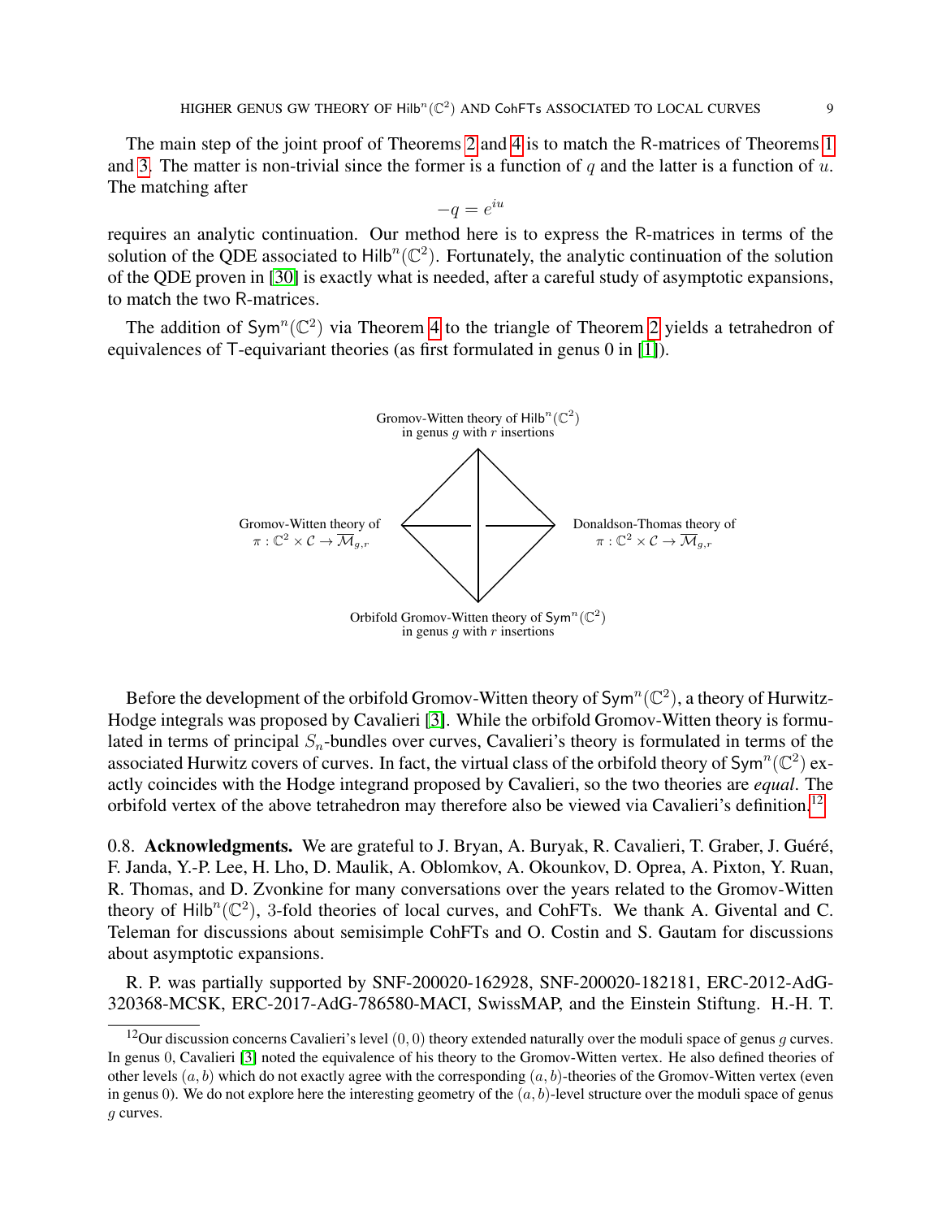The main step of the joint proof of Theorems 2 and 4 is to match the $\mathsf{R}$-matrices of Theorems 1 and 3. The matter is non-trivial since the former is a function of $q$ and the latter is a function of $u$. The matching after

$$-q = e^{iu}$$

requires an analytic continuation. Our method here is to express the $\mathsf{R}$-matrices in terms of the solution of the QDE associated to $\mathsf{Hilb}^n(\mathbb{C}^2)$. Fortunately, the analytic continuation of the solution of the QDE proven in [30] is exactly what is needed, after a careful study of asymptotic expansions, to match the two $\mathsf{R}$-matrices.

The addition of $\mathsf{Sym}^n(\mathbb{C}^2)$ via Theorem 4 to the triangle of Theorem 2 yields a tetrahedron of equivalences of $\mathsf{T}$-equivariant theories (as first formulated in genus 0 in [1]).

Gromov-Witten theory of $\mathsf{Hilb}^n(\mathbb{C}^2)$ in genus $g$ with $r$ insertions

Gromov-Witten theory of $\pi : \mathbb{C}^2 \times \mathcal{C} \to \overline{\mathcal{M}}_{g,r}$

Donaldson-Thomas theory of $\pi : \mathbb{C}^2 \times \mathcal{C} \to \overline{\mathcal{M}}_{g,r}$

Orbifold Gromov-Witten theory of $\mathsf{Sym}^n(\mathbb{C}^2)$ in genus $g$ with $r$ insertions

Before the development of the orbifold Gromov-Witten theory of $\mathsf{Sym}^n(\mathbb{C}^2)$, a theory of Hurwitz-Hodge integrals was proposed by Cavalieri [3]. While the orbifold Gromov-Witten theory is formulated in terms of principal $S_n$-bundles over curves, Cavalieri's theory is formulated in terms of the associated Hurwitz covers of curves. In fact, the virtual class of the orbifold theory of $\mathsf{Sym}^n(\mathbb{C}^2)$ exactly coincides with the Hodge integrand proposed by Cavalieri, so the two theories are *equal*. The orbifold vertex of the above tetrahedron may therefore also be viewed via Cavalieri's definition.[12]

0.8. **Acknowledgments.** We are grateful to J. Bryan, A. Buryak, R. Cavalieri, T. Graber, J. Guéré, F. Janda, Y.-P. Lee, H. Lho, D. Maulik, A. Oblomkov, A. Okounkov, D. Oprea, A. Pixton, Y. Ruan, R. Thomas, and D. Zvonkine for many conversations over the years related to the Gromov-Witten theory of $\mathsf{Hilb}^n(\mathbb{C}^2)$, 3-fold theories of local curves, and CohFTs. We thank A. Givental and C. Teleman for discussions about semisimple CohFTs and O. Costin and S. Gautam for discussions about asymptotic expansions.

R. P. was partially supported by SNF-200020-162928, SNF-200020-182181, ERC-2012-AdG-320368-MCSK, ERC-2017-AdG-786580-MACI, SwissMAP, and the Einstein Stiftung. H.-H. T.

[12] Our discussion concerns Cavalieri's level $(0,0)$ theory extended naturally over the moduli space of genus $g$ curves. In genus 0, Cavalieri [3] noted the equivalence of his theory to the Gromov-Witten vertex. He also defined theories of other levels $(a,b)$ which do not exactly agree with the corresponding $(a,b)$-theories of the Gromov-Witten vertex (even in genus 0). We do not explore here the interesting geometry of the $(a,b)$-level structure over the moduli space of genus $g$ curves.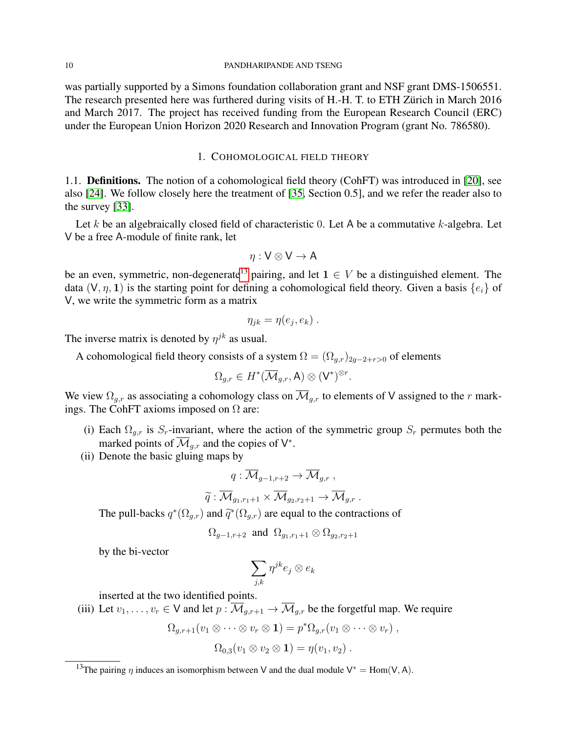was partially supported by a Simons foundation collaboration grant and NSF grant DMS-1506551. The research presented here was furthered during visits of H.-H. T. to ETH Zürich in March 2016 and March 2017. The project has received funding from the European Research Council (ERC) under the European Union Horizon 2020 Research and Innovation Program (grant No. 786580).

## 1. Cohomological field theory

**1.1. Definitions.** The notion of a cohomological field theory (CohFT) was introduced in [20], see also [24]. We follow closely here the treatment of [35, Section 0.5], and we refer the reader also to the survey [33].

Let $k$ be an algebraically closed field of characteristic $0$. Let $\mathsf{A}$ be a commutative $k$-algebra. Let $\mathsf{V}$ be a free $\mathsf{A}$-module of finite rank, let

$$\eta : \mathsf{V} \otimes \mathsf{V} \to \mathsf{A}$$

be an even, symmetric, non-degenerate[13] pairing, and let $\mathbf{1} \in V$ be a distinguished element. The data $(\mathsf{V}, \eta, \mathbf{1})$ is the starting point for defining a cohomological field theory. Given a basis $\{e_i\}$ of $\mathsf{V}$, we write the symmetric form as a matrix

$$\eta_{jk} = \eta(e_j, e_k) \,.$$

The inverse matrix is denoted by $\eta^{jk}$ as usual.

A cohomological field theory consists of a system $\Omega = (\Omega_{g,r})_{2g-2+r>0}$ of elements

$$\Omega_{g,r} \in H^*(\overline{\mathcal{M}}_{g,r}, \mathsf{A}) \otimes (\mathsf{V}^*)^{\otimes r}.$$

We view $\Omega_{g,r}$ as associating a cohomology class on $\overline{\mathcal{M}}_{g,r}$ to elements of $\mathsf{V}$ assigned to the $r$ markings. The CohFT axioms imposed on $\Omega$ are:

(i) Each $\Omega_{g,r}$ is $S_r$-invariant, where the action of the symmetric group $S_r$ permutes both the marked points of $\overline{\mathcal{M}}_{g,r}$ and the copies of $\mathsf{V}^*$.

(ii) Denote the basic gluing maps by

$$q : \overline{\mathcal{M}}_{g-1,r+2} \to \overline{\mathcal{M}}_{g,r} \,,$$

$$\widetilde{q} : \overline{\mathcal{M}}_{g_1,r_1+1} \times \overline{\mathcal{M}}_{g_2,r_2+1} \to \overline{\mathcal{M}}_{g,r} \,.$$

The pull-backs $q^*(\Omega_{g,r})$ and $\widetilde{q}^*(\Omega_{g,r})$ are equal to the contractions of

$$\Omega_{g-1,r+2} \ \text{ and } \ \Omega_{g_1,r_1+1} \otimes \Omega_{g_2,r_2+1}$$

by the bi-vector

$$\sum_{j,k} \eta^{jk} e_j \otimes e_k$$

inserted at the two identified points.

(iii) Let $v_1, \ldots, v_r \in \mathsf{V}$ and let $p : \overline{\mathcal{M}}_{g,r+1} \to \overline{\mathcal{M}}_{g,r}$ be the forgetful map. We require

$$\Omega_{g,r+1}(v_1 \otimes \cdots \otimes v_r \otimes \mathbf{1}) = p^*\Omega_{g,r}(v_1 \otimes \cdots \otimes v_r) \,,$$

$$\Omega_{0,3}(v_1 \otimes v_2 \otimes \mathbf{1}) = \eta(v_1, v_2) \,.$$

[13] The pairing $\eta$ induces an isomorphism between $\mathsf{V}$ and the dual module $\mathsf{V}^* = \mathrm{Hom}(\mathsf{V}, \mathsf{A})$.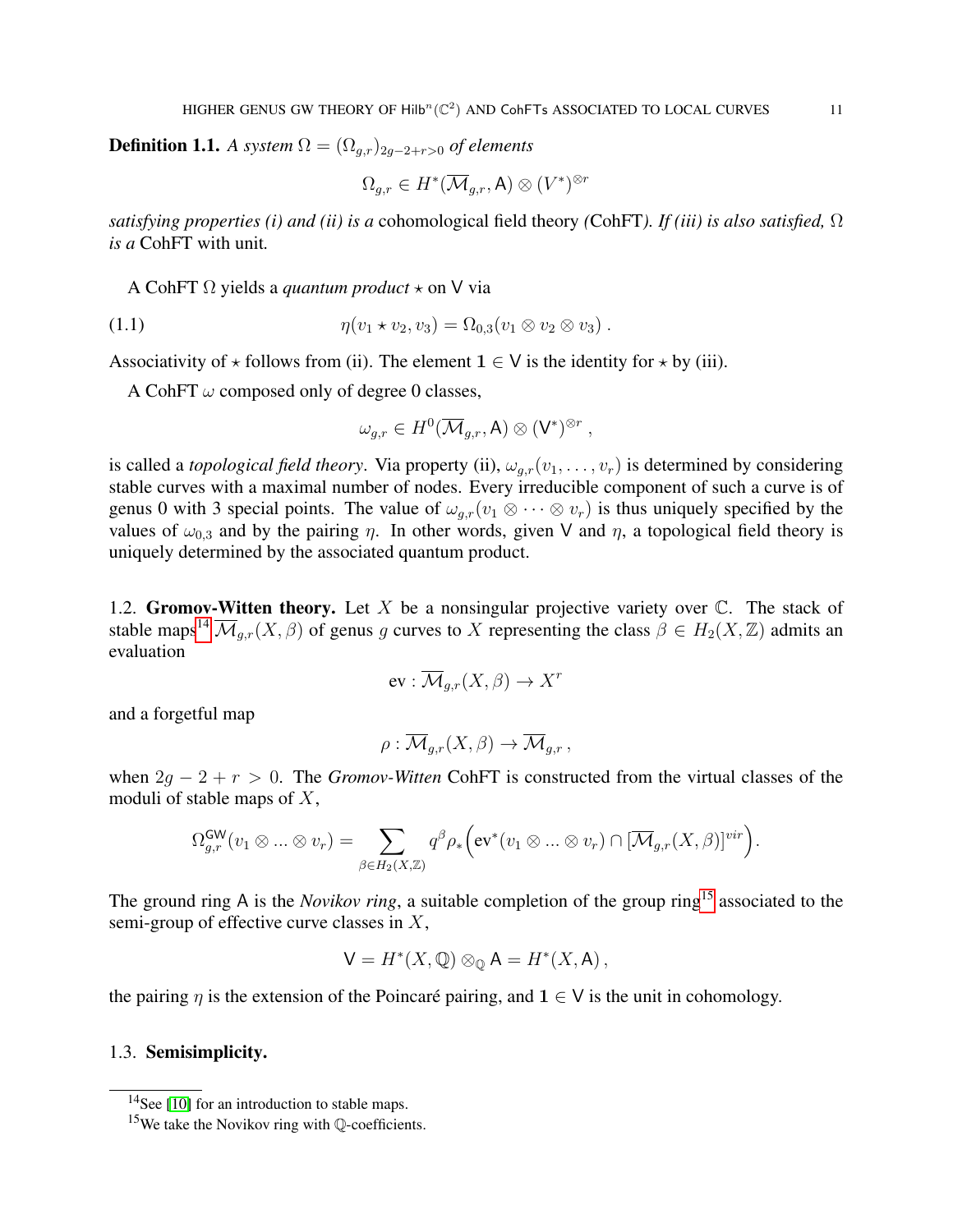**Definition 1.1.** *A system* $\Omega = (\Omega_{g,r})_{2g-2+r>0}$ *of elements*

$$\Omega_{g,r} \in H^*(\overline{\mathcal{M}}_{g,r}, \mathsf{A}) \otimes (V^*)^{\otimes r}$$

*satisfying properties (i) and (ii) is a* cohomological field theory *(*CohFT*). If (iii) is also satisfied,* $\Omega$ *is a* CohFT with unit*.*

A CohFT $\Omega$ yields a *quantum product* $\star$ on $\mathsf{V}$ via

$$\eta(v_1 \star v_2, v_3) = \Omega_{0,3}(v_1 \otimes v_2 \otimes v_3)\ . \tag{1.1}$$

Associativity of $\star$ follows from (ii). The element $\mathbf{1} \in \mathsf{V}$ is the identity for $\star$ by (iii).

A CohFT $\omega$ composed only of degree 0 classes,

$$\omega_{g,r} \in H^0(\overline{\mathcal{M}}_{g,r}, \mathsf{A}) \otimes (\mathsf{V}^*)^{\otimes r}\ ,$$

is called a *topological field theory*. Via property (ii), $\omega_{g,r}(v_1, \ldots, v_r)$ is determined by considering stable curves with a maximal number of nodes. Every irreducible component of such a curve is of genus 0 with 3 special points. The value of $\omega_{g,r}(v_1 \otimes \cdots \otimes v_r)$ is thus uniquely specified by the values of $\omega_{0,3}$ and by the pairing $\eta$. In other words, given $\mathsf{V}$ and $\eta$, a topological field theory is uniquely determined by the associated quantum product.

## 1.2. Gromov-Witten theory.

Let $X$ be a nonsingular projective variety over $\mathbb{C}$. The stack of stable maps[14] $\overline{\mathcal{M}}_{g,r}(X, \beta)$ of genus $g$ curves to $X$ representing the class $\beta \in H_2(X, \mathbb{Z})$ admits an evaluation

$$\mathrm{ev} : \overline{\mathcal{M}}_{g,r}(X, \beta) \to X^r$$

and a forgetful map

$$\rho : \overline{\mathcal{M}}_{g,r}(X, \beta) \to \overline{\mathcal{M}}_{g,r}\ ,$$

when $2g - 2 + r > 0$. The *Gromov-Witten* CohFT is constructed from the virtual classes of the moduli of stable maps of $X$,

$$\Omega^{\mathsf{GW}}_{g,r}(v_1 \otimes \ldots \otimes v_r) = \sum_{\beta \in H_2(X,\mathbb{Z})} q^\beta \rho_* \Big( \mathrm{ev}^*(v_1 \otimes \ldots \otimes v_r) \cap [\overline{\mathcal{M}}_{g,r}(X, \beta)]^{vir} \Big).$$

The ground ring $\mathsf{A}$ is the *Novikov ring*, a suitable completion of the group ring[15] associated to the semi-group of effective curve classes in $X$,

$$\mathsf{V} = H^*(X, \mathbb{Q}) \otimes_{\mathbb{Q}} \mathsf{A} = H^*(X, \mathsf{A})\ ,$$

the pairing $\eta$ is the extension of the Poincaré pairing, and $\mathbf{1} \in \mathsf{V}$ is the unit in cohomology.

## 1.3. Semisimplicity.

---

[14] See [10] for an introduction to stable maps.

[15] We take the Novikov ring with $\mathbb{Q}$-coefficients.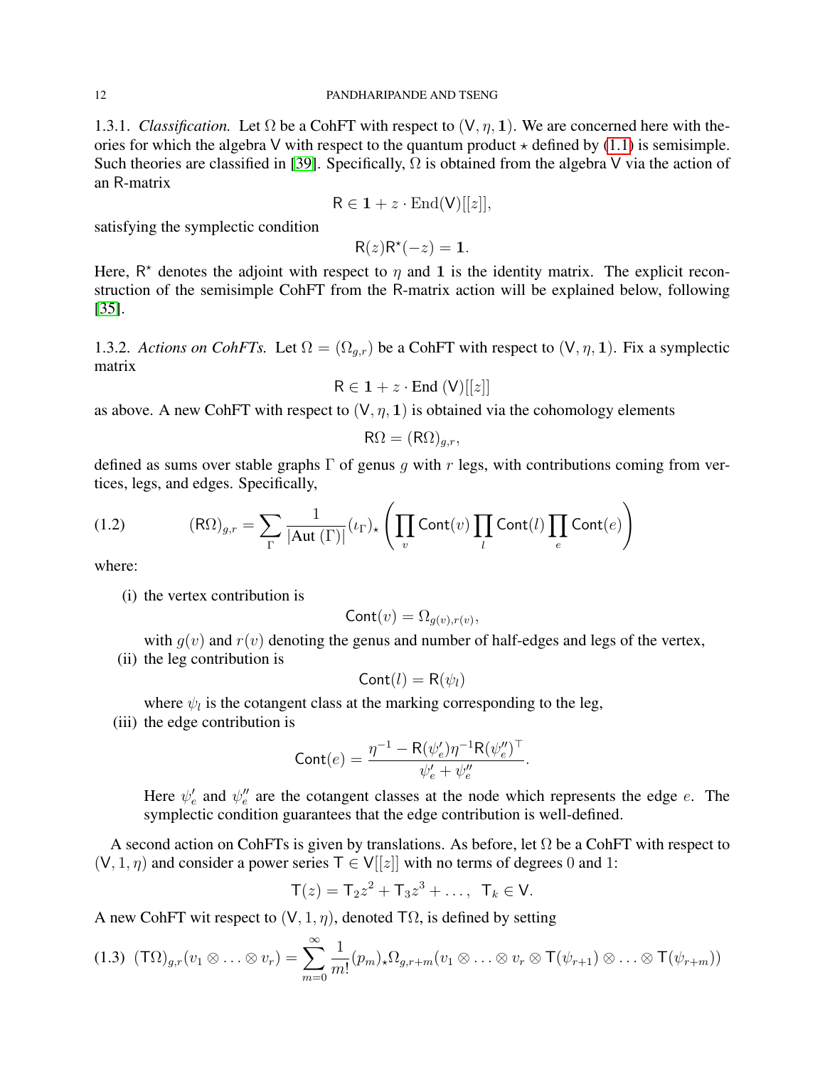1.3.1. *Classification.* Let $\Omega$ be a CohFT with respect to $(\mathsf{V}, \eta, \mathbf{1})$. We are concerned here with theories for which the algebra $\mathsf{V}$ with respect to the quantum product $\star$ defined by (1.1) is semisimple. Such theories are classified in [39]. Specifically, $\Omega$ is obtained from the algebra $\mathsf{V}$ via the action of an R-matrix

$$\mathsf{R} \in \mathbf{1} + z \cdot \mathrm{End}(\mathsf{V})[[z]],$$

satisfying the symplectic condition

$$\mathsf{R}(z)\mathsf{R}^\star(-z) = \mathbf{1}.$$

Here, $\mathsf{R}^\star$ denotes the adjoint with respect to $\eta$ and $\mathbf{1}$ is the identity matrix. The explicit reconstruction of the semisimple CohFT from the R-matrix action will be explained below, following [35].

1.3.2. *Actions on CohFTs.* Let $\Omega = (\Omega_{g,r})$ be a CohFT with respect to $(\mathsf{V}, \eta, \mathbf{1})$. Fix a symplectic matrix

$$\mathsf{R} \in \mathbf{1} + z \cdot \mathrm{End}\ (\mathsf{V})[[z]]$$

as above. A new CohFT with respect to $(\mathsf{V}, \eta, \mathbf{1})$ is obtained via the cohomology elements

$$\mathsf{R}\Omega = (\mathsf{R}\Omega)_{g,r},$$

defined as sums over stable graphs $\Gamma$ of genus $g$ with $r$ legs, with contributions coming from vertices, legs, and edges. Specifically,

$$(\mathsf{R}\Omega)_{g,r} = \sum_{\Gamma} \frac{1}{|\mathrm{Aut}\ (\Gamma)|} (\iota_\Gamma)_\star \left( \prod_v \mathsf{Cont}(v) \prod_l \mathsf{Cont}(l) \prod_e \mathsf{Cont}(e) \right) \tag{1.2}$$

where:

(i) the vertex contribution is

$$\mathsf{Cont}(v) = \Omega_{g(v),r(v)},$$

with $g(v)$ and $r(v)$ denoting the genus and number of half-edges and legs of the vertex,

(ii) the leg contribution is

$$\mathsf{Cont}(l) = \mathsf{R}(\psi_l)$$

where $\psi_l$ is the cotangent class at the marking corresponding to the leg,

(iii) the edge contribution is

$$\mathsf{Cont}(e) = \frac{\eta^{-1} - \mathsf{R}(\psi_e')\eta^{-1}\mathsf{R}(\psi_e'')^\top}{\psi_e' + \psi_e''}.$$

Here $\psi_e'$ and $\psi_e''$ are the cotangent classes at the node which represents the edge $e$. The symplectic condition guarantees that the edge contribution is well-defined.

A second action on CohFTs is given by translations. As before, let $\Omega$ be a CohFT with respect to $(\mathsf{V}, 1, \eta)$ and consider a power series $\mathsf{T} \in \mathsf{V}[[z]]$ with no terms of degrees $0$ and $1$:

$$\mathsf{T}(z) = \mathsf{T}_2 z^2 + \mathsf{T}_3 z^3 + \dots, \quad \mathsf{T}_k \in \mathsf{V}.$$

A new CohFT wit respect to $(\mathsf{V}, 1, \eta)$, denoted $\mathsf{T}\Omega$, is defined by setting

$$(\mathsf{T}\Omega)_{g,r}(v_1 \otimes \ldots \otimes v_r) = \sum_{m=0}^{\infty} \frac{1}{m!} (p_m)_\star \Omega_{g,r+m}(v_1 \otimes \ldots \otimes v_r \otimes \mathsf{T}(\psi_{r+1}) \otimes \ldots \otimes \mathsf{T}(\psi_{r+m})) \tag{1.3}$$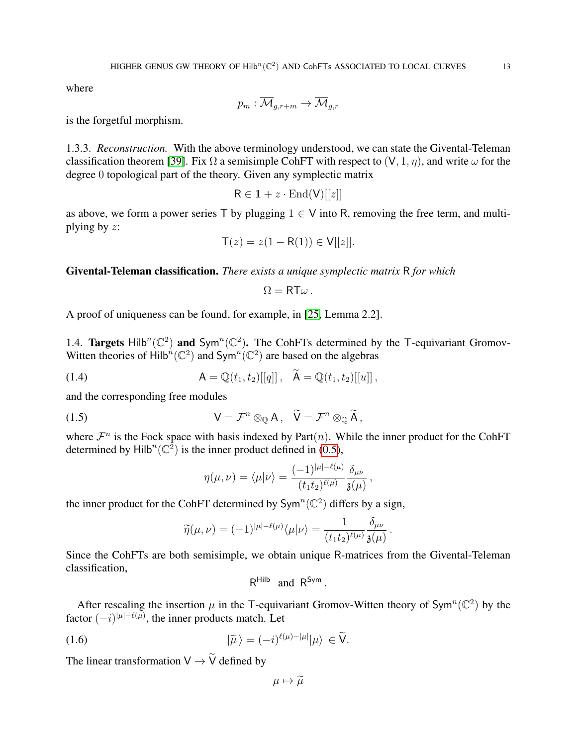where

$$p_m : \overline{\mathcal{M}}_{g,r+m} \to \overline{\mathcal{M}}_{g,r}$$

is the forgetful morphism.

1.3.3. *Reconstruction.* With the above terminology understood, we can state the Givental-Teleman classification theorem [39]. Fix $\Omega$ a semisimple CohFT with respect to $(\mathsf{V}, 1, \eta)$, and write $\omega$ for the degree $0$ topological part of the theory. Given any symplectic matrix

$$\mathsf{R} \in \mathbf{1} + z \cdot \mathrm{End}(\mathsf{V})[[z]]$$

as above, we form a power series $\mathsf{T}$ by plugging $1 \in \mathsf{V}$ into $\mathsf{R}$, removing the free term, and multiplying by $z$:

$$\mathsf{T}(z) = z(1 - \mathsf{R}(1)) \in \mathsf{V}[[z]].$$

**Givental-Teleman classification.** *There exists a unique symplectic matrix* $\mathsf{R}$ *for which*

$$\Omega = \mathsf{R}\mathsf{T}\omega\,.$$

A proof of uniqueness can be found, for example, in [25, Lemma 2.2].

1.4. **Targets** $\mathsf{Hilb}^n(\mathbb{C}^2)$ **and** $\mathsf{Sym}^n(\mathbb{C}^2)$**.** The CohFTs determined by the $\mathsf{T}$-equivariant Gromov-Witten theories of $\mathsf{Hilb}^n(\mathbb{C}^2)$ and $\mathsf{Sym}^n(\mathbb{C}^2)$ are based on the algebras

$$\mathsf{A} = \mathbb{Q}(t_1, t_2)[[q]]\,, \quad \widetilde{\mathsf{A}} = \mathbb{Q}(t_1, t_2)[[u]]\,, \tag{1.4}$$

and the corresponding free modules

$$\mathsf{V} = \mathcal{F}^n \otimes_{\mathbb{Q}} \mathsf{A}\,, \quad \widetilde{\mathsf{V}} = \mathcal{F}^n \otimes_{\mathbb{Q}} \widetilde{\mathsf{A}}\,, \tag{1.5}$$

where $\mathcal{F}^n$ is the Fock space with basis indexed by $\mathrm{Part}(n)$. While the inner product for the CohFT determined by $\mathsf{Hilb}^n(\mathbb{C}^2)$ is the inner product defined in (0.5),

$$\eta(\mu, \nu) = \langle \mu | \nu \rangle = \frac{(-1)^{|\mu| - \ell(\mu)}}{(t_1 t_2)^{\ell(\mu)}} \frac{\delta_{\mu\nu}}{\mathfrak{z}(\mu)}\,,$$

the inner product for the CohFT determined by $\mathsf{Sym}^n(\mathbb{C}^2)$ differs by a sign,

$$\widetilde{\eta}(\mu, \nu) = (-1)^{|\mu| - \ell(\mu)} \langle \mu | \nu \rangle = \frac{1}{(t_1 t_2)^{\ell(\mu)}} \frac{\delta_{\mu\nu}}{\mathfrak{z}(\mu)}\,.$$

Since the CohFTs are both semisimple, we obtain unique R-matrices from the Givental-Teleman classification,

$$\mathsf{R}^{\mathsf{Hilb}} \ \text{ and } \ \mathsf{R}^{\mathsf{Sym}}\,.$$

After rescaling the insertion $\mu$ in the $\mathsf{T}$-equivariant Gromov-Witten theory of $\mathsf{Sym}^n(\mathbb{C}^2)$ by the factor $(-i)^{|\mu| - \ell(\mu)}$, the inner products match. Let

$$|\widetilde{\mu}\,\rangle = (-i)^{\ell(\mu) - |\mu|} |\mu\rangle \ \in \widetilde{\mathsf{V}}. \tag{1.6}$$

The linear transformation $\mathsf{V} \to \widetilde{\mathsf{V}}$ defined by

$$\mu \mapsto \widetilde{\mu}$$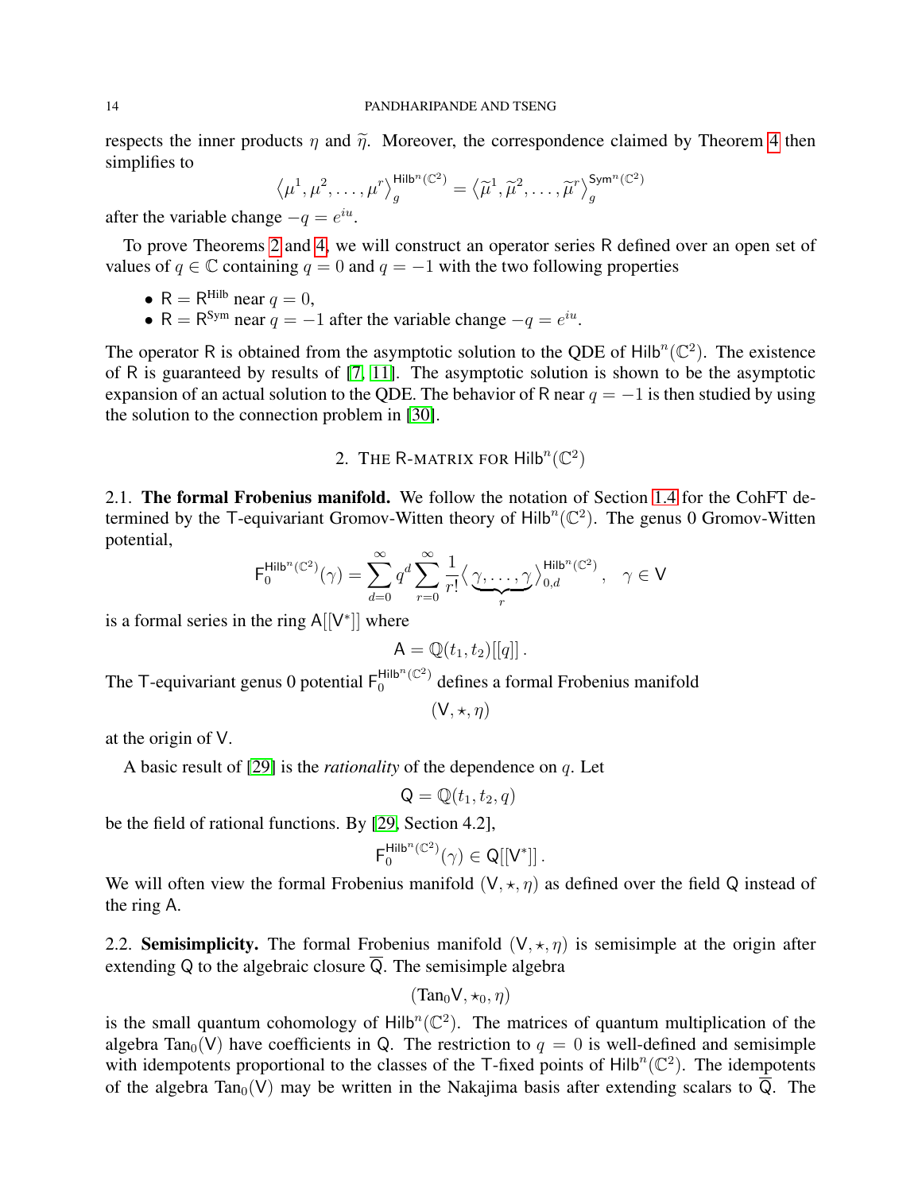respects the inner products $\eta$ and $\widetilde{\eta}$. Moreover, the correspondence claimed by Theorem 4 then simplifies to

$$\left\langle \mu^1, \mu^2, \ldots, \mu^r \right\rangle_g^{\mathsf{Hilb}^n(\mathbb{C}^2)} = \left\langle \widetilde{\mu}^1, \widetilde{\mu}^2, \ldots, \widetilde{\mu}^r \right\rangle_g^{\mathsf{Sym}^n(\mathbb{C}^2)}$$

after the variable change $-q = e^{iu}$.

To prove Theorems 2 and 4, we will construct an operator series $\mathsf{R}$ defined over an open set of values of $q \in \mathbb{C}$ containing $q = 0$ and $q = -1$ with the two following properties

- $\mathsf{R} = \mathsf{R}^{\text{Hilb}}$ near $q = 0$,
- $\mathsf{R} = \mathsf{R}^{\text{Sym}}$ near $q = -1$ after the variable change $-q = e^{iu}$.

The operator $\mathsf{R}$ is obtained from the asymptotic solution to the QDE of $\mathsf{Hilb}^n(\mathbb{C}^2)$. The existence of $\mathsf{R}$ is guaranteed by results of [7, 11]. The asymptotic solution is shown to be the asymptotic expansion of an actual solution to the QDE. The behavior of $\mathsf{R}$ near $q = -1$ is then studied by using the solution to the connection problem in [30].

## 2. The R-matrix for $\mathsf{Hilb}^n(\mathbb{C}^2)$

**2.1. The formal Frobenius manifold.** We follow the notation of Section 1.4 for the CohFT determined by the $\mathsf{T}$-equivariant Gromov-Witten theory of $\mathsf{Hilb}^n(\mathbb{C}^2)$. The genus 0 Gromov-Witten potential,

$$\mathsf{F}_0^{\mathsf{Hilb}^n(\mathbb{C}^2)}(\gamma) = \sum_{d=0}^{\infty} q^d \sum_{r=0}^{\infty} \frac{1}{r!} \big\langle \underbrace{\gamma, \ldots, \gamma}_{r} \big\rangle_{0,d}^{\mathsf{Hilb}^n(\mathbb{C}^2)}, \quad \gamma \in \mathsf{V}$$

is a formal series in the ring $\mathsf{A}[[\mathsf{V}^*]]$ where

$$\mathsf{A} = \mathbb{Q}(t_1, t_2)[[q]]\,.$$

The $\mathsf{T}$-equivariant genus 0 potential $\mathsf{F}_0^{\mathsf{Hilb}^n(\mathbb{C}^2)}$ defines a formal Frobenius manifold

$$(\mathsf{V}, \star, \eta)$$

at the origin of $\mathsf{V}$.

A basic result of [29] is the *rationality* of the dependence on $q$. Let

$$\mathsf{Q} = \mathbb{Q}(t_1, t_2, q)$$

be the field of rational functions. By [29, Section 4.2],

$$\mathsf{F}_0^{\mathsf{Hilb}^n(\mathbb{C}^2)}(\gamma) \in \mathsf{Q}[[\mathsf{V}^*]]\,.$$

We will often view the formal Frobenius manifold $(\mathsf{V}, \star, \eta)$ as defined over the field $\mathsf{Q}$ instead of the ring $\mathsf{A}$.

**2.2. Semisimplicity.** The formal Frobenius manifold $(\mathsf{V}, \star, \eta)$ is semisimple at the origin after extending $\mathsf{Q}$ to the algebraic closure $\overline{\mathsf{Q}}$. The semisimple algebra

$$(\mathrm{Tan}_0\mathsf{V}, \star_0, \eta)$$

is the small quantum cohomology of $\mathsf{Hilb}^n(\mathbb{C}^2)$. The matrices of quantum multiplication of the algebra $\mathrm{Tan}_0(\mathsf{V})$ have coefficients in $\mathsf{Q}$. The restriction to $q = 0$ is well-defined and semisimple with idempotents proportional to the classes of the $\mathsf{T}$-fixed points of $\mathsf{Hilb}^n(\mathbb{C}^2)$. The idempotents of the algebra $\mathrm{Tan}_0(\mathsf{V})$ may be written in the Nakajima basis after extending scalars to $\overline{\mathsf{Q}}$. The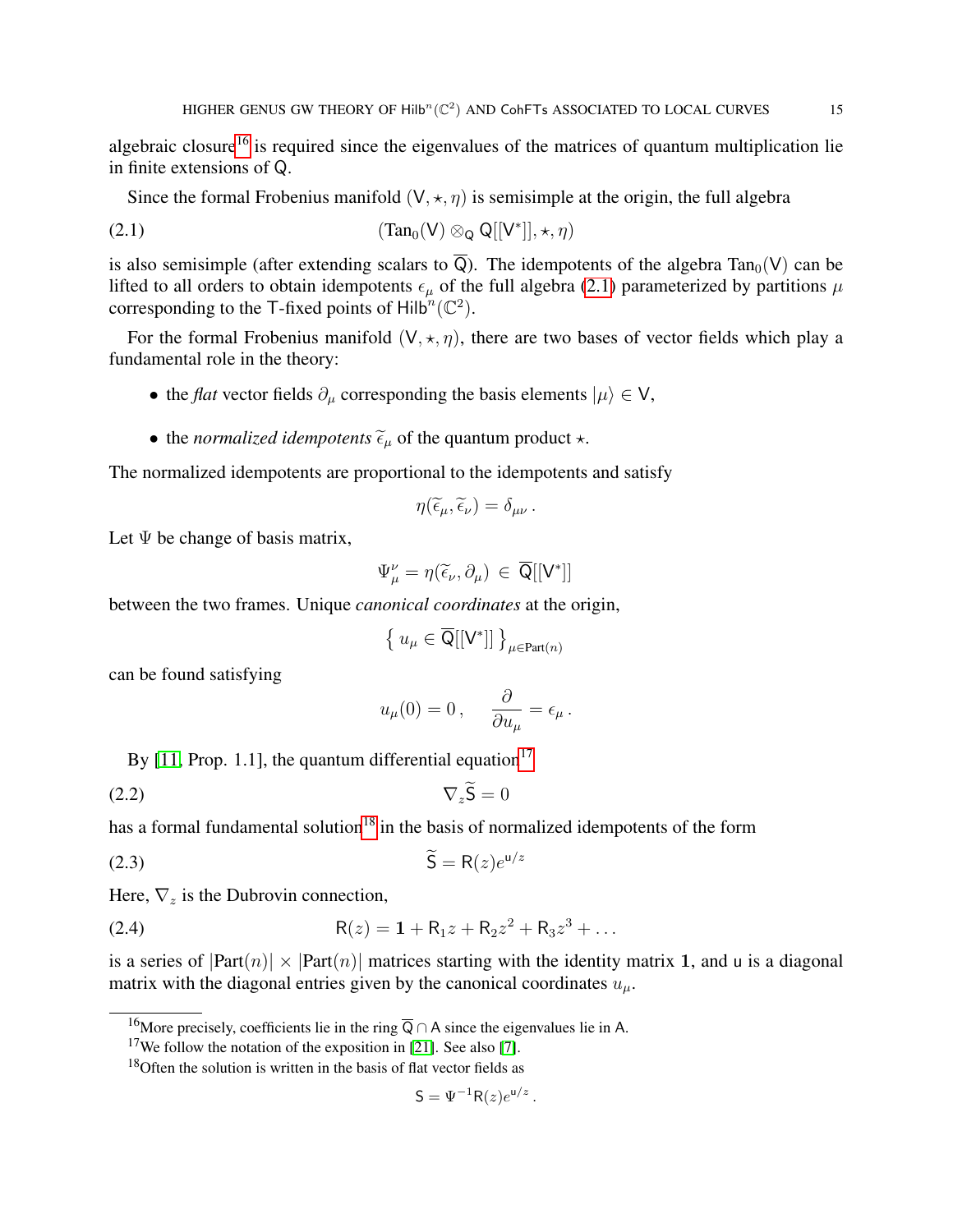algebraic closure[16] is required since the eigenvalues of the matrices of quantum multiplication lie in finite extensions of $\mathsf{Q}$.

Since the formal Frobenius manifold $(\mathsf{V}, \star, \eta)$ is semisimple at the origin, the full algebra

$$(\mathrm{Tan}_0(\mathsf{V}) \otimes_{\mathsf{Q}} \mathsf{Q}[[\mathsf{V}^*]], \star, \eta) \tag{2.1}$$

is also semisimple (after extending scalars to $\overline{\mathsf{Q}}$). The idempotents of the algebra $\mathrm{Tan}_0(\mathsf{V})$ can be lifted to all orders to obtain idempotents $\epsilon_\mu$ of the full algebra (2.1) parameterized by partitions $\mu$ corresponding to the $\mathsf{T}$-fixed points of $\mathsf{Hilb}^n(\mathbb{C}^2)$.

For the formal Frobenius manifold $(\mathsf{V}, \star, \eta)$, there are two bases of vector fields which play a fundamental role in the theory:

- the *flat* vector fields $\partial_\mu$ corresponding the basis elements $|\mu\rangle \in \mathsf{V}$,
- the *normalized idempotents* $\widetilde{\epsilon}_\mu$ of the quantum product $\star$.

The normalized idempotents are proportional to the idempotents and satisfy

$$\eta(\widetilde{\epsilon}_\mu, \widetilde{\epsilon}_\nu) = \delta_{\mu\nu}\,.$$

Let $\Psi$ be change of basis matrix,

$$\Psi^\nu_\mu = \eta(\widetilde{\epsilon}_\nu, \partial_\mu) \,\in\, \overline{\mathsf{Q}}[[\mathsf{V}^*]]$$

between the two frames. Unique *canonical coordinates* at the origin,

$$\left\{\, u_\mu \in \overline{\mathsf{Q}}[[\mathsf{V}^*]] \,\right\}_{\mu \in \mathrm{Part}(n)}$$

can be found satisfying

$$u_\mu(0) = 0\,, \qquad \frac{\partial}{\partial u_\mu} = \epsilon_\mu\,.$$

By [11, Prop. 1.1], the quantum differential equation[17]

$$\nabla_z \widetilde{\mathsf{S}} = 0 \tag{2.2}$$

has a formal fundamental solution[18] in the basis of normalized idempotents of the form

$$\widetilde{\mathsf{S}} = \mathsf{R}(z) e^{\mathsf{u}/z} \tag{2.3}$$

Here, $\nabla_z$ is the Dubrovin connection,

$$\mathsf{R}(z) = \mathbf{1} + \mathsf{R}_1 z + \mathsf{R}_2 z^2 + \mathsf{R}_3 z^3 + \ldots \tag{2.4}$$

is a series of $|\mathrm{Part}(n)| \times |\mathrm{Part}(n)|$ matrices starting with the identity matrix $\mathbf{1}$, and $\mathsf{u}$ is a diagonal matrix with the diagonal entries given by the canonical coordinates $u_\mu$.

---

[16] More precisely, coefficients lie in the ring $\overline{\mathsf{Q}} \cap \mathsf{A}$ since the eigenvalues lie in $\mathsf{A}$.

[17] We follow the notation of the exposition in [21]. See also [7].

[18] Often the solution is written in the basis of flat vector fields as

$$\mathsf{S} = \Psi^{-1}\mathsf{R}(z)e^{\mathsf{u}/z}\,.$$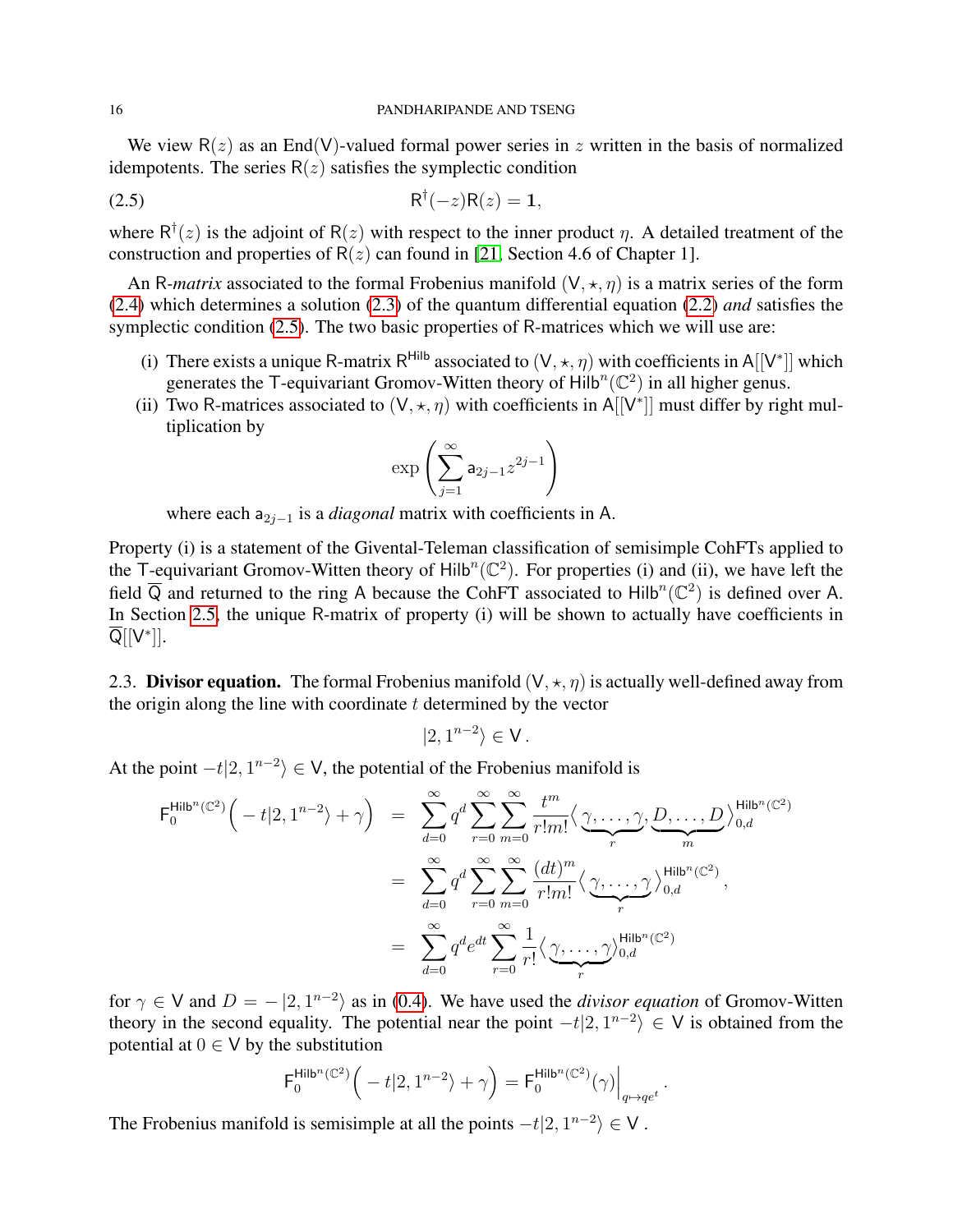We view $\mathsf{R}(z)$ as an $\mathrm{End}(\mathsf{V})$-valued formal power series in $z$ written in the basis of normalized idempotents. The series $\mathsf{R}(z)$ satisfies the symplectic condition

$$\mathsf{R}^\dagger(-z)\mathsf{R}(z) = \mathbf{1}, \tag{2.5}$$

where $\mathsf{R}^\dagger(z)$ is the adjoint of $\mathsf{R}(z)$ with respect to the inner product $\eta$. A detailed treatment of the construction and properties of $\mathsf{R}(z)$ can found in [21, Section 4.6 of Chapter 1].

An $\mathsf{R}$-*matrix* associated to the formal Frobenius manifold $(\mathsf{V}, \star, \eta)$ is a matrix series of the form (2.4) which determines a solution (2.3) of the quantum differential equation (2.2) *and* satisfies the symplectic condition (2.5). The two basic properties of $\mathsf{R}$-matrices which we will use are:

(i) There exists a unique $\mathsf{R}$-matrix $\mathsf{R}^{\mathsf{Hilb}}$ associated to $(\mathsf{V}, \star, \eta)$ with coefficients in $\mathsf{A}[[\mathsf{V}^*]]$ which generates the $\mathsf{T}$-equivariant Gromov-Witten theory of $\mathrm{Hilb}^n(\mathbb{C}^2)$ in all higher genus.

(ii) Two $\mathsf{R}$-matrices associated to $(\mathsf{V}, \star, \eta)$ with coefficients in $\mathsf{A}[[\mathsf{V}^*]]$ must differ by right multiplication by

$$\exp\left(\sum_{j=1}^{\infty} \mathsf{a}_{2j-1} z^{2j-1}\right)$$

where each $\mathsf{a}_{2j-1}$ is a *diagonal* matrix with coefficients in $\mathsf{A}$.

Property (i) is a statement of the Givental-Teleman classification of semisimple CohFTs applied to the $\mathsf{T}$-equivariant Gromov-Witten theory of $\mathrm{Hilb}^n(\mathbb{C}^2)$. For properties (i) and (ii), we have left the field $\overline{\mathsf{Q}}$ and returned to the ring $\mathsf{A}$ because the CohFT associated to $\mathrm{Hilb}^n(\mathbb{C}^2)$ is defined over $\mathsf{A}$. In Section 2.5, the unique $\mathsf{R}$-matrix of property (i) will be shown to actually have coefficients in $\overline{\mathsf{Q}}[[\mathsf{V}^*]]$.

## 2.3. Divisor equation.

The formal Frobenius manifold $(\mathsf{V}, \star, \eta)$ is actually well-defined away from the origin along the line with coordinate $t$ determined by the vector

$$|2, 1^{n-2}\rangle \in \mathsf{V}\,.$$

At the point $-t|2, 1^{n-2}\rangle \in \mathsf{V}$, the potential of the Frobenius manifold is

$$\begin{aligned}
\mathsf{F}_0^{\mathrm{Hilb}^n(\mathbb{C}^2)}\Big(-t|2,1^{n-2}\rangle + \gamma\Big) &= \sum_{d=0}^{\infty} q^d \sum_{r=0}^{\infty}\sum_{m=0}^{\infty} \frac{t^m}{r!m!} \big\langle \underbrace{\gamma,\ldots,\gamma}_{r}, \underbrace{D,\ldots,D}_{m} \big\rangle_{0,d}^{\mathrm{Hilb}^n(\mathbb{C}^2)} \\
&= \sum_{d=0}^{\infty} q^d \sum_{r=0}^{\infty}\sum_{m=0}^{\infty} \frac{(dt)^m}{r!m!} \big\langle \underbrace{\gamma,\ldots,\gamma}_{r} \big\rangle_{0,d}^{\mathrm{Hilb}^n(\mathbb{C}^2)}, \\
&= \sum_{d=0}^{\infty} q^d e^{dt} \sum_{r=0}^{\infty} \frac{1}{r!} \big\langle \underbrace{\gamma,\ldots,\gamma}_{r} \big\rangle_{0,d}^{\mathrm{Hilb}^n(\mathbb{C}^2)}
\end{aligned}$$

for $\gamma \in \mathsf{V}$ and $D = -|2, 1^{n-2}\rangle$ as in (0.4). We have used the *divisor equation* of Gromov-Witten theory in the second equality. The potential near the point $-t|2, 1^{n-2}\rangle \in \mathsf{V}$ is obtained from the potential at $0 \in \mathsf{V}$ by the substitution

$$\mathsf{F}_0^{\mathrm{Hilb}^n(\mathbb{C}^2)}\Big(-t|2,1^{n-2}\rangle + \gamma\Big) = \mathsf{F}_0^{\mathrm{Hilb}^n(\mathbb{C}^2)}(\gamma)\Big|_{q\mapsto qe^t}.$$

The Frobenius manifold is semisimple at all the points $-t|2, 1^{n-2}\rangle \in \mathsf{V}$.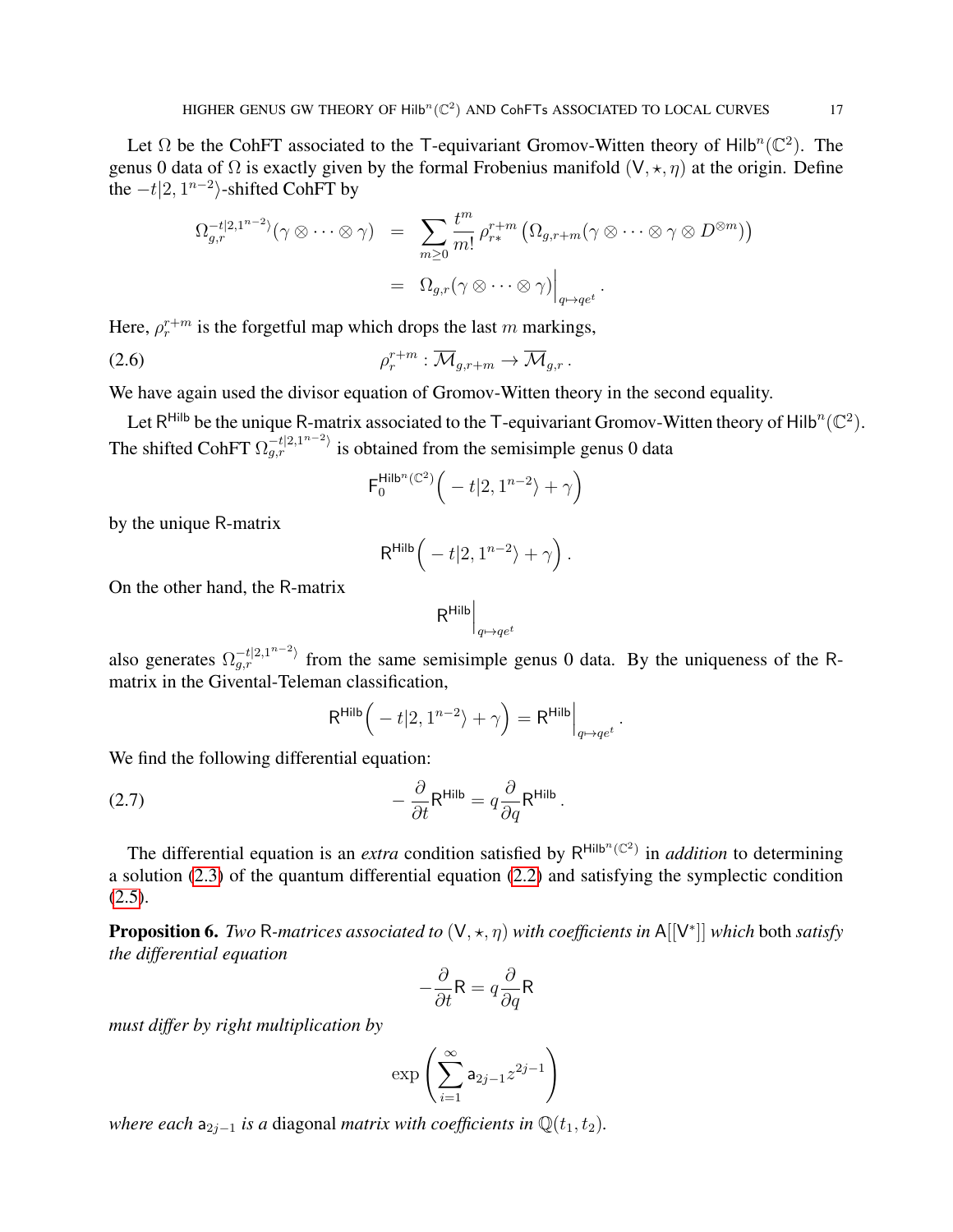Let $\Omega$ be the CohFT associated to the $\mathsf{T}$-equivariant Gromov-Witten theory of $\mathsf{Hilb}^n(\mathbb{C}^2)$. The genus 0 data of $\Omega$ is exactly given by the formal Frobenius manifold $(\mathsf{V}, \star, \eta)$ at the origin. Define the $-t|2, 1^{n-2}\rangle$-shifted CohFT by

$$\begin{aligned}
\Omega_{g,r}^{-t|2,1^{n-2}\rangle}(\gamma \otimes \cdots \otimes \gamma) &= \sum_{m \geq 0} \frac{t^m}{m!} \rho_{r*}^{r+m}\left(\Omega_{g,r+m}(\gamma \otimes \cdots \otimes \gamma \otimes D^{\otimes m})\right) \\
&= \Omega_{g,r}(\gamma \otimes \cdots \otimes \gamma)\Big|_{q \mapsto qe^t}.
\end{aligned}$$

Here, $\rho_r^{r+m}$ is the forgetful map which drops the last $m$ markings,

$$\rho_r^{r+m} : \overline{\mathcal{M}}_{g,r+m} \to \overline{\mathcal{M}}_{g,r}\,. \tag{2.6}$$

We have again used the divisor equation of Gromov-Witten theory in the second equality.

Let $\mathsf{R}^{\mathsf{Hilb}}$ be the unique $\mathsf{R}$-matrix associated to the $\mathsf{T}$-equivariant Gromov-Witten theory of $\mathsf{Hilb}^n(\mathbb{C}^2)$. The shifted CohFT $\Omega_{g,r}^{-t|2,1^{n-2}\rangle}$ is obtained from the semisimple genus 0 data

$$\mathsf{F}_0^{\mathsf{Hilb}^n(\mathbb{C}^2)}\Big(-t|2, 1^{n-2}\rangle + \gamma\Big)$$

by the unique $\mathsf{R}$-matrix

$$\mathsf{R}^{\mathsf{Hilb}}\Big(-t|2, 1^{n-2}\rangle + \gamma\Big)\,.$$

On the other hand, the $\mathsf{R}$-matrix

$$\mathsf{R}^{\mathsf{Hilb}}\Big|_{q \mapsto qe^t}$$

also generates $\Omega_{g,r}^{-t|2,1^{n-2}\rangle}$ from the same semisimple genus 0 data. By the uniqueness of the $\mathsf{R}$-matrix in the Givental-Teleman classification,

$$\mathsf{R}^{\mathsf{Hilb}}\Big(-t|2, 1^{n-2}\rangle + \gamma\Big) = \mathsf{R}^{\mathsf{Hilb}}\Big|_{q \mapsto qe^t}\,.$$

We find the following differential equation:

$$-\frac{\partial}{\partial t}\mathsf{R}^{\mathsf{Hilb}} = q\frac{\partial}{\partial q}\mathsf{R}^{\mathsf{Hilb}}\,. \tag{2.7}$$

The differential equation is an *extra* condition satisfied by $\mathsf{R}^{\mathsf{Hilb}^n(\mathbb{C}^2)}$ in *addition* to determining a solution (2.3) of the quantum differential equation (2.2) and satisfying the symplectic condition (2.5).

**Proposition 6.** *Two* $\mathsf{R}$*-matrices associated to* $(\mathsf{V}, \star, \eta)$ *with coefficients in* $\mathsf{A}[[\mathsf{V}^*]]$ *which* both *satisfy the differential equation*

$$-\frac{\partial}{\partial t}\mathsf{R} = q\frac{\partial}{\partial q}\mathsf{R}$$

*must differ by right multiplication by*

$$\exp\left(\sum_{i=1}^{\infty} \mathsf{a}_{2j-1}z^{2j-1}\right)$$

*where each* $\mathsf{a}_{2j-1}$ *is a* diagonal *matrix with coefficients in* $\mathbb{Q}(t_1, t_2)$*.*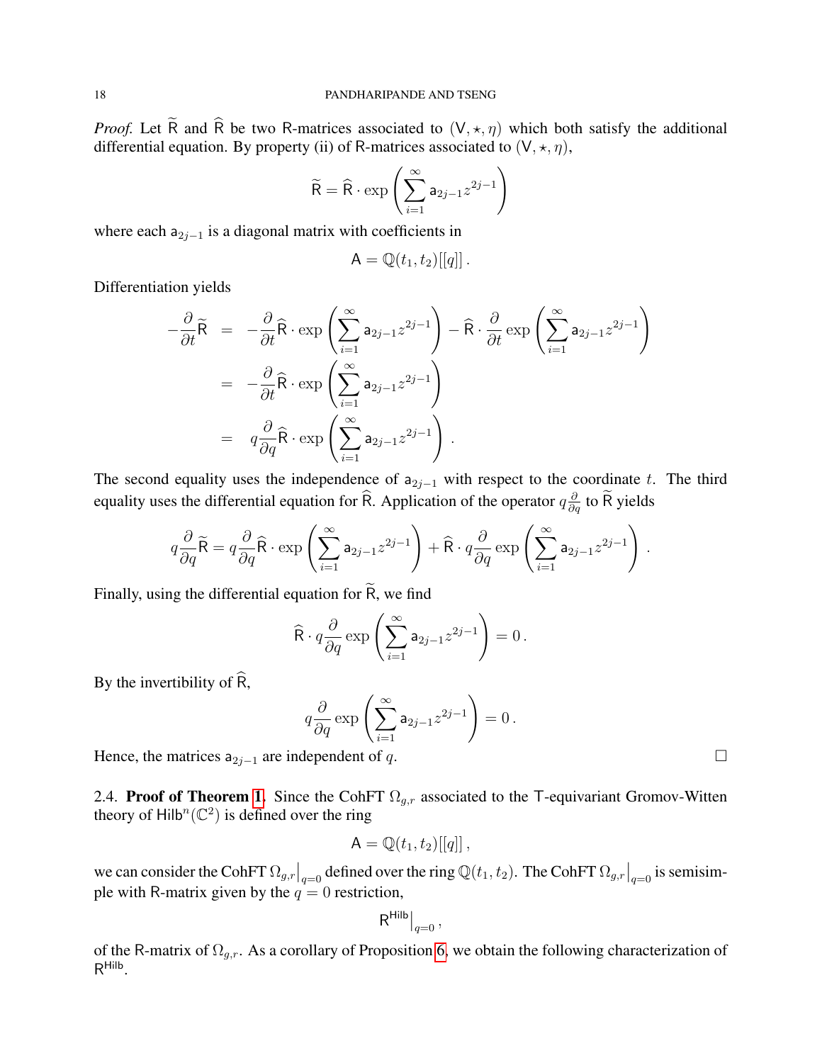*Proof.* Let $\widetilde{\mathsf{R}}$ and $\widehat{\mathsf{R}}$ be two R-matrices associated to $(\mathsf{V}, \star, \eta)$ which both satisfy the additional differential equation. By property (ii) of R-matrices associated to $(\mathsf{V}, \star, \eta)$,

$$\widetilde{\mathsf{R}} = \widehat{\mathsf{R}} \cdot \exp\left(\sum_{i=1}^{\infty} \mathsf{a}_{2j-1} z^{2j-1}\right)$$

where each $\mathsf{a}_{2j-1}$ is a diagonal matrix with coefficients in

$$\mathsf{A} = \mathbb{Q}(t_1, t_2)[[q]]\,.$$

Differentiation yields

$$\begin{aligned}
-\frac{\partial}{\partial t}\widetilde{\mathsf{R}} &= -\frac{\partial}{\partial t}\widehat{\mathsf{R}} \cdot \exp\left(\sum_{i=1}^{\infty} \mathsf{a}_{2j-1} z^{2j-1}\right) - \widehat{\mathsf{R}} \cdot \frac{\partial}{\partial t}\exp\left(\sum_{i=1}^{\infty} \mathsf{a}_{2j-1} z^{2j-1}\right) \\
&= -\frac{\partial}{\partial t}\widehat{\mathsf{R}} \cdot \exp\left(\sum_{i=1}^{\infty} \mathsf{a}_{2j-1} z^{2j-1}\right) \\
&= q\frac{\partial}{\partial q}\widehat{\mathsf{R}} \cdot \exp\left(\sum_{i=1}^{\infty} \mathsf{a}_{2j-1} z^{2j-1}\right)\,.
\end{aligned}$$

The second equality uses the independence of $\mathsf{a}_{2j-1}$ with respect to the coordinate $t$. The third equality uses the differential equation for $\widehat{\mathsf{R}}$. Application of the operator $q\frac{\partial}{\partial q}$ to $\widetilde{\mathsf{R}}$ yields

$$q\frac{\partial}{\partial q}\widetilde{\mathsf{R}} = q\frac{\partial}{\partial q}\widehat{\mathsf{R}} \cdot \exp\left(\sum_{i=1}^{\infty} \mathsf{a}_{2j-1} z^{2j-1}\right) + \widehat{\mathsf{R}} \cdot q\frac{\partial}{\partial q}\exp\left(\sum_{i=1}^{\infty} \mathsf{a}_{2j-1} z^{2j-1}\right)\,.$$

Finally, using the differential equation for $\widetilde{\mathsf{R}}$, we find

$$\widehat{\mathsf{R}} \cdot q\frac{\partial}{\partial q}\exp\left(\sum_{i=1}^{\infty} \mathsf{a}_{2j-1} z^{2j-1}\right) = 0\,.$$

By the invertibility of $\widehat{\mathsf{R}}$,

$$q\frac{\partial}{\partial q}\exp\left(\sum_{i=1}^{\infty} \mathsf{a}_{2j-1} z^{2j-1}\right) = 0\,.$$

Hence, the matrices $\mathsf{a}_{2j-1}$ are independent of $q$. ∎

2.4. **Proof of Theorem 1.** Since the CohFT $\Omega_{g,r}$ associated to the T-equivariant Gromov-Witten theory of $\mathsf{Hilb}^n(\mathbb{C}^2)$ is defined over the ring

$$\mathsf{A} = \mathbb{Q}(t_1, t_2)[[q]]\,,$$

we can consider the CohFT $\Omega_{g,r}\big|_{q=0}$ defined over the ring $\mathbb{Q}(t_1, t_2)$. The CohFT $\Omega_{g,r}\big|_{q=0}$ is semisimple with R-matrix given by the $q = 0$ restriction,

$$\mathsf{R}^{\mathsf{Hilb}}\big|_{q=0}\,,$$

of the R-matrix of $\Omega_{g,r}$. As a corollary of Proposition 6, we obtain the following characterization of $\mathsf{R}^{\mathsf{Hilb}}$.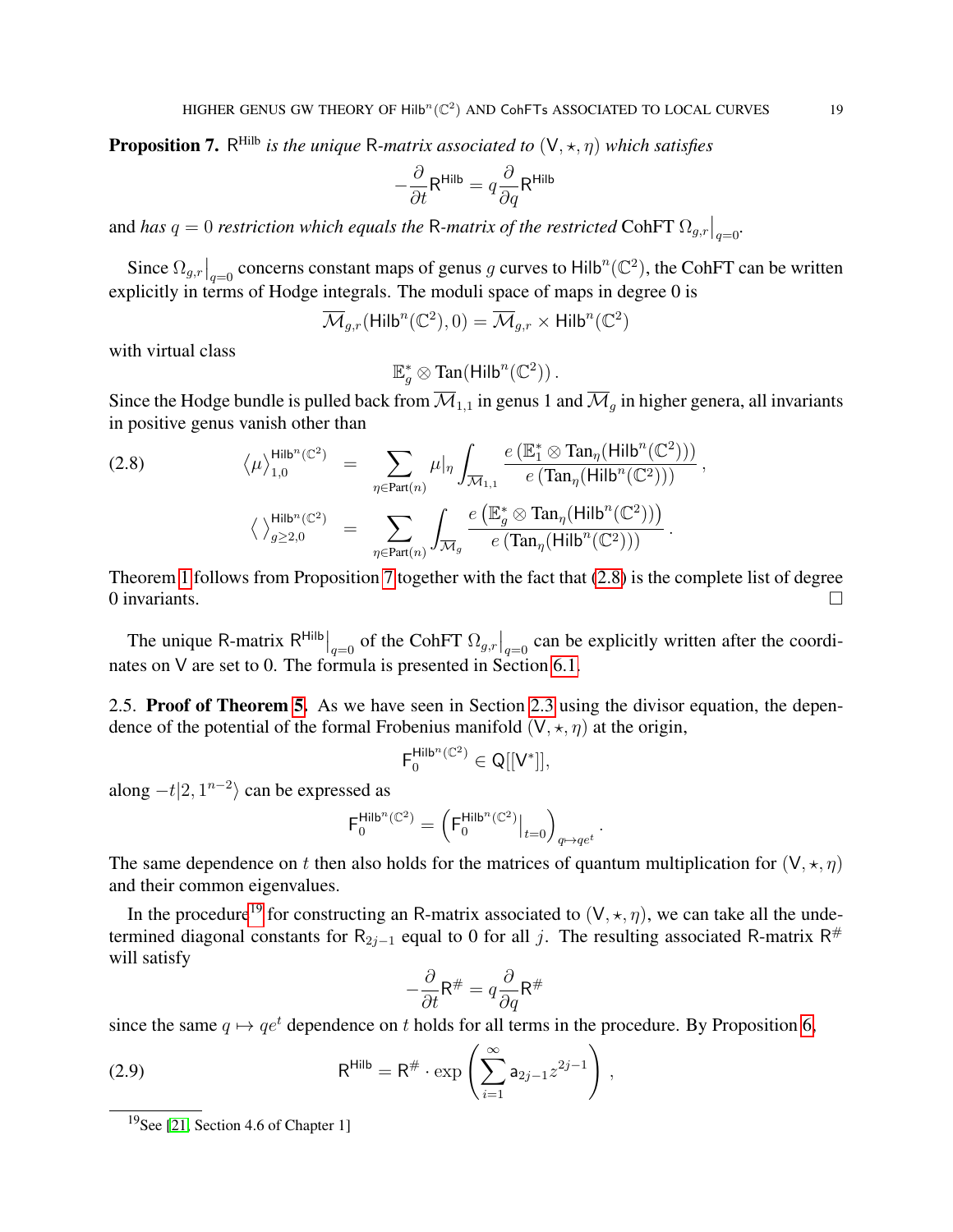**Proposition 7.** $\mathsf{R}^{\mathsf{Hilb}}$ *is the unique* $\mathsf{R}$*-matrix associated to* $(\mathsf{V}, \star, \eta)$ *which satisfies*

$$-\frac{\partial}{\partial t}\mathsf{R}^{\mathsf{Hilb}} = q\frac{\partial}{\partial q}\mathsf{R}^{\mathsf{Hilb}}$$

and *has* $q = 0$ *restriction which equals the* $\mathsf{R}$*-matrix of the restricted* CohFT $\Omega_{g,r}\big|_{q=0}$.

Since $\Omega_{g,r}\big|_{q=0}$ concerns constant maps of genus $g$ curves to $\mathsf{Hilb}^n(\mathbb{C}^2)$, the CohFT can be written explicitly in terms of Hodge integrals. The moduli space of maps in degree 0 is

$$\overline{\mathcal{M}}_{g,r}(\mathsf{Hilb}^n(\mathbb{C}^2), 0) = \overline{\mathcal{M}}_{g,r} \times \mathsf{Hilb}^n(\mathbb{C}^2)$$

with virtual class

$$\mathbb{E}_g^* \otimes \mathrm{Tan}(\mathsf{Hilb}^n(\mathbb{C}^2))\,.$$

Since the Hodge bundle is pulled back from $\overline{\mathcal{M}}_{1,1}$ in genus 1 and $\overline{\mathcal{M}}_g$ in higher genera, all invariants in positive genus vanish other than

$$
\begin{aligned}
(2.8) \qquad \big\langle \mu \big\rangle_{1,0}^{\mathsf{Hilb}^n(\mathbb{C}^2)} &= \sum_{\eta \in \mathrm{Part}(n)} \mu|_\eta \int_{\overline{\mathcal{M}}_{1,1}} \frac{e\left(\mathbb{E}_1^* \otimes \mathrm{Tan}_\eta(\mathsf{Hilb}^n(\mathbb{C}^2))\right)}{e\left(\mathrm{Tan}_\eta(\mathsf{Hilb}^n(\mathbb{C}^2))\right)}\,, \\
\big\langle\,\big\rangle_{g\geq 2,0}^{\mathsf{Hilb}^n(\mathbb{C}^2)} &= \sum_{\eta \in \mathrm{Part}(n)} \int_{\overline{\mathcal{M}}_{g}} \frac{e\left(\mathbb{E}_g^* \otimes \mathrm{Tan}_\eta(\mathsf{Hilb}^n(\mathbb{C}^2))\right)}{e\left(\mathrm{Tan}_\eta(\mathsf{Hilb}^n(\mathbb{C}^2))\right)}\,.
\end{aligned}
$$

Theorem 1 follows from Proposition 7 together with the fact that (2.8) is the complete list of degree 0 invariants. $\square$

The unique R-matrix $\mathsf{R}^{\mathsf{Hilb}}\big|_{q=0}$ of the CohFT $\Omega_{g,r}\big|_{q=0}$ can be explicitly written after the coordinates on $\mathsf{V}$ are set to 0. The formula is presented in Section 6.1.

2.5. **Proof of Theorem 5.** As we have seen in Section 2.3 using the divisor equation, the dependence of the potential of the formal Frobenius manifold $(\mathsf{V}, \star, \eta)$ at the origin,

$$\mathsf{F}_0^{\mathsf{Hilb}^n(\mathbb{C}^2)} \in \mathsf{Q}[[\mathsf{V}^*]],$$

along $-t|2, 1^{n-2}\rangle$ can be expressed as

$$\mathsf{F}_0^{\mathsf{Hilb}^n(\mathbb{C}^2)} = \left(\mathsf{F}_0^{\mathsf{Hilb}^n(\mathbb{C}^2)}\big|_{t=0}\right)_{q \to qe^t}.$$

The same dependence on $t$ then also holds for the matrices of quantum multiplication for $(\mathsf{V}, \star, \eta)$ and their common eigenvalues.

In the procedure[19] for constructing an R-matrix associated to $(\mathsf{V}, \star, \eta)$, we can take all the undetermined diagonal constants for $\mathsf{R}_{2j-1}$ equal to 0 for all $j$. The resulting associated R-matrix $\mathsf{R}^{\#}$ will satisfy

$$-\frac{\partial}{\partial t}\mathsf{R}^{\#} = q\frac{\partial}{\partial q}\mathsf{R}^{\#}$$

since the same $q \mapsto qe^t$ dependence on $t$ holds for all terms in the procedure. By Proposition 6,

$$\mathsf{R}^{\mathsf{Hilb}} = \mathsf{R}^{\#} \cdot \exp\left(\sum_{i=1}^{\infty} \mathsf{a}_{2j-1} z^{2j-1}\right), \qquad (2.9)$$

[19] See [21, Section 4.6 of Chapter 1]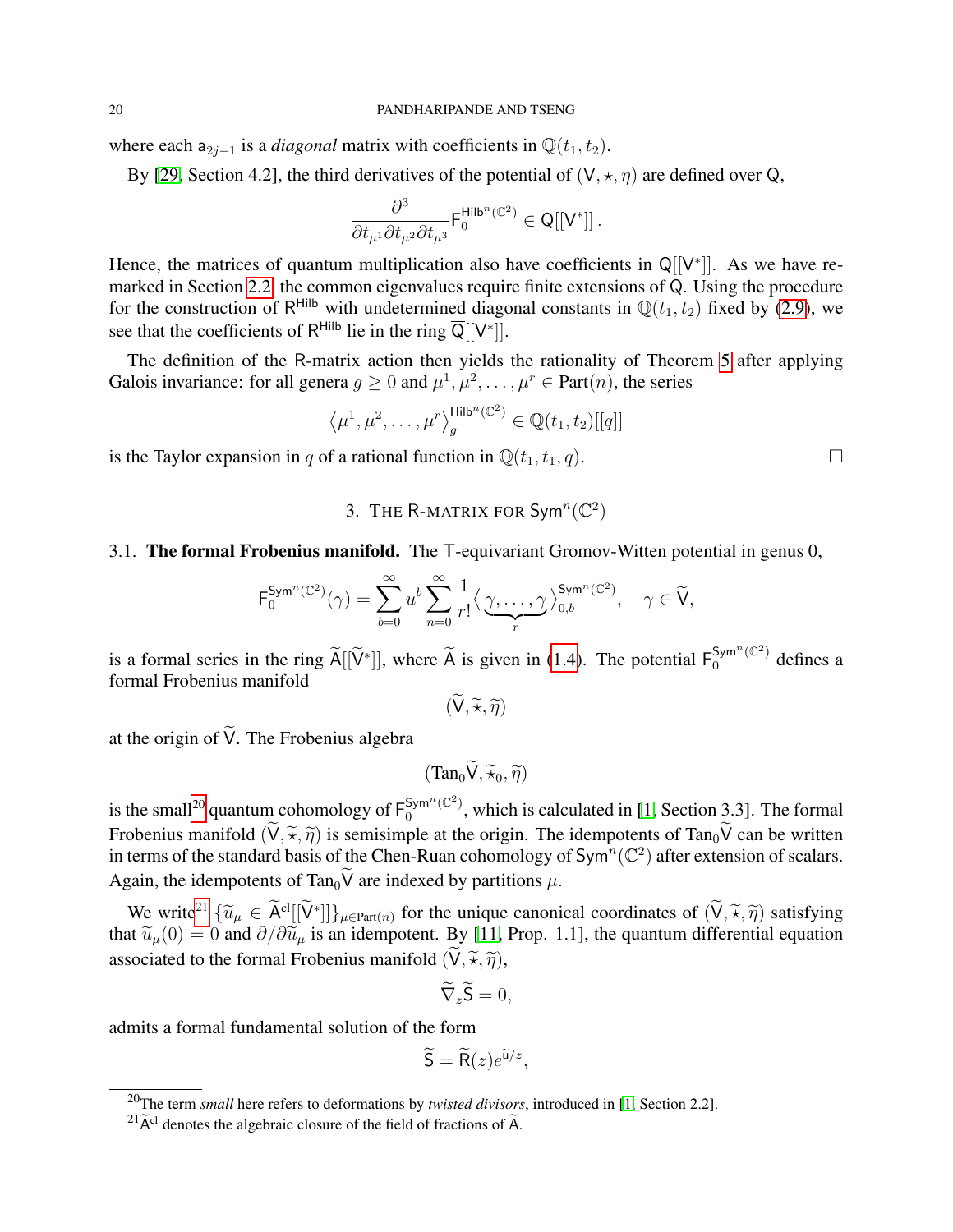where each $\mathsf{a}_{2j-1}$ is a *diagonal* matrix with coefficients in $\mathbb{Q}(t_1, t_2)$.

By [29, Section 4.2], the third derivatives of the potential of $(\mathsf{V}, \star, \eta)$ are defined over $\mathsf{Q}$,

$$\frac{\partial^3}{\partial t_{\mu^1} \partial t_{\mu^2} \partial t_{\mu^3}} \mathsf{F}_0^{\mathsf{Hilb}^n(\mathbb{C}^2)} \in \mathsf{Q}[[\mathsf{V}^*]]\,.$$

Hence, the matrices of quantum multiplication also have coefficients in $\mathsf{Q}[[\mathsf{V}^*]]$. As we have remarked in Section 2.2, the common eigenvalues require finite extensions of $\mathsf{Q}$. Using the procedure for the construction of $\mathsf{R}^{\mathsf{Hilb}}$ with undetermined diagonal constants in $\mathbb{Q}(t_1, t_2)$ fixed by (2.9), we see that the coefficients of $\mathsf{R}^{\mathsf{Hilb}}$ lie in the ring $\overline{\mathsf{Q}}[[\mathsf{V}^*]]$.

The definition of the R-matrix action then yields the rationality of Theorem 5 after applying Galois invariance: for all genera $g \geq 0$ and $\mu^1, \mu^2, \ldots, \mu^r \in \text{Part}(n)$, the series

$$\left\langle \mu^1, \mu^2, \ldots, \mu^r \right\rangle_g^{\mathsf{Hilb}^n(\mathbb{C}^2)} \in \mathbb{Q}(t_1, t_2)[[q]]$$

is the Taylor expansion in $q$ of a rational function in $\mathbb{Q}(t_1, t_1, q)$. $\square$

## 3. The R-matrix for $\mathsf{Sym}^n(\mathbb{C}^2)$

**3.1. The formal Frobenius manifold.** The $\mathsf{T}$-equivariant Gromov-Witten potential in genus 0,

$$\mathsf{F}_0^{\mathsf{Sym}^n(\mathbb{C}^2)}(\gamma) = \sum_{b=0}^{\infty} u^b \sum_{n=0}^{\infty} \frac{1}{r!} \big\langle \underbrace{\gamma, \ldots, \gamma}_{r} \big\rangle_{0,b}^{\mathsf{Sym}^n(\mathbb{C}^2)}, \quad \gamma \in \widetilde{\mathsf{V}},$$

is a formal series in the ring $\widetilde{\mathsf{A}}[[\widetilde{\mathsf{V}}^*]]$, where $\widetilde{\mathsf{A}}$ is given in (1.4). The potential $\mathsf{F}_0^{\mathsf{Sym}^n(\mathbb{C}^2)}$ defines a formal Frobenius manifold

$$(\widetilde{\mathsf{V}}, \widetilde{\star}, \widetilde{\eta})$$

at the origin of $\widetilde{\mathsf{V}}$. The Frobenius algebra

$$(\text{Tan}_0 \widetilde{\mathsf{V}}, \widetilde{\star}_0, \widetilde{\eta})$$

is the small[20] quantum cohomology of $\mathsf{F}_0^{\mathsf{Sym}^n(\mathbb{C}^2)}$, which is calculated in [1, Section 3.3]. The formal Frobenius manifold $(\widetilde{\mathsf{V}}, \widetilde{\star}, \widetilde{\eta})$ is semisimple at the origin. The idempotents of $\text{Tan}_0 \widetilde{\mathsf{V}}$ can be written in terms of the standard basis of the Chen-Ruan cohomology of $\mathsf{Sym}^n(\mathbb{C}^2)$ after extension of scalars. Again, the idempotents of $\text{Tan}_0 \widetilde{\mathsf{V}}$ are indexed by partitions $\mu$.

We write[21] $\{\widetilde{u}_\mu \in \widetilde{\mathsf{A}}^{\text{cl}}[[\widetilde{\mathsf{V}}^*]]\}_{\mu \in \text{Part}(n)}$ for the unique canonical coordinates of $(\widetilde{\mathsf{V}}, \widetilde{\star}, \widetilde{\eta})$ satisfying that $\widetilde{u}_\mu(0) = 0$ and $\partial / \partial \widetilde{u}_\mu$ is an idempotent. By [11, Prop. 1.1], the quantum differential equation associated to the formal Frobenius manifold $(\widetilde{\mathsf{V}}, \widetilde{\star}, \widetilde{\eta})$,

$$\widetilde{\nabla}_z \widetilde{\mathsf{S}} = 0,$$

admits a formal fundamental solution of the form

$$\widetilde{\mathsf{S}} = \widetilde{\mathsf{R}}(z) e^{\widetilde{\mathsf{u}}/z},$$

[20] The term *small* here refers to deformations by *twisted divisors*, introduced in [1, Section 2.2].

[21] $\widetilde{\mathsf{A}}^{\text{cl}}$ denotes the algebraic closure of the field of fractions of $\widetilde{\mathsf{A}}$.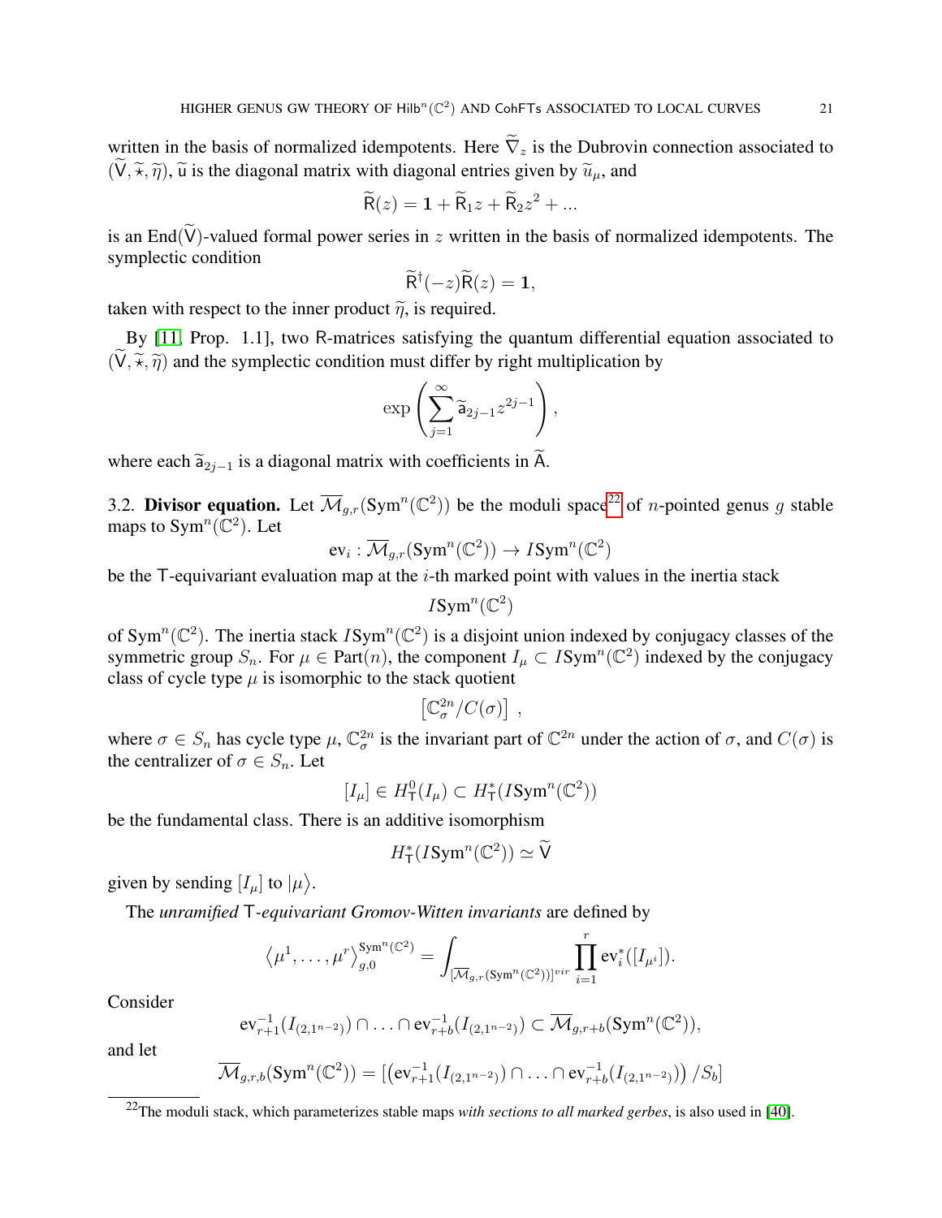written in the basis of normalized idempotents. Here $\widetilde{\nabla}_z$ is the Dubrovin connection associated to $(\widetilde{\mathsf{V}}, \widetilde{\star}, \widetilde{\eta})$, $\widetilde{\mathsf{u}}$ is the diagonal matrix with diagonal entries given by $\widetilde{u}_\mu$, and

$$\widetilde{\mathsf{R}}(z) = \mathbf{1} + \widetilde{\mathsf{R}}_1 z + \widetilde{\mathsf{R}}_2 z^2 + ...$$

is an $\mathrm{End}(\widetilde{\mathsf{V}})$-valued formal power series in $z$ written in the basis of normalized idempotents. The symplectic condition

$$\widetilde{\mathsf{R}}^\dagger(-z)\widetilde{\mathsf{R}}(z) = \mathbf{1},$$

taken with respect to the inner product $\widetilde{\eta}$, is required.

By [11, Prop. 1.1], two R-matrices satisfying the quantum differential equation associated to $(\widetilde{\mathsf{V}}, \widetilde{\star}, \widetilde{\eta})$ and the symplectic condition must differ by right multiplication by

$$\exp\left(\sum_{j=1}^{\infty} \widetilde{\mathsf{a}}_{2j-1} z^{2j-1}\right),$$

where each $\widetilde{\mathsf{a}}_{2j-1}$ is a diagonal matrix with coefficients in $\widetilde{\mathsf{A}}$.

3.2. **Divisor equation.** Let $\overline{\mathcal{M}}_{g,r}(\mathrm{Sym}^n(\mathbb{C}^2))$ be the moduli space[22] of $n$-pointed genus $g$ stable maps to $\mathrm{Sym}^n(\mathbb{C}^2)$. Let

$$\mathrm{ev}_i : \overline{\mathcal{M}}_{g,r}(\mathrm{Sym}^n(\mathbb{C}^2)) \to I\mathrm{Sym}^n(\mathbb{C}^2)$$

be the $\mathsf{T}$-equivariant evaluation map at the $i$-th marked point with values in the inertia stack

$$I\mathrm{Sym}^n(\mathbb{C}^2)$$

of $\mathrm{Sym}^n(\mathbb{C}^2)$. The inertia stack $I\mathrm{Sym}^n(\mathbb{C}^2)$ is a disjoint union indexed by conjugacy classes of the symmetric group $S_n$. For $\mu \in \mathrm{Part}(n)$, the component $I_\mu \subset I\mathrm{Sym}^n(\mathbb{C}^2)$ indexed by the conjugacy class of cycle type $\mu$ is isomorphic to the stack quotient

$$\left[\mathbb{C}^{2n}_\sigma / C(\sigma)\right],$$

where $\sigma \in S_n$ has cycle type $\mu$, $\mathbb{C}^{2n}_\sigma$ is the invariant part of $\mathbb{C}^{2n}$ under the action of $\sigma$, and $C(\sigma)$ is the centralizer of $\sigma \in S_n$. Let

$$[I_\mu] \in H^0_{\mathsf{T}}(I_\mu) \subset H^*_{\mathsf{T}}(I\mathrm{Sym}^n(\mathbb{C}^2))$$

be the fundamental class. There is an additive isomorphism

$$H^*_{\mathsf{T}}(I\mathrm{Sym}^n(\mathbb{C}^2)) \simeq \widetilde{\mathsf{V}}$$

given by sending $[I_\mu]$ to $|\mu\rangle$.

The *unramified* $\mathsf{T}$*-equivariant Gromov-Witten invariants* are defined by

$$\left\langle \mu^1, \ldots, \mu^r \right\rangle_{g,0}^{\mathrm{Sym}^n(\mathbb{C}^2)} = \int_{[\overline{\mathcal{M}}_{g,r}(\mathrm{Sym}^n(\mathbb{C}^2))]^{vir}} \prod_{i=1}^r \mathrm{ev}_i^*([I_{\mu^i}]).$$

Consider

$$\mathrm{ev}_{r+1}^{-1}(I_{(2,1^{n-2})}) \cap \ldots \cap \mathrm{ev}_{r+b}^{-1}(I_{(2,1^{n-2})}) \subset \overline{\mathcal{M}}_{g,r+b}(\mathrm{Sym}^n(\mathbb{C}^2)),$$

and let

$$\overline{\mathcal{M}}_{g,r,b}(\mathrm{Sym}^n(\mathbb{C}^2)) = \left[\left(\mathrm{ev}_{r+1}^{-1}(I_{(2,1^{n-2})}) \cap \ldots \cap \mathrm{ev}_{r+b}^{-1}(I_{(2,1^{n-2})})\right)/S_b\right]$$

[22] The moduli stack, which parameterizes stable maps *with sections to all marked gerbes*, is also used in [40].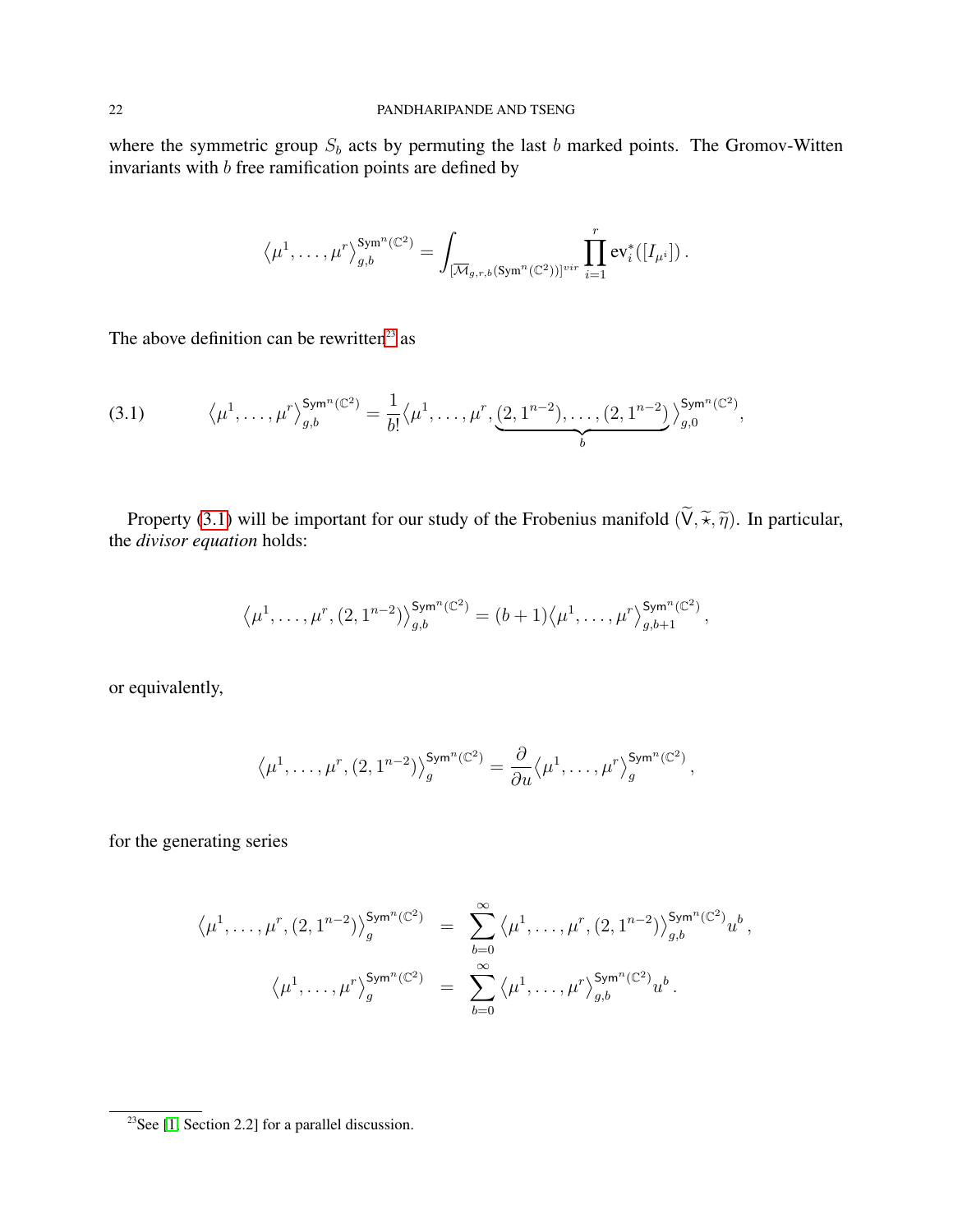where the symmetric group $S_b$ acts by permuting the last $b$ marked points. The Gromov-Witten invariants with $b$ free ramification points are defined by

$$\left\langle \mu^1, \ldots, \mu^r \right\rangle_{g,b}^{\mathsf{Sym}^n(\mathbb{C}^2)} = \int_{[\overline{\mathcal{M}}_{g,r,b}(\mathsf{Sym}^n(\mathbb{C}^2))]^{vir}} \prod_{i=1}^{r} \mathrm{ev}_i^*([I_{\mu^i}])\,.$$

The above definition can be rewritten[23] as

$$\left\langle \mu^1, \ldots, \mu^r \right\rangle_{g,b}^{\mathsf{Sym}^n(\mathbb{C}^2)} = \frac{1}{b!}\left\langle \mu^1, \ldots, \mu^r, \underbrace{(2,1^{n-2}), \ldots, (2,1^{n-2})}_{b} \right\rangle_{g,0}^{\mathsf{Sym}^n(\mathbb{C}^2)}, \tag{3.1}$$

Property (3.1) will be important for our study of the Frobenius manifold $(\widetilde{\mathsf{V}}, \widetilde{\star}, \widetilde{\eta})$. In particular, the *divisor equation* holds:

$$\left\langle \mu^1, \ldots, \mu^r, (2,1^{n-2}) \right\rangle_{g,b}^{\mathsf{Sym}^n(\mathbb{C}^2)} = (b+1)\left\langle \mu^1, \ldots, \mu^r \right\rangle_{g,b+1}^{\mathsf{Sym}^n(\mathbb{C}^2)},$$

or equivalently,

$$\left\langle \mu^1, \ldots, \mu^r, (2,1^{n-2}) \right\rangle_{g}^{\mathsf{Sym}^n(\mathbb{C}^2)} = \frac{\partial}{\partial u}\left\langle \mu^1, \ldots, \mu^r \right\rangle_{g}^{\mathsf{Sym}^n(\mathbb{C}^2)},$$

for the generating series

$$\begin{aligned}
\left\langle \mu^1, \ldots, \mu^r, (2,1^{n-2}) \right\rangle_{g}^{\mathsf{Sym}^n(\mathbb{C}^2)} &= \sum_{b=0}^{\infty} \left\langle \mu^1, \ldots, \mu^r, (2,1^{n-2}) \right\rangle_{g,b}^{\mathsf{Sym}^n(\mathbb{C}^2)} u^b\,, \\
\left\langle \mu^1, \ldots, \mu^r \right\rangle_{g}^{\mathsf{Sym}^n(\mathbb{C}^2)} &= \sum_{b=0}^{\infty} \left\langle \mu^1, \ldots, \mu^r \right\rangle_{g,b}^{\mathsf{Sym}^n(\mathbb{C}^2)} u^b\,.
\end{aligned}$$

---

[23] See [1, Section 2.2] for a parallel discussion.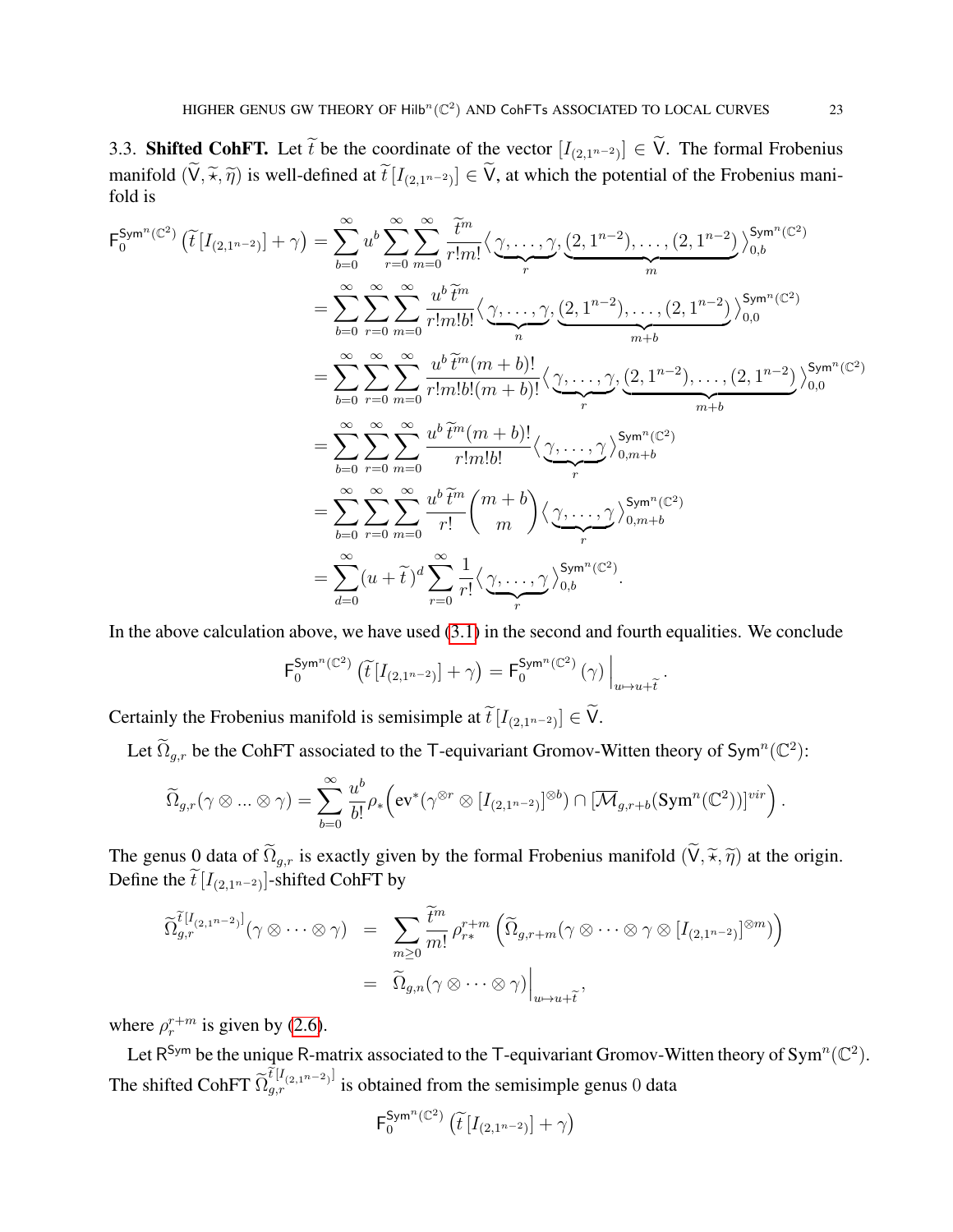3.3. **Shifted CohFT.** Let $\widetilde{t}$ be the coordinate of the vector $[I_{(2,1^{n-2})}] \in \widetilde{\mathsf{V}}$. The formal Frobenius manifold $(\widetilde{\mathsf{V}}, \widetilde{\star}, \widetilde{\eta})$ is well-defined at $\widetilde{t}\,[I_{(2,1^{n-2})}] \in \widetilde{\mathsf{V}}$, at which the potential of the Frobenius manifold is

$$
\begin{aligned}
\mathsf{F}_0^{\mathsf{Sym}^n(\mathbb{C}^2)}\left(\widetilde{t}\,[I_{(2,1^{n-2})}] + \gamma\right) &= \sum_{b=0}^{\infty} u^b \sum_{r=0}^{\infty}\sum_{m=0}^{\infty} \frac{\widetilde{t}^m}{r!m!} \big\langle \underbrace{\gamma,\dots,\gamma}_{r}, \underbrace{(2,1^{n-2}),\dots,(2,1^{n-2})}_{m} \big\rangle_{0,b}^{\mathsf{Sym}^n(\mathbb{C}^2)} \\
&= \sum_{b=0}^{\infty}\sum_{r=0}^{\infty}\sum_{m=0}^{\infty} \frac{u^b\,\widetilde{t}^m}{r!m!b!} \big\langle \underbrace{\gamma,\dots,\gamma}_{n}, \underbrace{(2,1^{n-2}),\dots,(2,1^{n-2})}_{m+b} \big\rangle_{0,0}^{\mathsf{Sym}^n(\mathbb{C}^2)} \\
&= \sum_{b=0}^{\infty}\sum_{r=0}^{\infty}\sum_{m=0}^{\infty} \frac{u^b\,\widetilde{t}^m (m+b)!}{r!m!b!(m+b)!} \big\langle \underbrace{\gamma,\dots,\gamma}_{r}, \underbrace{(2,1^{n-2}),\dots,(2,1^{n-2})}_{m+b} \big\rangle_{0,0}^{\mathsf{Sym}^n(\mathbb{C}^2)} \\
&= \sum_{b=0}^{\infty}\sum_{r=0}^{\infty}\sum_{m=0}^{\infty} \frac{u^b\,\widetilde{t}^m (m+b)!}{r!m!b!} \big\langle \underbrace{\gamma,\dots,\gamma}_{r} \big\rangle_{0,m+b}^{\mathsf{Sym}^n(\mathbb{C}^2)} \\
&= \sum_{b=0}^{\infty}\sum_{r=0}^{\infty}\sum_{m=0}^{\infty} \frac{u^b\,\widetilde{t}^m}{r!} \binom{m+b}{m} \big\langle \underbrace{\gamma,\dots,\gamma}_{r} \big\rangle_{0,m+b}^{\mathsf{Sym}^n(\mathbb{C}^2)} \\
&= \sum_{d=0}^{\infty} (u+\widetilde{t}\,)^d \sum_{r=0}^{\infty} \frac{1}{r!} \big\langle \underbrace{\gamma,\dots,\gamma}_{r} \big\rangle_{0,b}^{\mathsf{Sym}^n(\mathbb{C}^2)}.
\end{aligned}
$$

In the above calculation above, we have used (3.1) in the second and fourth equalities. We conclude

$$
\mathsf{F}_0^{\mathsf{Sym}^n(\mathbb{C}^2)}\left(\widetilde{t}\,[I_{(2,1^{n-2})}] + \gamma\right) = \mathsf{F}_0^{\mathsf{Sym}^n(\mathbb{C}^2)}(\gamma)\Big|_{u\mapsto u+\widetilde{t}}.
$$

Certainly the Frobenius manifold is semisimple at $\widetilde{t}\,[I_{(2,1^{n-2})}] \in \widetilde{\mathsf{V}}$.

Let $\widetilde{\Omega}_{g,r}$ be the CohFT associated to the $\mathsf{T}$-equivariant Gromov-Witten theory of $\mathsf{Sym}^n(\mathbb{C}^2)$:

$$
\widetilde{\Omega}_{g,r}(\gamma\otimes ... \otimes\gamma) = \sum_{b=0}^{\infty} \frac{u^b}{b!} \rho_*\Big(\mathrm{ev}^*(\gamma^{\otimes r}\otimes [I_{(2,1^{n-2})}]^{\otimes b}) \cap [\overline{\mathcal{M}}_{g,r+b}(\mathsf{Sym}^n(\mathbb{C}^2))]^{vir}\Big).
$$

The genus 0 data of $\widetilde{\Omega}_{g,r}$ is exactly given by the formal Frobenius manifold $(\widetilde{\mathsf{V}}, \widetilde{\star}, \widetilde{\eta})$ at the origin. Define the $\widetilde{t}\,[I_{(2,1^{n-2})}]$-shifted CohFT by

$$
\begin{aligned}
\widetilde{\Omega}_{g,r}^{\widetilde{t}[I_{(2,1^{n-2})}]}(\gamma\otimes\cdots\otimes\gamma) &= \sum_{m\geq 0} \frac{\widetilde{t}^m}{m!}\, \rho^{r+m}_{r*}\left(\widetilde{\Omega}_{g,r+m}(\gamma\otimes\cdots\otimes\gamma\otimes [I_{(2,1^{n-2})}]^{\otimes m})\right) \\
&= \widetilde{\Omega}_{g,n}(\gamma\otimes\cdots\otimes\gamma)\Big|_{u\mapsto u+\widetilde{t}},
\end{aligned}
$$

where $\rho^{r+m}_{r}$ is given by (2.6).

Let $\mathsf{R}^{\mathsf{Sym}}$ be the unique R-matrix associated to the $\mathsf{T}$-equivariant Gromov-Witten theory of $\mathsf{Sym}^n(\mathbb{C}^2)$. The shifted CohFT $\widetilde{\Omega}_{g,r}^{\widetilde{t}[I_{(2,1^{n-2})}]}$ is obtained from the semisimple genus 0 data

$$
\mathsf{F}_0^{\mathsf{Sym}^n(\mathbb{C}^2)}\left(\widetilde{t}\,[I_{(2,1^{n-2})}] + \gamma\right)
$$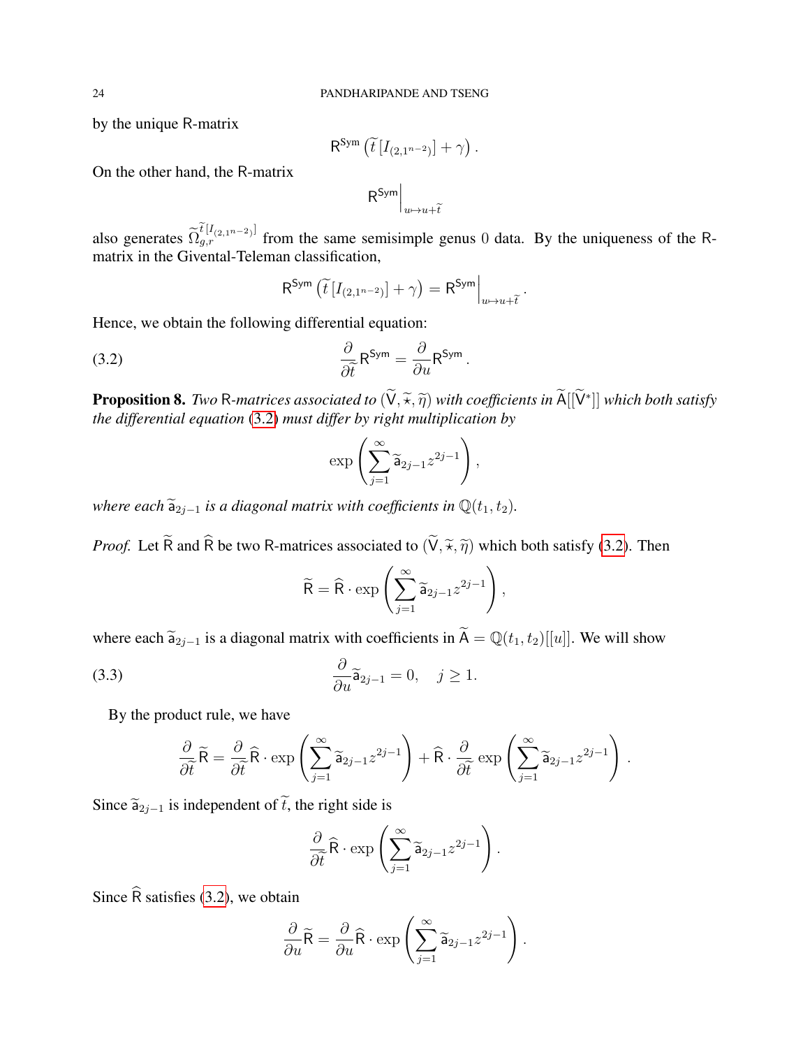by the unique $\mathsf{R}$-matrix

$$\mathsf{R}^{\mathsf{Sym}}\left(\widetilde{t}\,[I_{(2,1^{n-2})}]+\gamma\right).$$

On the other hand, the $\mathsf{R}$-matrix

$$\mathsf{R}^{\mathsf{Sym}}\Big|_{u\mapsto u+\widetilde{t}}$$

also generates $\widetilde{\Omega}_{g,r}^{\widetilde{t}[I_{(2,1^{n-2})}]}$ from the same semisimple genus $0$ data. By the uniqueness of the R-matrix in the Givental-Teleman classification,

$$\mathsf{R}^{\mathsf{Sym}}\left(\widetilde{t}\,[I_{(2,1^{n-2})}]+\gamma\right)=\mathsf{R}^{\mathsf{Sym}}\Big|_{u\mapsto u+\widetilde{t}}.$$

Hence, we obtain the following differential equation:

$$\frac{\partial}{\partial \widetilde{t}}\mathsf{R}^{\mathsf{Sym}}=\frac{\partial}{\partial u}\mathsf{R}^{\mathsf{Sym}}. \tag{3.2}$$

**Proposition 8.** *Two* $\mathsf{R}$*-matrices associated to* $(\widetilde{\mathsf{V}},\widetilde{\star},\widetilde{\eta})$ *with coefficients in* $\widetilde{\mathsf{A}}[[\widetilde{\mathsf{V}}^*]]$ *which both satisfy the differential equation* (3.2) *must differ by right multiplication by*

$$\exp\left(\sum_{j=1}^{\infty}\widetilde{\mathsf{a}}_{2j-1}z^{2j-1}\right),$$

*where each* $\widetilde{\mathsf{a}}_{2j-1}$ *is a diagonal matrix with coefficients in* $\mathbb{Q}(t_1,t_2)$.

*Proof.* Let $\widetilde{\mathsf{R}}$ and $\widehat{\mathsf{R}}$ be two $\mathsf{R}$-matrices associated to $(\widetilde{\mathsf{V}},\widetilde{\star},\widetilde{\eta})$ which both satisfy (3.2). Then

$$\widetilde{\mathsf{R}}=\widehat{\mathsf{R}}\cdot\exp\left(\sum_{j=1}^{\infty}\widetilde{\mathsf{a}}_{2j-1}z^{2j-1}\right),$$

where each $\widetilde{\mathsf{a}}_{2j-1}$ is a diagonal matrix with coefficients in $\widetilde{\mathsf{A}}=\mathbb{Q}(t_1,t_2)[[u]]$. We will show

$$\frac{\partial}{\partial u}\widetilde{\mathsf{a}}_{2j-1}=0,\quad j\geq 1. \tag{3.3}$$

By the product rule, we have

$$\frac{\partial}{\partial \widetilde{t}}\widetilde{\mathsf{R}}=\frac{\partial}{\partial \widetilde{t}}\widehat{\mathsf{R}}\cdot\exp\left(\sum_{j=1}^{\infty}\widetilde{\mathsf{a}}_{2j-1}z^{2j-1}\right)+\widehat{\mathsf{R}}\cdot\frac{\partial}{\partial \widetilde{t}}\exp\left(\sum_{j=1}^{\infty}\widetilde{\mathsf{a}}_{2j-1}z^{2j-1}\right).$$

Since $\widetilde{\mathsf{a}}_{2j-1}$ is independent of $\widetilde{t}$, the right side is

$$\frac{\partial}{\partial \widetilde{t}}\widehat{\mathsf{R}}\cdot\exp\left(\sum_{j=1}^{\infty}\widetilde{\mathsf{a}}_{2j-1}z^{2j-1}\right).$$

Since $\widehat{\mathsf{R}}$ satisfies (3.2), we obtain

$$\frac{\partial}{\partial u}\widetilde{\mathsf{R}}=\frac{\partial}{\partial u}\widehat{\mathsf{R}}\cdot\exp\left(\sum_{j=1}^{\infty}\widetilde{\mathsf{a}}_{2j-1}z^{2j-1}\right).$$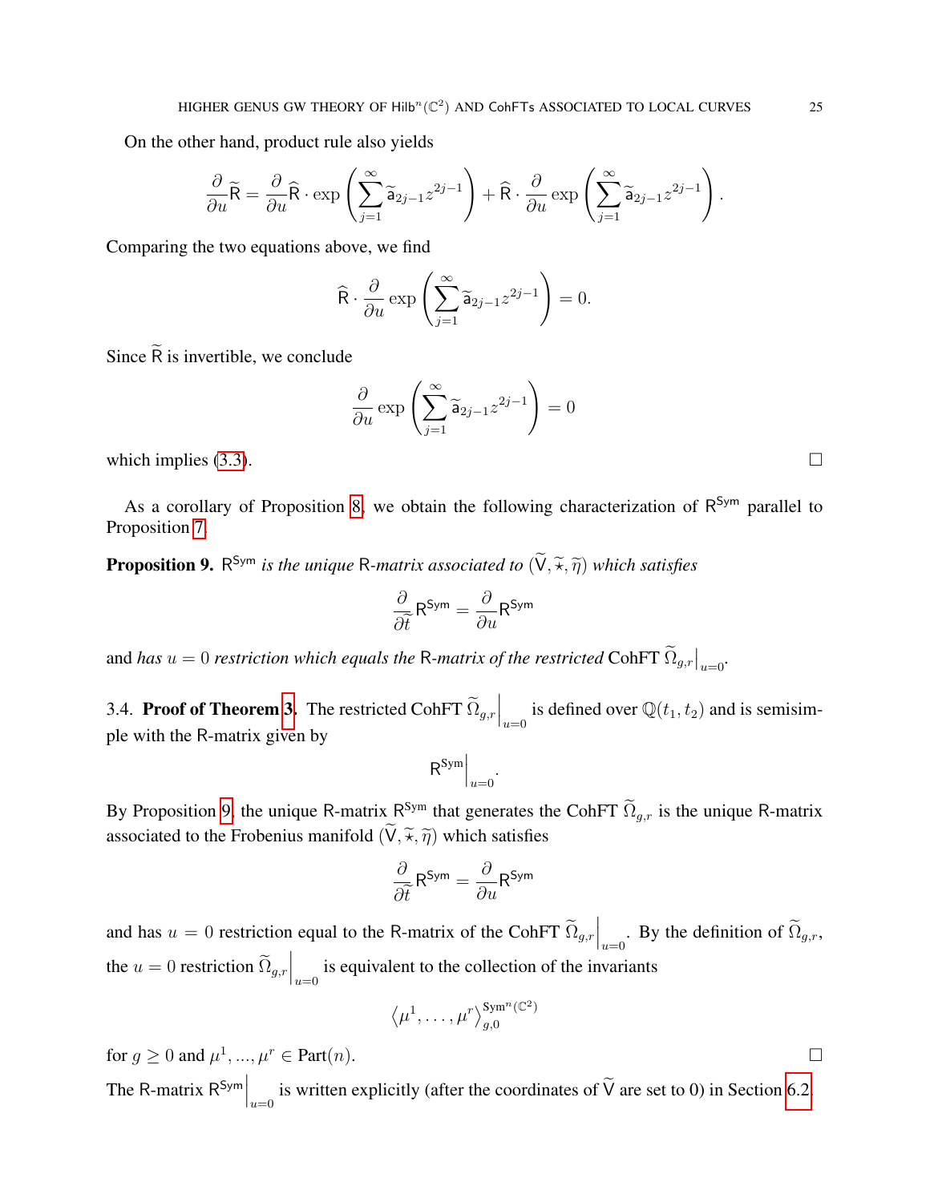On the other hand, product rule also yields

$$\frac{\partial}{\partial u}\widetilde{\mathsf{R}} = \frac{\partial}{\partial u}\widehat{\mathsf{R}} \cdot \exp\left(\sum_{j=1}^{\infty} \widetilde{\mathsf{a}}_{2j-1} z^{2j-1}\right) + \widehat{\mathsf{R}} \cdot \frac{\partial}{\partial u} \exp\left(\sum_{j=1}^{\infty} \widetilde{\mathsf{a}}_{2j-1} z^{2j-1}\right).$$

Comparing the two equations above, we find

$$\widehat{\mathsf{R}} \cdot \frac{\partial}{\partial u} \exp\left(\sum_{j=1}^{\infty} \widetilde{\mathsf{a}}_{2j-1} z^{2j-1}\right) = 0.$$

Since $\widetilde{\mathsf{R}}$ is invertible, we conclude

$$\frac{\partial}{\partial u} \exp\left(\sum_{j=1}^{\infty} \widetilde{\mathsf{a}}_{2j-1} z^{2j-1}\right) = 0$$

which implies (3.3). □

As a corollary of Proposition 8, we obtain the following characterization of $\mathsf{R}^{\mathsf{Sym}}$ parallel to Proposition 7.

**Proposition 9.** $\mathsf{R}^{\mathsf{Sym}}$ *is the unique* $\mathsf{R}$*-matrix associated to* $(\widetilde{\mathsf{V}}, \widetilde{\star}, \widetilde{\eta})$ *which satisfies*

$$\frac{\partial}{\partial \widetilde{t}}\mathsf{R}^{\mathsf{Sym}} = \frac{\partial}{\partial u}\mathsf{R}^{\mathsf{Sym}}$$

and *has* $u = 0$ *restriction which equals the* $\mathsf{R}$*-matrix of the restricted* CohFT $\widetilde{\Omega}_{g,r}\big|_{u=0}$.

3.4. **Proof of Theorem 3.** The restricted CohFT $\widetilde{\Omega}_{g,r}\Big|_{u=0}$ is defined over $\mathbb{Q}(t_1, t_2)$ and is semisimple with the R-matrix given by

$$\mathsf{R}^{\mathsf{Sym}}\Big|_{u=0}.$$

By Proposition 9, the unique R-matrix $\mathsf{R}^{\mathsf{Sym}}$ that generates the CohFT $\widetilde{\Omega}_{g,r}$ is the unique R-matrix associated to the Frobenius manifold $(\widetilde{\mathsf{V}}, \widetilde{\star}, \widetilde{\eta})$ which satisfies

$$\frac{\partial}{\partial \widetilde{t}}\mathsf{R}^{\mathsf{Sym}} = \frac{\partial}{\partial u}\mathsf{R}^{\mathsf{Sym}}$$

and has $u = 0$ restriction equal to the R-matrix of the CohFT $\widetilde{\Omega}_{g,r}\Big|_{u=0}$. By the definition of $\widetilde{\Omega}_{g,r}$, the $u = 0$ restriction $\widetilde{\Omega}_{g,r}\Big|_{u=0}$ is equivalent to the collection of the invariants

$$\left\langle \mu^1, \ldots, \mu^r \right\rangle_{g,0}^{\mathrm{Sym}^n(\mathbb{C}^2)}$$

for $g \geq 0$ and $\mu^1, \ldots, \mu^r \in \mathrm{Part}(n)$. □

The R-matrix $\mathsf{R}^{\mathsf{Sym}}\Big|_{u=0}$ is written explicitly (after the coordinates of $\widetilde{\mathsf{V}}$ are set to 0) in Section 6.2.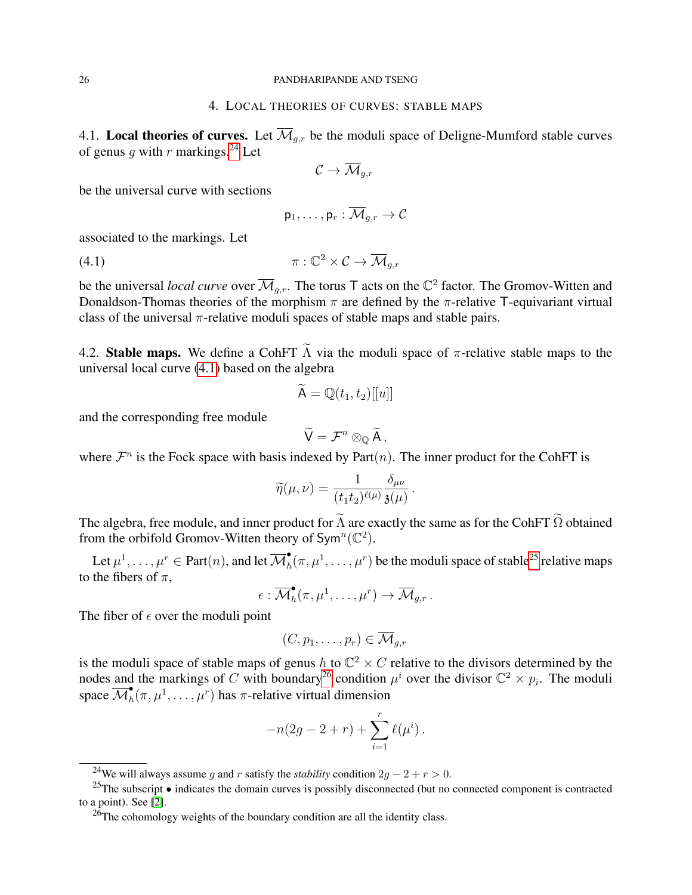## 4. Local theories of curves: stable maps

4.1. **Local theories of curves.** Let $\overline{\mathcal{M}}_{g,r}$ be the moduli space of Deligne-Mumford stable curves of genus $g$ with $r$ markings.[24] Let

$$\mathcal{C} \to \overline{\mathcal{M}}_{g,r}$$

be the universal curve with sections

$$\mathsf{p}_1, \ldots, \mathsf{p}_r : \overline{\mathcal{M}}_{g,r} \to \mathcal{C}$$

associated to the markings. Let

$$\pi : \mathbb{C}^2 \times \mathcal{C} \to \overline{\mathcal{M}}_{g,r} \tag{4.1}$$

be the universal *local curve* over $\overline{\mathcal{M}}_{g,r}$. The torus $\mathsf{T}$ acts on the $\mathbb{C}^2$ factor. The Gromov-Witten and Donaldson-Thomas theories of the morphism $\pi$ are defined by the $\pi$-relative $\mathsf{T}$-equivariant virtual class of the universal $\pi$-relative moduli spaces of stable maps and stable pairs.

4.2. **Stable maps.** We define a CohFT $\widetilde{\Lambda}$ via the moduli space of $\pi$-relative stable maps to the universal local curve (4.1) based on the algebra

$$\widetilde{\mathsf{A}} = \mathbb{Q}(t_1, t_2)[[u]]$$

and the corresponding free module

$$\widetilde{\mathsf{V}} = \mathcal{F}^n \otimes_{\mathbb{Q}} \widetilde{\mathsf{A}} \,,$$

where $\mathcal{F}^n$ is the Fock space with basis indexed by $\text{Part}(n)$. The inner product for the CohFT is

$$\widetilde{\eta}(\mu, \nu) = \frac{1}{(t_1 t_2)^{\ell(\mu)}} \frac{\delta_{\mu\nu}}{\mathfrak{z}(\mu)} \,.$$

The algebra, free module, and inner product for $\widetilde{\Lambda}$ are exactly the same as for the CohFT $\widetilde{\Omega}$ obtained from the orbifold Gromov-Witten theory of $\mathsf{Sym}^n(\mathbb{C}^2)$.

Let $\mu^1, \ldots, \mu^r \in \text{Part}(n)$, and let $\overline{\mathcal{M}}^\bullet_h(\pi, \mu^1, \ldots, \mu^r)$ be the moduli space of stable[25] relative maps to the fibers of $\pi$,

$$\epsilon : \overline{\mathcal{M}}^\bullet_h(\pi, \mu^1, \ldots, \mu^r) \to \overline{\mathcal{M}}_{g,r} \,.$$

The fiber of $\epsilon$ over the moduli point

$$(C, p_1, \ldots, p_r) \in \overline{\mathcal{M}}_{g,r}$$

is the moduli space of stable maps of genus $h$ to $\mathbb{C}^2 \times C$ relative to the divisors determined by the nodes and the markings of $C$ with boundary[26] condition $\mu^i$ over the divisor $\mathbb{C}^2 \times p_i$. The moduli space $\overline{\mathcal{M}}^\bullet_h(\pi, \mu^1, \ldots, \mu^r)$ has $\pi$-relative virtual dimension

$$-n(2g - 2 + r) + \sum_{i=1}^r \ell(\mu^i) \,.$$

---

[24] We will always assume $g$ and $r$ satisfy the *stability* condition $2g - 2 + r > 0$.

[25] The subscript $\bullet$ indicates the domain curves is possibly disconnected (but no connected component is contracted to a point). See [2].

[26] The cohomology weights of the boundary condition are all the identity class.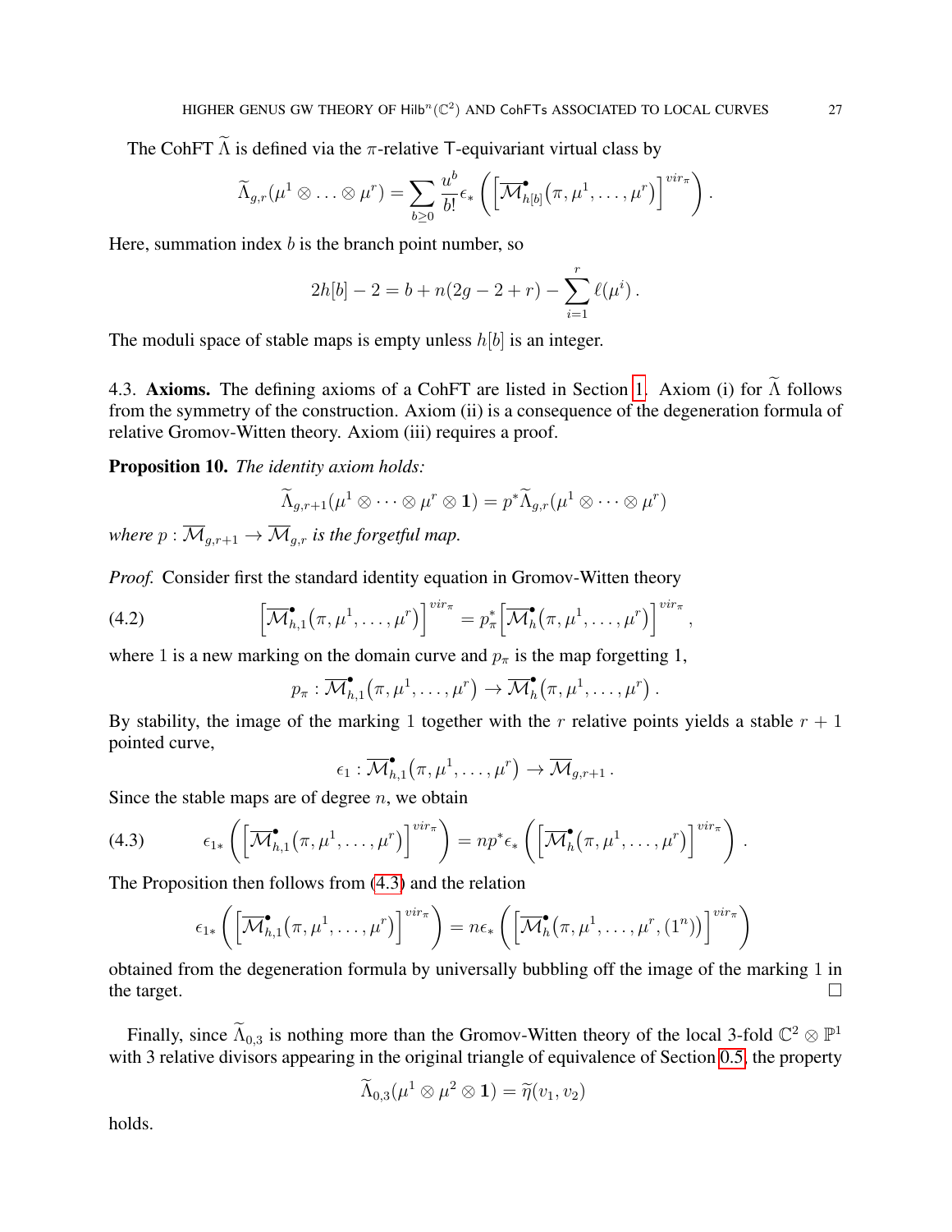The CohFT $\widetilde{\Lambda}$ is defined via the $\pi$-relative T-equivariant virtual class by

$$\widetilde{\Lambda}_{g,r}(\mu^1 \otimes \ldots \otimes \mu^r) = \sum_{b \geq 0} \frac{u^b}{b!} \epsilon_* \left( \left[ \overline{\mathcal{M}}^{\bullet}_{h[b]}(\pi, \mu^1, \ldots, \mu^r) \right]^{vir_\pi} \right).$$

Here, summation index $b$ is the branch point number, so

$$2h[b] - 2 = b + n(2g - 2 + r) - \sum_{i=1}^{r} \ell(\mu^i)\,.$$

The moduli space of stable maps is empty unless $h[b]$ is an integer.

4.3. **Axioms.** The defining axioms of a CohFT are listed in Section 1. Axiom (i) for $\widetilde{\Lambda}$ follows from the symmetry of the construction. Axiom (ii) is a consequence of the degeneration formula of relative Gromov-Witten theory. Axiom (iii) requires a proof.

**Proposition 10.** *The identity axiom holds:*

$$\widetilde{\Lambda}_{g,r+1}(\mu^1 \otimes \cdots \otimes \mu^r \otimes \mathbf{1}) = p^* \widetilde{\Lambda}_{g,r}(\mu^1 \otimes \cdots \otimes \mu^r)$$

*where* $p : \overline{\mathcal{M}}_{g,r+1} \to \overline{\mathcal{M}}_{g,r}$ *is the forgetful map.*

*Proof.* Consider first the standard identity equation in Gromov-Witten theory

$$\left[ \overline{\mathcal{M}}^{\bullet}_{h,1}(\pi, \mu^1, \ldots, \mu^r) \right]^{vir_\pi} = p_\pi^* \left[ \overline{\mathcal{M}}^{\bullet}_{h}(\pi, \mu^1, \ldots, \mu^r) \right]^{vir_\pi}, \tag{4.2}$$

where 1 is a new marking on the domain curve and $p_\pi$ is the map forgetting 1,

$$p_\pi : \overline{\mathcal{M}}^{\bullet}_{h,1}(\pi, \mu^1, \ldots, \mu^r) \to \overline{\mathcal{M}}^{\bullet}_{h}(\pi, \mu^1, \ldots, \mu^r)\,.$$

By stability, the image of the marking 1 together with the $r$ relative points yields a stable $r+1$ pointed curve,

$$\epsilon_1 : \overline{\mathcal{M}}^{\bullet}_{h,1}(\pi, \mu^1, \ldots, \mu^r) \to \overline{\mathcal{M}}_{g,r+1}\,.$$

Since the stable maps are of degree $n$, we obtain

$$\epsilon_{1*} \left( \left[ \overline{\mathcal{M}}^{\bullet}_{h,1}(\pi, \mu^1, \ldots, \mu^r) \right]^{vir_\pi} \right) = n p^* \epsilon_* \left( \left[ \overline{\mathcal{M}}^{\bullet}_{h}(\pi, \mu^1, \ldots, \mu^r) \right]^{vir_\pi} \right). \tag{4.3}$$

The Proposition then follows from (4.3) and the relation

$$\epsilon_{1*} \left( \left[ \overline{\mathcal{M}}^{\bullet}_{h,1}(\pi, \mu^1, \ldots, \mu^r) \right]^{vir_\pi} \right) = n \epsilon_* \left( \left[ \overline{\mathcal{M}}^{\bullet}_{h}(\pi, \mu^1, \ldots, \mu^r, (1^n)) \right]^{vir_\pi} \right)$$

obtained from the degeneration formula by universally bubbling off the image of the marking 1 in the target. ∎

Finally, since $\widetilde{\Lambda}_{0,3}$ is nothing more than the Gromov-Witten theory of the local 3-fold $\mathbb{C}^2 \otimes \mathbb{P}^1$ with 3 relative divisors appearing in the original triangle of equivalence of Section 0.5, the property

$$\widetilde{\Lambda}_{0,3}(\mu^1 \otimes \mu^2 \otimes \mathbf{1}) = \widetilde{\eta}(v_1, v_2)$$

holds.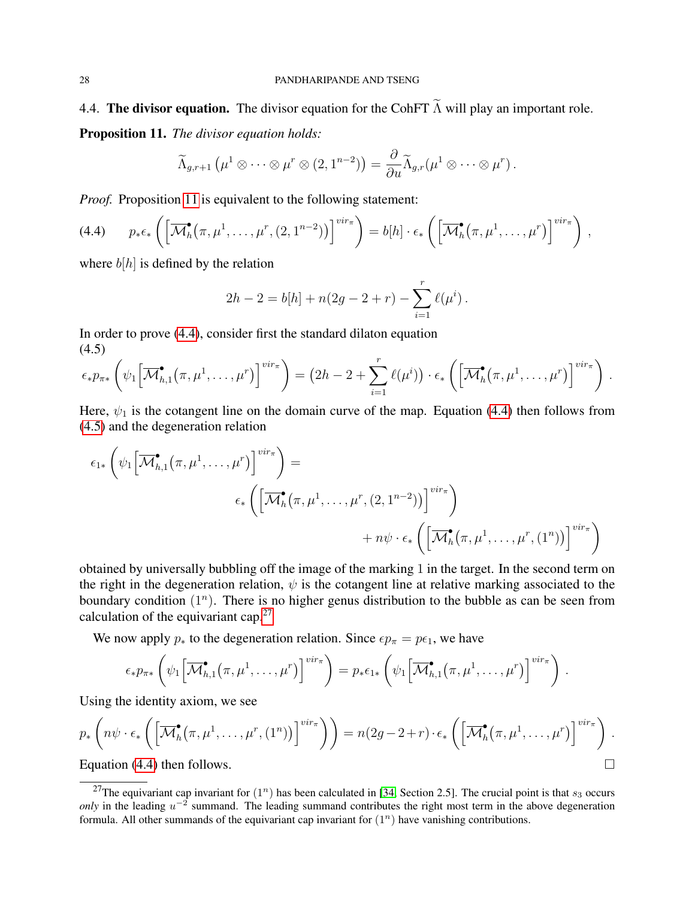### 4.4. **The divisor equation.**

The divisor equation for the CohFT $\widetilde{\Lambda}$ will play an important role.

**Proposition 11.** *The divisor equation holds:*

$$\widetilde{\Lambda}_{g,r+1}\left(\mu^1 \otimes \cdots \otimes \mu^r \otimes (2, 1^{n-2})\right) = \frac{\partial}{\partial u}\widetilde{\Lambda}_{g,r}(\mu^1 \otimes \cdots \otimes \mu^r)\,.$$

*Proof.* Proposition 11 is equivalent to the following statement:

$$p_*\epsilon_*\left(\left[\overline{\mathcal{M}}^\bullet_h(\pi, \mu^1, \ldots, \mu^r, (2, 1^{n-2}))\right]^{vir_\pi}\right) = b[h] \cdot \epsilon_*\left(\left[\overline{\mathcal{M}}^\bullet_h(\pi, \mu^1, \ldots, \mu^r)\right]^{vir_\pi}\right), \tag{4.4}$$

where $b[h]$ is defined by the relation

$$2h - 2 = b[h] + n(2g - 2 + r) - \sum_{i=1}^r \ell(\mu^i)\,.$$

In order to prove (4.4), consider first the standard dilaton equation

$$\epsilon_* p_{\pi*}\left(\psi_1\left[\overline{\mathcal{M}}^\bullet_{h,1}(\pi, \mu^1, \ldots, \mu^r)\right]^{vir_\pi}\right) = \left(2h - 2 + \sum_{i=1}^r \ell(\mu^i)\right) \cdot \epsilon_*\left(\left[\overline{\mathcal{M}}^\bullet_h(\pi, \mu^1, \ldots, \mu^r)\right]^{vir_\pi}\right). \tag{4.5}$$

Here, $\psi_1$ is the cotangent line on the domain curve of the map. Equation (4.4) then follows from (4.5) and the degeneration relation

$$\begin{aligned}
\epsilon_{1*}\left(\psi_1\left[\overline{\mathcal{M}}^\bullet_{h,1}(\pi, \mu^1, \ldots, \mu^r)\right]^{vir_\pi}\right) =& \\
&\epsilon_*\left(\left[\overline{\mathcal{M}}^\bullet_h(\pi, \mu^1, \ldots, \mu^r, (2, 1^{n-2}))\right]^{vir_\pi}\right) \\
&\quad + n\psi \cdot \epsilon_*\left(\left[\overline{\mathcal{M}}^\bullet_h(\pi, \mu^1, \ldots, \mu^r, (1^n))\right]^{vir_\pi}\right)
\end{aligned}$$

obtained by universally bubbling off the image of the marking 1 in the target. In the second term on the right in the degeneration relation, $\psi$ is the cotangent line at relative marking associated to the boundary condition $(1^n)$. There is no higher genus distribution to the bubble as can be seen from calculation of the equivariant cap.[27]

We now apply $p_*$ to the degeneration relation. Since $\epsilon p_\pi = p\epsilon_1$, we have

$$\epsilon_* p_{\pi*}\left(\psi_1\left[\overline{\mathcal{M}}^\bullet_{h,1}(\pi, \mu^1, \ldots, \mu^r)\right]^{vir_\pi}\right) = p_*\epsilon_{1*}\left(\psi_1\left[\overline{\mathcal{M}}^\bullet_{h,1}(\pi, \mu^1, \ldots, \mu^r)\right]^{vir_\pi}\right).$$

Using the identity axiom, we see

$$p_*\left(n\psi \cdot \epsilon_*\left(\left[\overline{\mathcal{M}}^\bullet_h(\pi, \mu^1, \ldots, \mu^r, (1^n))\right]^{vir_\pi}\right)\right) = n(2g-2+r) \cdot \epsilon_*\left(\left[\overline{\mathcal{M}}^\bullet_h(\pi, \mu^1, \ldots, \mu^r)\right]^{vir_\pi}\right).$$

Equation (4.4) then follows. $\square$

---

[27] The equivariant cap invariant for $(1^n)$ has been calculated in [34, Section 2.5]. The crucial point is that $s_3$ occurs *only* in the leading $u^{-2}$ summand. The leading summand contributes the right most term in the above degeneration formula. All other summands of the equivariant cap invariant for $(1^n)$ have vanishing contributions.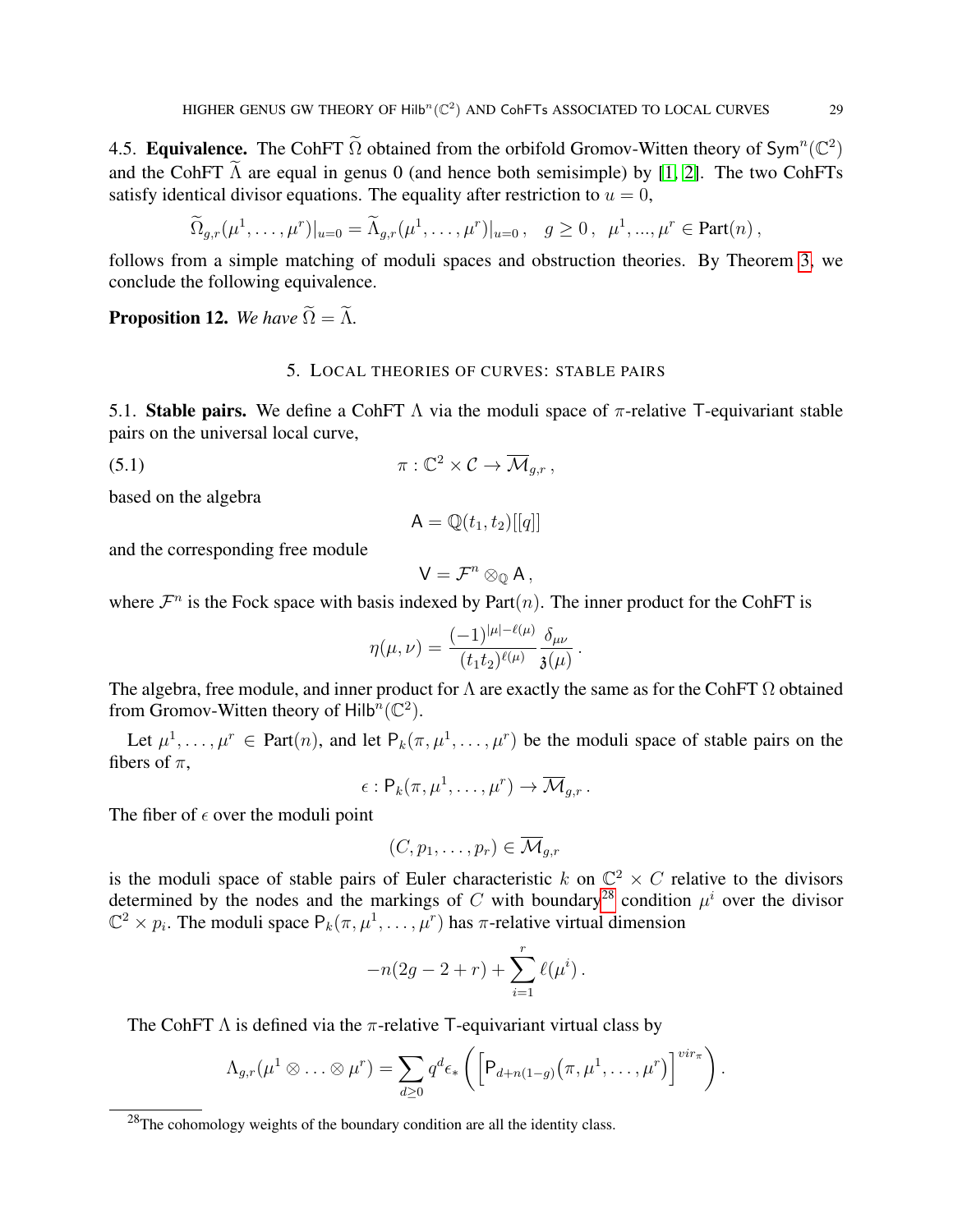4.5. **Equivalence.** The CohFT $\widetilde{\Omega}$ obtained from the orbifold Gromov-Witten theory of $\mathsf{Sym}^n(\mathbb{C}^2)$ and the CohFT $\widetilde{\Lambda}$ are equal in genus 0 (and hence both semisimple) by [1, 2]. The two CohFTs satisfy identical divisor equations. The equality after restriction to $u = 0$,

$$\widetilde{\Omega}_{g,r}(\mu^1, \ldots, \mu^r)|_{u=0} = \widetilde{\Lambda}_{g,r}(\mu^1, \ldots, \mu^r)|_{u=0}\,, \quad g \geq 0\,, \ \ \mu^1, ..., \mu^r \in \text{Part}(n)\,,$$

follows from a simple matching of moduli spaces and obstruction theories. By Theorem 3, we conclude the following equivalence.

**Proposition 12.** *We have* $\widetilde{\Omega} = \widetilde{\Lambda}$.

## 5. Local theories of curves: stable pairs

5.1. **Stable pairs.** We define a CohFT $\Lambda$ via the moduli space of $\pi$-relative $\mathsf{T}$-equivariant stable pairs on the universal local curve,

$$\pi : \mathbb{C}^2 \times \mathcal{C} \to \overline{\mathcal{M}}_{g,r}\,, \tag{5.1}$$

based on the algebra

$$\mathsf{A} = \mathbb{Q}(t_1, t_2)[[q]]$$

and the corresponding free module

$$\mathsf{V} = \mathcal{F}^n \otimes_{\mathbb{Q}} \mathsf{A}\,,$$

where $\mathcal{F}^n$ is the Fock space with basis indexed by $\text{Part}(n)$. The inner product for the CohFT is

$$\eta(\mu, \nu) = \frac{(-1)^{|\mu| - \ell(\mu)}}{(t_1 t_2)^{\ell(\mu)}} \frac{\delta_{\mu\nu}}{\mathfrak{z}(\mu)}\,.$$

The algebra, free module, and inner product for $\Lambda$ are exactly the same as for the CohFT $\Omega$ obtained from Gromov-Witten theory of $\mathsf{Hilb}^n(\mathbb{C}^2)$.

Let $\mu^1, \ldots, \mu^r \in \text{Part}(n)$, and let $\mathsf{P}_k(\pi, \mu^1, \ldots, \mu^r)$ be the moduli space of stable pairs on the fibers of $\pi$,

$$\epsilon : \mathsf{P}_k(\pi, \mu^1, \ldots, \mu^r) \to \overline{\mathcal{M}}_{g,r}\,.$$

The fiber of $\epsilon$ over the moduli point

$$(C, p_1, \ldots, p_r) \in \overline{\mathcal{M}}_{g,r}$$

is the moduli space of stable pairs of Euler characteristic $k$ on $\mathbb{C}^2 \times C$ relative to the divisors determined by the nodes and the markings of $C$ with boundary[28] condition $\mu^i$ over the divisor $\mathbb{C}^2 \times p_i$. The moduli space $\mathsf{P}_k(\pi, \mu^1, \ldots, \mu^r)$ has $\pi$-relative virtual dimension

$$-n(2g - 2 + r) + \sum_{i=1}^{r} \ell(\mu^i)\,.$$

The CohFT $\Lambda$ is defined via the $\pi$-relative $\mathsf{T}$-equivariant virtual class by

$$\Lambda_{g,r}(\mu^1 \otimes \ldots \otimes \mu^r) = \sum_{d \geq 0} q^d \epsilon_* \left( \Big[ \mathsf{P}_{d+n(1-g)}\big(\pi, \mu^1, \ldots, \mu^r\big) \Big]^{vir_\pi} \right).$$

[28] The cohomology weights of the boundary condition are all the identity class.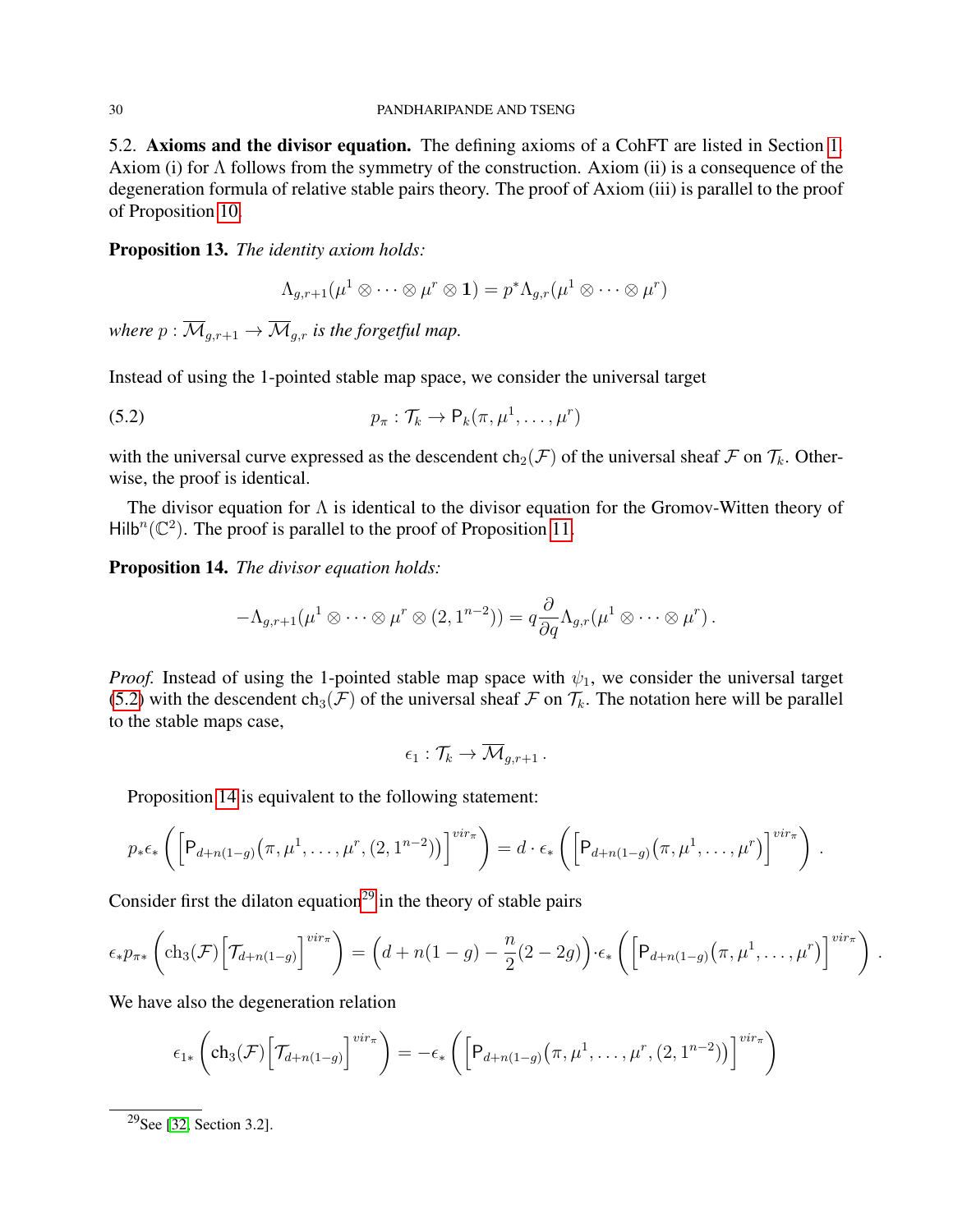5.2. **Axioms and the divisor equation.** The defining axioms of a CohFT are listed in Section 1. Axiom (i) for $\Lambda$ follows from the symmetry of the construction. Axiom (ii) is a consequence of the degeneration formula of relative stable pairs theory. The proof of Axiom (iii) is parallel to the proof of Proposition 10.

**Proposition 13.** *The identity axiom holds:*

$$\Lambda_{g,r+1}(\mu^1 \otimes \cdots \otimes \mu^r \otimes \mathbf{1}) = p^*\Lambda_{g,r}(\mu^1 \otimes \cdots \otimes \mu^r)$$

*where* $p : \overline{\mathcal{M}}_{g,r+1} \to \overline{\mathcal{M}}_{g,r}$ *is the forgetful map.*

Instead of using the 1-pointed stable map space, we consider the universal target

$$p_\pi : \mathcal{T}_k \to \mathsf{P}_k(\pi, \mu^1, \ldots, \mu^r) \tag{5.2}$$

with the universal curve expressed as the descendent $\mathrm{ch}_2(\mathcal{F})$ of the universal sheaf $\mathcal{F}$ on $\mathcal{T}_k$. Otherwise, the proof is identical.

The divisor equation for $\Lambda$ is identical to the divisor equation for the Gromov-Witten theory of $\mathsf{Hilb}^n(\mathbb{C}^2)$. The proof is parallel to the proof of Proposition 11.

**Proposition 14.** *The divisor equation holds:*

$$-\Lambda_{g,r+1}(\mu^1 \otimes \cdots \otimes \mu^r \otimes (2, 1^{n-2})) = q\frac{\partial}{\partial q}\Lambda_{g,r}(\mu^1 \otimes \cdots \otimes \mu^r)\,.$$

*Proof.* Instead of using the 1-pointed stable map space with $\psi_1$, we consider the universal target (5.2) with the descendent $\mathrm{ch}_3(\mathcal{F})$ of the universal sheaf $\mathcal{F}$ on $\mathcal{T}_k$. The notation here will be parallel to the stable maps case,

$$\epsilon_1 : \mathcal{T}_k \to \overline{\mathcal{M}}_{g,r+1}\,.$$

Proposition 14 is equivalent to the following statement:

$$p_*\epsilon_*\left(\left[\mathsf{P}_{d+n(1-g)}(\pi, \mu^1, \ldots, \mu^r, (2, 1^{n-2}))\right]^{vir_\pi}\right) = d \cdot \epsilon_*\left(\left[\mathsf{P}_{d+n(1-g)}(\pi, \mu^1, \ldots, \mu^r)\right]^{vir_\pi}\right)\,.$$

Consider first the dilaton equation[29] in the theory of stable pairs

$$\epsilon_* p_{\pi*}\left(\mathrm{ch}_3(\mathcal{F})\left[\mathcal{T}_{d+n(1-g)}\right]^{vir_\pi}\right) = \left(d + n(1-g) - \frac{n}{2}(2-2g)\right)\cdot \epsilon_*\left(\left[\mathsf{P}_{d+n(1-g)}(\pi, \mu^1, \ldots, \mu^r)\right]^{vir_\pi}\right)\,.$$

We have also the degeneration relation

$$\epsilon_{1*}\left(\mathrm{ch}_3(\mathcal{F})\left[\mathcal{T}_{d+n(1-g)}\right]^{vir_\pi}\right) = -\epsilon_*\left(\left[\mathsf{P}_{d+n(1-g)}(\pi, \mu^1, \ldots, \mu^r, (2, 1^{n-2}))\right]^{vir_\pi}\right)$$

[29] See [32, Section 3.2].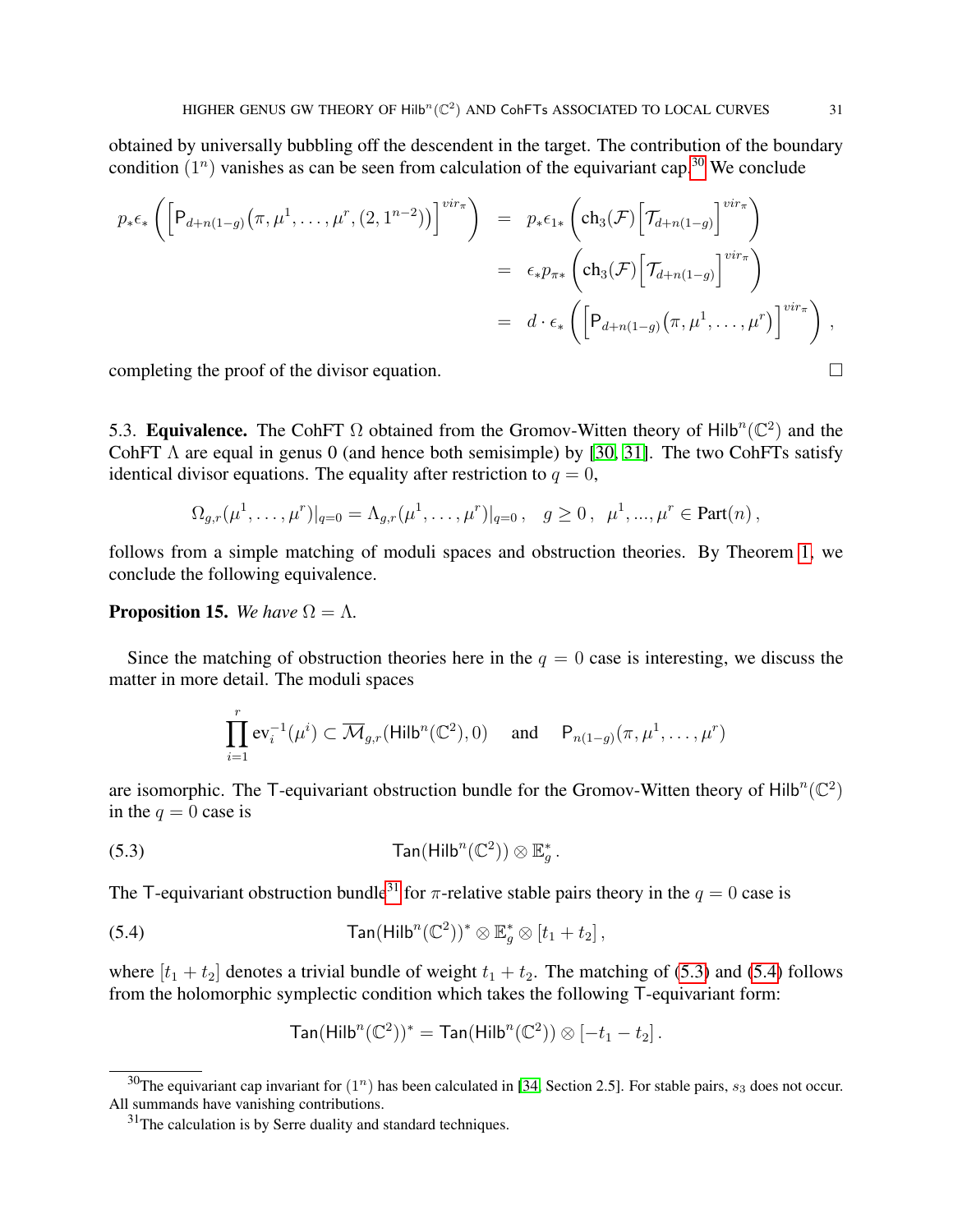obtained by universally bubbling off the descendent in the target. The contribution of the boundary condition $(1^n)$ vanishes as can be seen from calculation of the equivariant cap.[30] We conclude

$$
\begin{aligned}
p_*\epsilon_*\left(\left[\mathsf{P}_{d+n(1-g)}\big(\pi,\mu^1,\ldots,\mu^r,(2,1^{n-2})\big)\right]^{vir_\pi}\right) &= p_*\epsilon_{1*}\left(\mathrm{ch}_3(\mathcal{F})\left[\mathcal{T}_{d+n(1-g)}\right]^{vir_\pi}\right)\\
&= \epsilon_* p_{\pi*}\left(\mathrm{ch}_3(\mathcal{F})\left[\mathcal{T}_{d+n(1-g)}\right]^{vir_\pi}\right)\\
&= d\cdot\epsilon_*\left(\left[\mathsf{P}_{d+n(1-g)}\big(\pi,\mu^1,\ldots,\mu^r\big)\right]^{vir_\pi}\right),
\end{aligned}
$$

completing the proof of the divisor equation. $\square$

### 5.3. **Equivalence.**

The CohFT $\Omega$ obtained from the Gromov-Witten theory of $\mathsf{Hilb}^n(\mathbb{C}^2)$ and the CohFT $\Lambda$ are equal in genus 0 (and hence both semisimple) by [30, 31]. The two CohFTs satisfy identical divisor equations. The equality after restriction to $q=0$,

$$
\Omega_{g,r}(\mu^1,\ldots,\mu^r)|_{q=0} = \Lambda_{g,r}(\mu^1,\ldots,\mu^r)|_{q=0}\,,\quad g\geq 0\,,\ \ \mu^1,\ldots,\mu^r\in \mathrm{Part}(n)\,,
$$

follows from a simple matching of moduli spaces and obstruction theories. By Theorem 1, we conclude the following equivalence.

**Proposition 15.** *We have $\Omega=\Lambda$.*

Since the matching of obstruction theories here in the $q=0$ case is interesting, we discuss the matter in more detail. The moduli spaces

$$
\prod_{i=1}^r \mathrm{ev}_i^{-1}(\mu^i)\subset \overline{\mathcal{M}}_{g,r}(\mathsf{Hilb}^n(\mathbb{C}^2),0) \quad\text{ and }\quad \mathsf{P}_{n(1-g)}(\pi,\mu^1,\ldots,\mu^r)
$$

are isomorphic. The $\mathsf{T}$-equivariant obstruction bundle for the Gromov-Witten theory of $\mathsf{Hilb}^n(\mathbb{C}^2)$ in the $q=0$ case is

$$
\mathsf{Tan}(\mathsf{Hilb}^n(\mathbb{C}^2))\otimes\mathbb{E}_g^*\,. \tag{5.3}
$$

The $\mathsf{T}$-equivariant obstruction bundle[31] for $\pi$-relative stable pairs theory in the $q=0$ case is

$$
\mathsf{Tan}(\mathsf{Hilb}^n(\mathbb{C}^2))^*\otimes\mathbb{E}_g^*\otimes[t_1+t_2]\,, \tag{5.4}
$$

where $[t_1+t_2]$ denotes a trivial bundle of weight $t_1+t_2$. The matching of (5.3) and (5.4) follows from the holomorphic symplectic condition which takes the following $\mathsf{T}$-equivariant form:

$$
\mathsf{Tan}(\mathsf{Hilb}^n(\mathbb{C}^2))^* = \mathsf{Tan}(\mathsf{Hilb}^n(\mathbb{C}^2))\otimes[-t_1-t_2]\,.
$$

---

[30] The equivariant cap invariant for $(1^n)$ has been calculated in [34, Section 2.5]. For stable pairs, $s_3$ does not occur. All summands have vanishing contributions.

[31] The calculation is by Serre duality and standard techniques.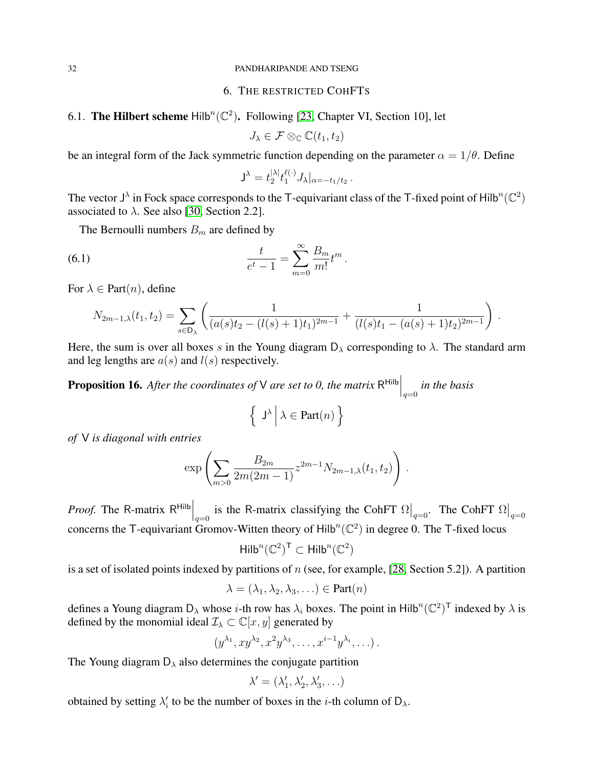## 6. The restricted CohFTs

### 6.1. The Hilbert scheme $\mathsf{Hilb}^n(\mathbb{C}^2)$.

Following [23, Chapter VI, Section 10], let

$$J_\lambda \in \mathcal{F} \otimes_{\mathbb{C}} \mathbb{C}(t_1, t_2)$$

be an integral form of the Jack symmetric function depending on the parameter $\alpha = 1/\theta$. Define

$$\mathsf{J}^\lambda = t_2^{|\lambda|} t_1^{\ell(\cdot)} J_\lambda|_{\alpha = -t_1/t_2}\,.$$

The vector $\mathsf{J}^\lambda$ in Fock space corresponds to the $\mathsf{T}$-equivariant class of the $\mathsf{T}$-fixed point of $\mathsf{Hilb}^n(\mathbb{C}^2)$ associated to $\lambda$. See also [30, Section 2.2].

The Bernoulli numbers $B_m$ are defined by

$$\frac{t}{e^t - 1} = \sum_{m=0}^{\infty} \frac{B_m}{m!} t^m\,. \tag{6.1}$$

For $\lambda \in \text{Part}(n)$, define

$$N_{2m-1,\lambda}(t_1, t_2) = \sum_{s \in \mathsf{D}_\lambda} \left( \frac{1}{(a(s)t_2 - (l(s)+1)t_1)^{2m-1}} + \frac{1}{(l(s)t_1 - (a(s)+1)t_2)^{2m-1}} \right)\,.$$

Here, the sum is over all boxes $s$ in the Young diagram $\mathsf{D}_\lambda$ corresponding to $\lambda$. The standard arm and leg lengths are $a(s)$ and $l(s)$ respectively.

**Proposition 16.** *After the coordinates of* $\mathsf{V}$ *are set to 0, the matrix* $\mathsf{R}^{\mathsf{Hilb}}\Big|_{q=0}$ *in the basis*

$$\left\{ \mathsf{J}^\lambda \,\Big|\, \lambda \in \text{Part}(n) \right\}$$

*of* $\mathsf{V}$ *is diagonal with entries*

$$\exp\left( \sum_{m>0} \frac{B_{2m}}{2m(2m-1)} z^{2m-1} N_{2m-1,\lambda}(t_1, t_2) \right)\,.$$

*Proof.* The R-matrix $\mathsf{R}^{\mathsf{Hilb}}\Big|_{q=0}$ is the R-matrix classifying the CohFT $\Omega\big|_{q=0}$. The CohFT $\Omega\big|_{q=0}$ concerns the $\mathsf{T}$-equivariant Gromov-Witten theory of $\mathsf{Hilb}^n(\mathbb{C}^2)$ in degree 0. The $\mathsf{T}$-fixed locus

$$\mathsf{Hilb}^n(\mathbb{C}^2)^{\mathsf{T}} \subset \mathsf{Hilb}^n(\mathbb{C}^2)$$

is a set of isolated points indexed by partitions of $n$ (see, for example, [28, Section 5.2]). A partition

$$\lambda = (\lambda_1, \lambda_2, \lambda_3, \ldots) \in \text{Part}(n)$$

defines a Young diagram $\mathsf{D}_\lambda$ whose $i$-th row has $\lambda_i$ boxes. The point in $\mathsf{Hilb}^n(\mathbb{C}^2)^{\mathsf{T}}$ indexed by $\lambda$ is defined by the monomial ideal $\mathcal{I}_\lambda \subset \mathbb{C}[x, y]$ generated by

$$(y^{\lambda_1}, xy^{\lambda_2}, x^2 y^{\lambda_3}, \ldots, x^{i-1} y^{\lambda_i}, \ldots)\,.$$

The Young diagram $\mathsf{D}_\lambda$ also determines the conjugate partition

$$\lambda' = (\lambda'_1, \lambda'_2, \lambda'_3, \ldots)$$

obtained by setting $\lambda'_i$ to be the number of boxes in the $i$-th column of $\mathsf{D}_\lambda$.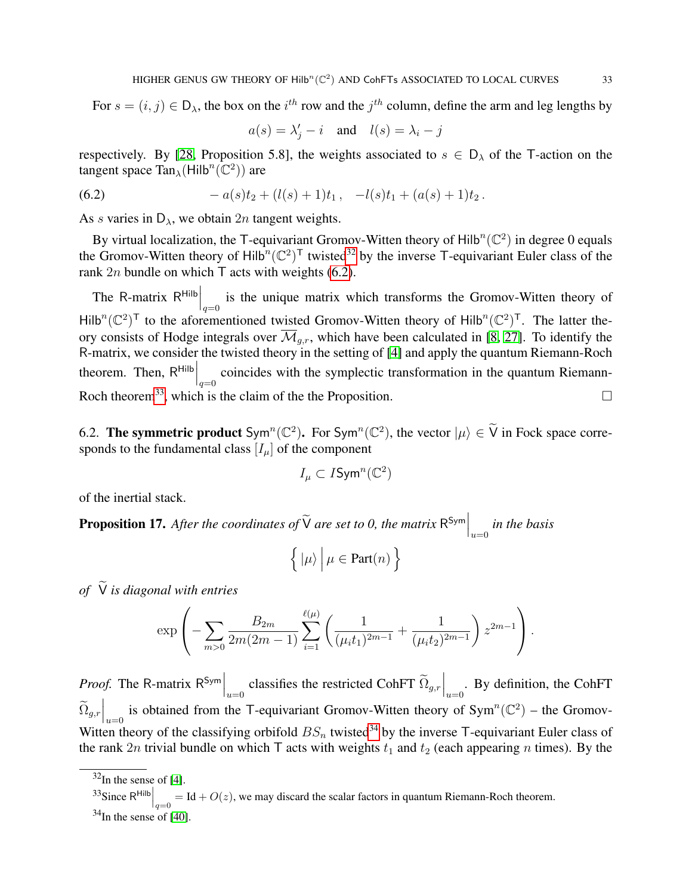For $s = (i, j) \in \mathsf{D}_\lambda$, the box on the $i^{th}$ row and the $j^{th}$ column, define the arm and leg lengths by

$$a(s) = \lambda'_j - i \quad \text{and} \quad l(s) = \lambda_i - j$$

respectively. By [28, Proposition 5.8], the weights associated to $s \in \mathsf{D}_\lambda$ of the $\mathsf{T}$-action on the tangent space $\mathsf{Tan}_\lambda(\mathsf{Hilb}^n(\mathbb{C}^2))$ are

$$-a(s)t_2 + (l(s)+1)t_1\,, \quad -l(s)t_1 + (a(s)+1)t_2\,. \tag{6.2}$$

As $s$ varies in $\mathsf{D}_\lambda$, we obtain $2n$ tangent weights.

By virtual localization, the $\mathsf{T}$-equivariant Gromov-Witten theory of $\mathsf{Hilb}^n(\mathbb{C}^2)$ in degree 0 equals the Gromov-Witten theory of $\mathsf{Hilb}^n(\mathbb{C}^2)^\mathsf{T}$ twisted[32] by the inverse $\mathsf{T}$-equivariant Euler class of the rank $2n$ bundle on which $\mathsf{T}$ acts with weights (6.2).

The R-matrix $\mathsf{R}^{\mathsf{Hilb}}\Big|_{q=0}$ is the unique matrix which transforms the Gromov-Witten theory of $\mathsf{Hilb}^n(\mathbb{C}^2)^\mathsf{T}$ to the aforementioned twisted Gromov-Witten theory of $\mathsf{Hilb}^n(\mathbb{C}^2)^\mathsf{T}$. The latter theory consists of Hodge integrals over $\overline{\mathcal{M}}_{g,r}$, which have been calculated in [8, 27]. To identify the R-matrix, we consider the twisted theory in the setting of [4] and apply the quantum Riemann-Roch theorem. Then, $\mathsf{R}^{\mathsf{Hilb}}\Big|_{q=0}$ coincides with the symplectic transformation in the quantum Riemann-Roch theorem[33], which is the claim of the the Proposition. $\square$

## 6.2. The symmetric product $\mathsf{Sym}^n(\mathbb{C}^2)$.

For $\mathsf{Sym}^n(\mathbb{C}^2)$, the vector $|\mu\rangle \in \widetilde{\mathsf{V}}$ in Fock space corresponds to the fundamental class $[I_\mu]$ of the component

$$I_\mu \subset I\mathsf{Sym}^n(\mathbb{C}^2)$$

of the inertial stack.

**Proposition 17.** *After the coordinates of $\widetilde{\mathsf{V}}$ are set to 0, the matrix $\mathsf{R}^{\mathsf{Sym}}\Big|_{u=0}$ in the basis*

$$\Big\{\, |\mu\rangle \,\Big|\, \mu \in \text{Part}(n) \,\Big\}$$

*of $\widetilde{\mathsf{V}}$ is diagonal with entries*

$$\exp\left( -\sum_{m>0} \frac{B_{2m}}{2m(2m-1)} \sum_{i=1}^{\ell(\mu)} \left( \frac{1}{(\mu_i t_1)^{2m-1}} + \frac{1}{(\mu_i t_2)^{2m-1}} \right) z^{2m-1} \right).$$

*Proof.* The R-matrix $\mathsf{R}^{\mathsf{Sym}}\Big|_{u=0}$ classifies the restricted CohFT $\widetilde{\Omega}_{g,r}\Big|_{u=0}$. By definition, the CohFT $\widetilde{\Omega}_{g,r}\Big|_{u=0}$ is obtained from the $\mathsf{T}$-equivariant Gromov-Witten theory of $\mathsf{Sym}^n(\mathbb{C}^2)$ – the Gromov-Witten theory of the classifying orbifold $BS_n$ twisted[34] by the inverse $\mathsf{T}$-equivariant Euler class of the rank $2n$ trivial bundle on which $\mathsf{T}$ acts with weights $t_1$ and $t_2$ (each appearing $n$ times). By the

[32] In the sense of [4].

[33] Since $\mathsf{R}^{\mathsf{Hilb}}\Big|_{q=0} = \mathrm{Id} + O(z)$, we may discard the scalar factors in quantum Riemann-Roch theorem.

[34] In the sense of [40].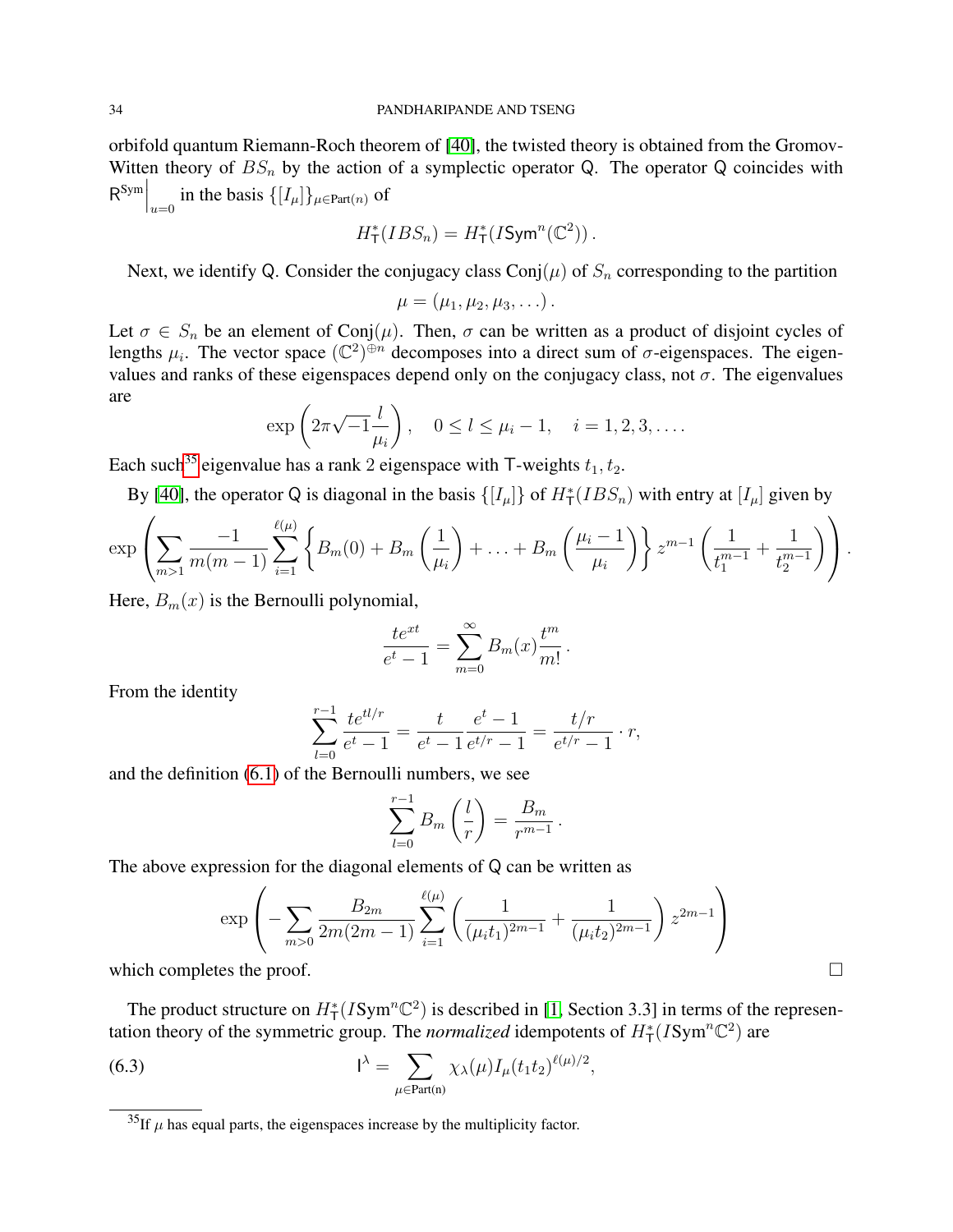orbifold quantum Riemann-Roch theorem of [40], the twisted theory is obtained from the Gromov-Witten theory of $BS_n$ by the action of a symplectic operator $\mathsf{Q}$. The operator $\mathsf{Q}$ coincides with $\mathsf{R}^{\mathsf{Sym}}\Big|_{u=0}$ in the basis $\{[I_\mu]\}_{\mu \in \mathrm{Part}(n)}$ of

$$H^*_{\mathsf{T}}(IBS_n) = H^*_{\mathsf{T}}(I\mathsf{Sym}^n(\mathbb{C}^2)) .$$

Next, we identify $\mathsf{Q}$. Consider the conjugacy class $\mathrm{Conj}(\mu)$ of $S_n$ corresponding to the partition

$$\mu = (\mu_1, \mu_2, \mu_3, \ldots) .$$

Let $\sigma \in S_n$ be an element of $\mathrm{Conj}(\mu)$. Then, $\sigma$ can be written as a product of disjoint cycles of lengths $\mu_i$. The vector space $(\mathbb{C}^2)^{\oplus n}$ decomposes into a direct sum of $\sigma$-eigenspaces. The eigenvalues and ranks of these eigenspaces depend only on the conjugacy class, not $\sigma$. The eigenvalues are

$$\exp\left(2\pi\sqrt{-1}\frac{l}{\mu_i}\right), \quad 0 \le l \le \mu_i - 1, \quad i = 1, 2, 3, \ldots .$$

Each such[35] eigenvalue has a rank 2 eigenspace with $\mathsf{T}$-weights $t_1, t_2$.

By [40], the operator $\mathsf{Q}$ is diagonal in the basis $\{[I_\mu]\}$ of $H^*_{\mathsf{T}}(IBS_n)$ with entry at $[I_\mu]$ given by

$$\exp\left(\sum_{m>1} \frac{-1}{m(m-1)} \sum_{i=1}^{\ell(\mu)} \left\{B_m(0) + B_m\left(\frac{1}{\mu_i}\right) + \ldots + B_m\left(\frac{\mu_i - 1}{\mu_i}\right)\right\} z^{m-1} \left(\frac{1}{t_1^{m-1}} + \frac{1}{t_2^{m-1}}\right)\right) .$$

Here, $B_m(x)$ is the Bernoulli polynomial,

$$\frac{te^{xt}}{e^t - 1} = \sum_{m=0}^{\infty} B_m(x) \frac{t^m}{m!} .$$

From the identity

$$\sum_{l=0}^{r-1} \frac{te^{tl/r}}{e^t - 1} = \frac{t}{e^t - 1} \frac{e^t - 1}{e^{t/r} - 1} = \frac{t/r}{e^{t/r} - 1} \cdot r,$$

and the definition (6.1) of the Bernoulli numbers, we see

$$\sum_{l=0}^{r-1} B_m\left(\frac{l}{r}\right) = \frac{B_m}{r^{m-1}} .$$

The above expression for the diagonal elements of $\mathsf{Q}$ can be written as

$$\exp\left(-\sum_{m>0} \frac{B_{2m}}{2m(2m-1)} \sum_{i=1}^{\ell(\mu)} \left(\frac{1}{(\mu_i t_1)^{2m-1}} + \frac{1}{(\mu_i t_2)^{2m-1}}\right) z^{2m-1}\right)$$

which completes the proof. $\square$

The product structure on $H^*_{\mathsf{T}}(I\mathrm{Sym}^n\mathbb{C}^2)$ is described in [1, Section 3.3] in terms of the representation theory of the symmetric group. The *normalized* idempotents of $H^*_{\mathsf{T}}(I\mathrm{Sym}^n\mathbb{C}^2)$ are

$$\mathsf{I}^\lambda = \sum_{\mu \in \mathrm{Part(n)}} \chi_\lambda(\mu) I_\mu (t_1 t_2)^{\ell(\mu)/2}, \tag{6.3}$$

[35] If $\mu$ has equal parts, the eigenspaces increase by the multiplicity factor.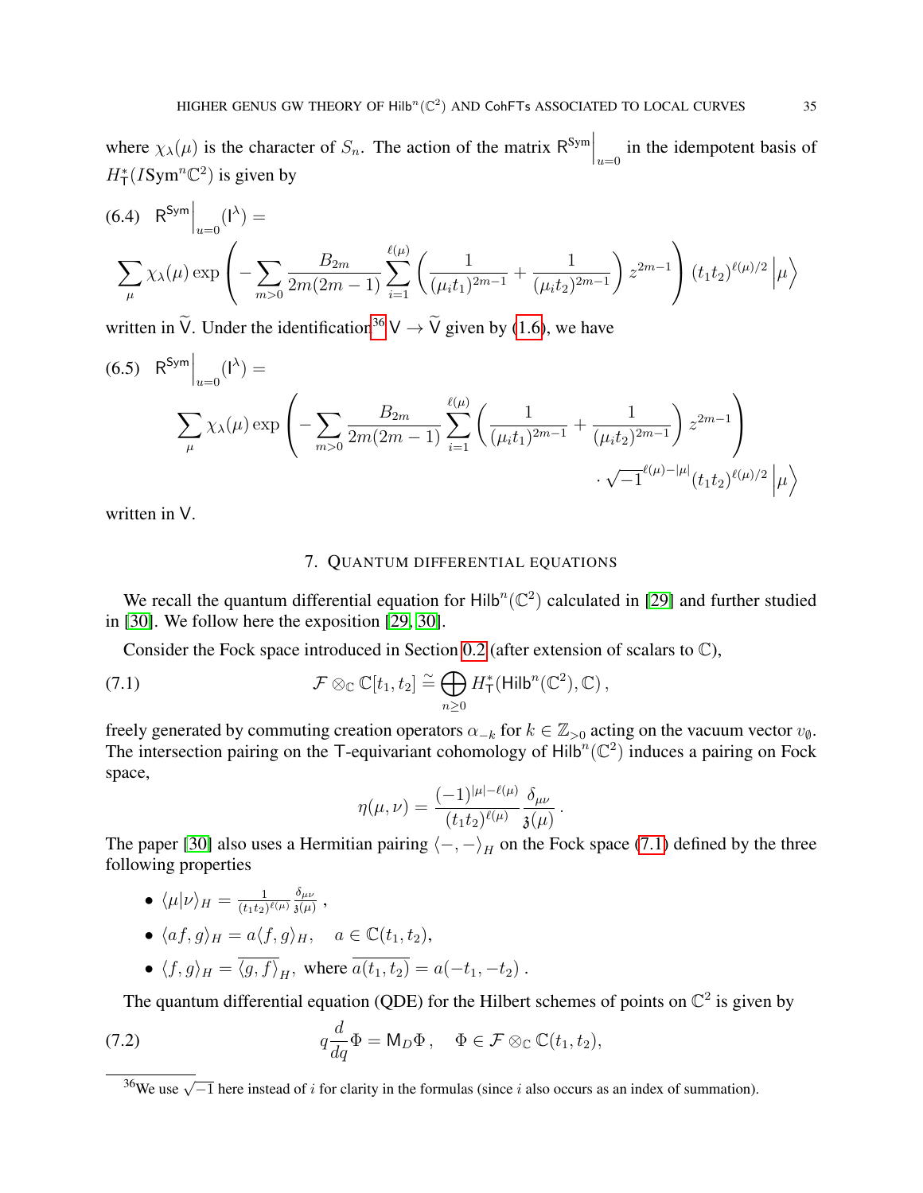where $\chi_\lambda(\mu)$ is the character of $S_n$. The action of the matrix $\mathsf{R}^{\mathsf{Sym}}\Big|_{u=0}$ in the idempotent basis of $H^*_{\mathsf{T}}(I\mathrm{Sym}^n\mathbb{C}^2)$ is given by

$$
\text{(6.4)}\quad \mathsf{R}^{\mathsf{Sym}}\Big|_{u=0}(\mathsf{I}^\lambda) = \sum_\mu \chi_\lambda(\mu) \exp\left( -\sum_{m>0} \frac{B_{2m}}{2m(2m-1)} \sum_{i=1}^{\ell(\mu)} \left( \frac{1}{(\mu_i t_1)^{2m-1}} + \frac{1}{(\mu_i t_2)^{2m-1}} \right) z^{2m-1} \right) (t_1t_2)^{\ell(\mu)/2} \Big|\mu\Big\rangle
$$

written in $\widetilde{\mathsf{V}}$. Under the identification[36] $\mathsf{V} \to \widetilde{\mathsf{V}}$ given by (1.6), we have

$$
\text{(6.5)}\quad \mathsf{R}^{\mathsf{Sym}}\Big|_{u=0}(\mathsf{I}^\lambda) = \sum_\mu \chi_\lambda(\mu) \exp\left( -\sum_{m>0} \frac{B_{2m}}{2m(2m-1)} \sum_{i=1}^{\ell(\mu)} \left( \frac{1}{(\mu_i t_1)^{2m-1}} + \frac{1}{(\mu_i t_2)^{2m-1}} \right) z^{2m-1} \right) \cdot \sqrt{-1}^{\ell(\mu)-|\mu|}(t_1t_2)^{\ell(\mu)/2} \Big|\mu\Big\rangle
$$

written in $\mathsf{V}$.

## 7. Quantum differential equations

We recall the quantum differential equation for $\mathsf{Hilb}^n(\mathbb{C}^2)$ calculated in [29] and further studied in [30]. We follow here the exposition [29, 30].

Consider the Fock space introduced in Section 0.2 (after extension of scalars to $\mathbb{C}$),

$$
\text{(7.1)}\qquad \mathcal{F} \otimes_{\mathbb{C}} \mathbb{C}[t_1, t_2] \stackrel{\sim}{=} \bigoplus_{n \geq 0} H^*_{\mathsf{T}}(\mathsf{Hilb}^n(\mathbb{C}^2), \mathbb{C}),
$$

freely generated by commuting creation operators $\alpha_{-k}$ for $k \in \mathbb{Z}_{>0}$ acting on the vacuum vector $v_\emptyset$. The intersection pairing on the $\mathsf{T}$-equivariant cohomology of $\mathsf{Hilb}^n(\mathbb{C}^2)$ induces a pairing on Fock space,

$$
\eta(\mu, \nu) = \frac{(-1)^{|\mu|-\ell(\mu)}}{(t_1t_2)^{\ell(\mu)}} \frac{\delta_{\mu\nu}}{\mathfrak{z}(\mu)}.
$$

The paper [30] also uses a Hermitian pairing $\langle -, - \rangle_H$ on the Fock space (7.1) defined by the three following properties

- $\langle \mu | \nu \rangle_H = \frac{1}{(t_1t_2)^{\ell(\mu)}} \frac{\delta_{\mu\nu}}{\mathfrak{z}(\mu)}$,
- $\langle af, g \rangle_H = a\langle f, g \rangle_H, \quad a \in \mathbb{C}(t_1, t_2)$,
- $\langle f, g \rangle_H = \overline{\langle g, f \rangle}_H$, where $\overline{a(t_1, t_2)} = a(-t_1, -t_2)$.

The quantum differential equation (QDE) for the Hilbert schemes of points on $\mathbb{C}^2$ is given by

$$
\text{(7.2)}\qquad q\frac{d}{dq}\Phi = \mathsf{M}_D \Phi, \quad \Phi \in \mathcal{F} \otimes_{\mathbb{C}} \mathbb{C}(t_1, t_2),
$$

---

[36] We use $\sqrt{-1}$ here instead of $i$ for clarity in the formulas (since $i$ also occurs as an index of summation).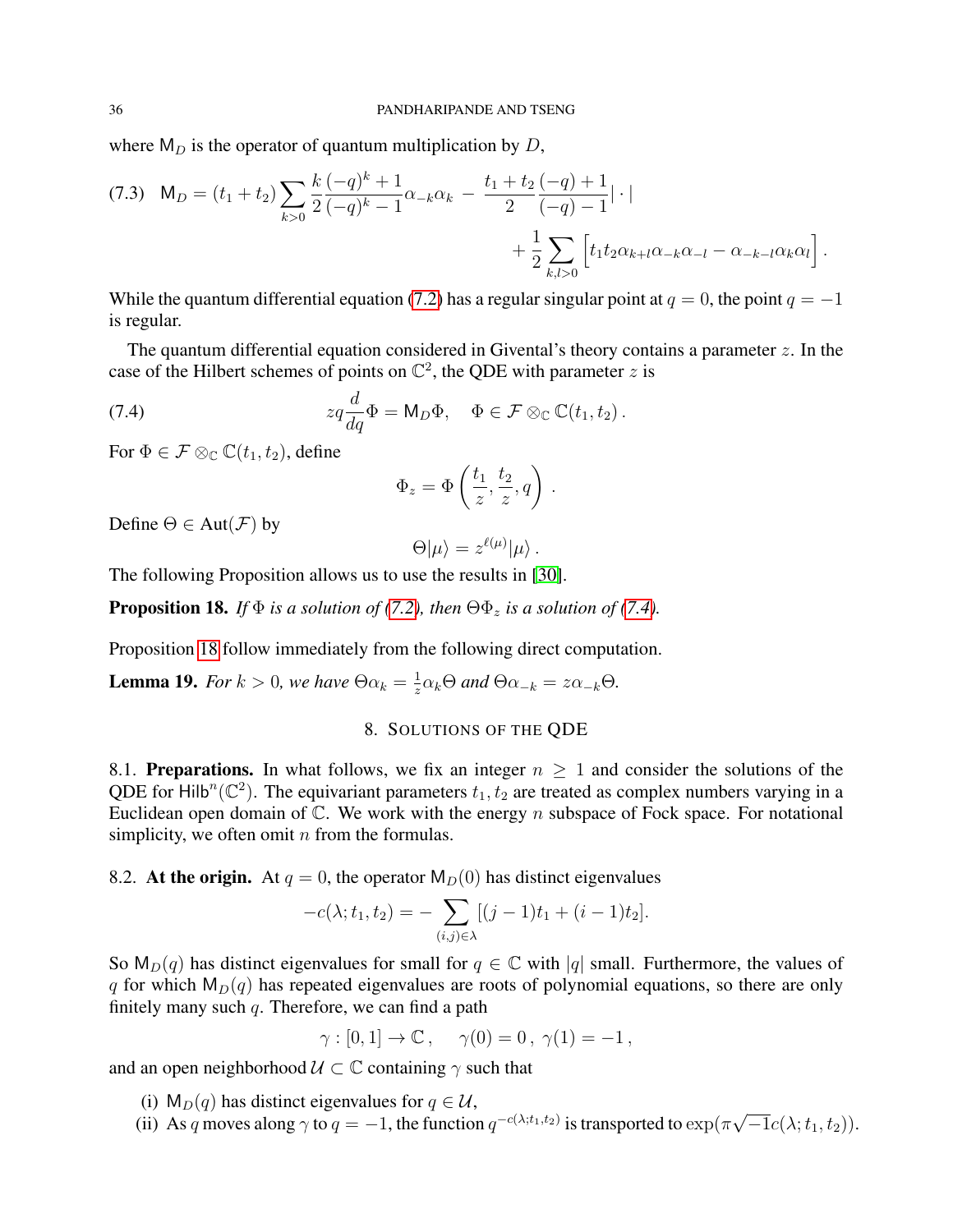where $\mathsf{M}_D$ is the operator of quantum multiplication by $D$,

$$
\mathsf{M}_D = (t_1+t_2)\sum_{k>0} \frac{k}{2}\frac{(-q)^k+1}{(-q)^k-1}\alpha_{-k}\alpha_k - \frac{t_1+t_2}{2}\frac{(-q)+1}{(-q)-1}|\cdot| + \frac{1}{2}\sum_{k,l>0}\Big[t_1t_2\alpha_{k+l}\alpha_{-k}\alpha_{-l} - \alpha_{-k-l}\alpha_k\alpha_l\Big]. \tag{7.3}
$$

While the quantum differential equation (7.2) has a regular singular point at $q=0$, the point $q=-1$ is regular.

The quantum differential equation considered in Givental's theory contains a parameter $z$. In the case of the Hilbert schemes of points on $\mathbb{C}^2$, the QDE with parameter $z$ is

$$
zq\frac{d}{dq}\Phi = \mathsf{M}_D\Phi, \quad \Phi \in \mathcal{F}\otimes_{\mathbb{C}}\mathbb{C}(t_1,t_2). \tag{7.4}
$$

For $\Phi \in \mathcal{F}\otimes_{\mathbb{C}}\mathbb{C}(t_1,t_2)$, define

$$
\Phi_z = \Phi\left(\frac{t_1}{z},\frac{t_2}{z},q\right).
$$

Define $\Theta \in \mathrm{Aut}(\mathcal{F})$ by

$$
\Theta|\mu\rangle = z^{\ell(\mu)}|\mu\rangle.
$$

The following Proposition allows us to use the results in [30].

**Proposition 18.** *If $\Phi$ is a solution of (7.2), then $\Theta\Phi_z$ is a solution of (7.4).*

Proposition 18 follow immediately from the following direct computation.

**Lemma 19.** *For $k>0$, we have $\Theta\alpha_k = \frac{1}{z}\alpha_k\Theta$ and $\Theta\alpha_{-k} = z\alpha_{-k}\Theta$.*

## 8. Solutions of the QDE

8.1. **Preparations.** In what follows, we fix an integer $n \geq 1$ and consider the solutions of the QDE for $\mathsf{Hilb}^n(\mathbb{C}^2)$. The equivariant parameters $t_1, t_2$ are treated as complex numbers varying in a Euclidean open domain of $\mathbb{C}$. We work with the energy $n$ subspace of Fock space. For notational simplicity, we often omit $n$ from the formulas.

8.2. **At the origin.** At $q=0$, the operator $\mathsf{M}_D(0)$ has distinct eigenvalues

$$
-c(\lambda;t_1,t_2) = -\sum_{(i,j)\in\lambda}[(j-1)t_1+(i-1)t_2].
$$

So $\mathsf{M}_D(q)$ has distinct eigenvalues for small for $q\in\mathbb{C}$ with $|q|$ small. Furthermore, the values of $q$ for which $\mathsf{M}_D(q)$ has repeated eigenvalues are roots of polynomial equations, so there are only finitely many such $q$. Therefore, we can find a path

$$
\gamma:[0,1]\to\mathbb{C}, \quad \gamma(0)=0,\ \gamma(1)=-1,
$$

and an open neighborhood $\mathcal{U}\subset\mathbb{C}$ containing $\gamma$ such that

(i) $\mathsf{M}_D(q)$ has distinct eigenvalues for $q\in\mathcal{U}$,
(ii) As $q$ moves along $\gamma$ to $q=-1$, the function $q^{-c(\lambda;t_1,t_2)}$ is transported to $\exp(\pi\sqrt{-1}c(\lambda;t_1,t_2))$.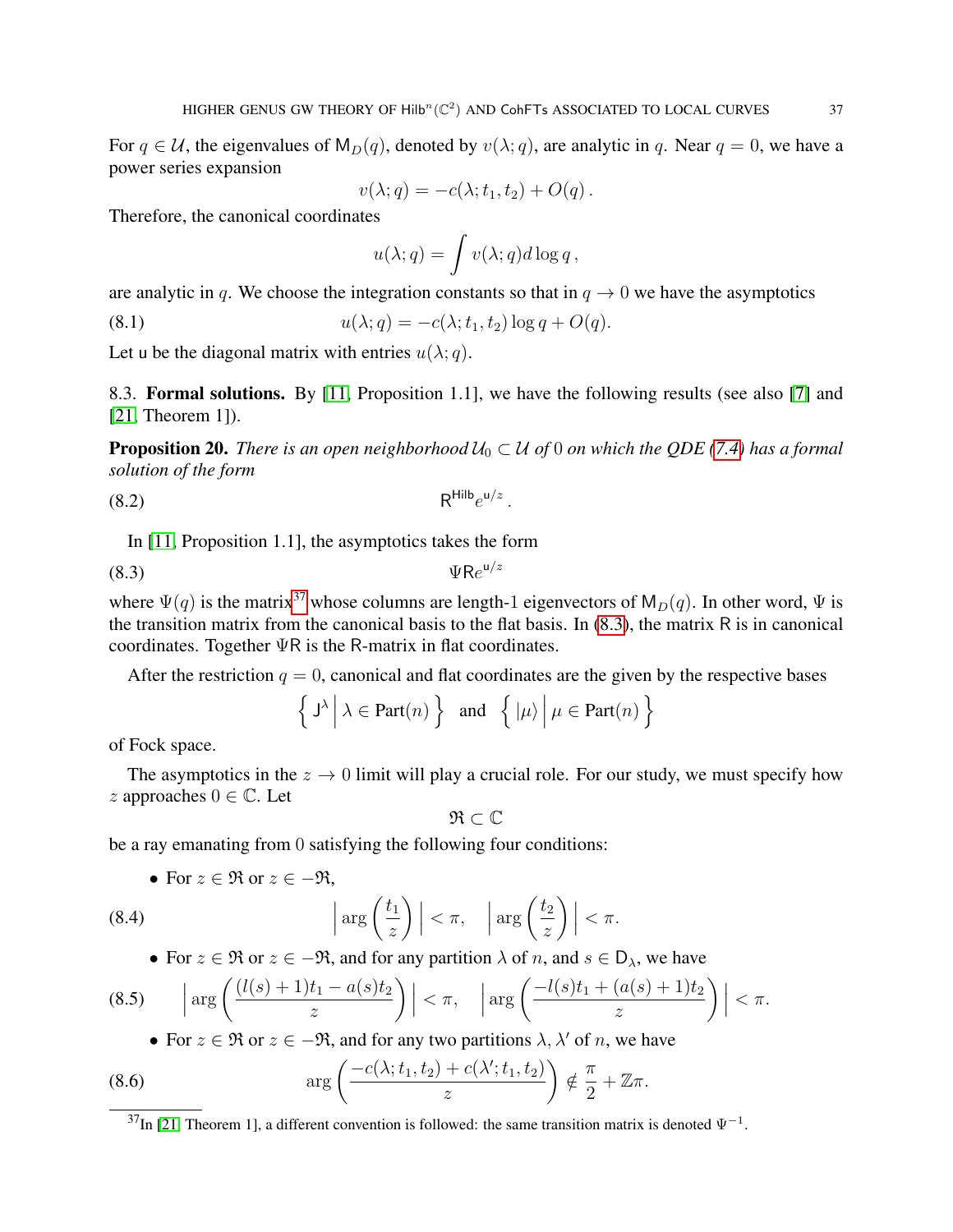For $q \in \mathcal{U}$, the eigenvalues of $\mathsf{M}_D(q)$, denoted by $v(\lambda; q)$, are analytic in $q$. Near $q = 0$, we have a power series expansion

$$v(\lambda; q) = -c(\lambda; t_1, t_2) + O(q)\,.$$

Therefore, the canonical coordinates

$$u(\lambda; q) = \int v(\lambda; q) d \log q\,,$$

are analytic in $q$. We choose the integration constants so that in $q \to 0$ we have the asymptotics

$$u(\lambda; q) = -c(\lambda; t_1, t_2) \log q + O(q). \tag{8.1}$$

Let $\mathsf{u}$ be the diagonal matrix with entries $u(\lambda; q)$.

8.3. **Formal solutions.** By [11, Proposition 1.1], we have the following results (see also [7] and [21, Theorem 1]).

**Proposition 20.** *There is an open neighborhood $\mathcal{U}_0 \subset \mathcal{U}$ of $0$ on which the QDE (7.4) has a formal solution of the form*

$$\mathsf{R}^{\mathsf{Hilb}} e^{\mathsf{u}/z}\,. \tag{8.2}$$

In [11, Proposition 1.1], the asymptotics takes the form

$$\Psi \mathsf{R} e^{\mathsf{u}/z} \tag{8.3}$$

where $\Psi(q)$ is the matrix[37] whose columns are length-1 eigenvectors of $\mathsf{M}_D(q)$. In other word, $\Psi$ is the transition matrix from the canonical basis to the flat basis. In (8.3), the matrix $\mathsf{R}$ is in canonical coordinates. Together $\Psi\mathsf{R}$ is the R-matrix in flat coordinates.

After the restriction $q = 0$, canonical and flat coordinates are the given by the respective bases

$$\left\{ \mathsf{J}^\lambda \,\middle|\, \lambda \in \mathsf{Part}(n) \right\} \quad \text{and} \quad \left\{ |\mu\rangle \,\middle|\, \mu \in \mathsf{Part}(n) \right\}$$

of Fock space.

The asymptotics in the $z \to 0$ limit will play a crucial role. For our study, we must specify how $z$ approaches $0 \in \mathbb{C}$. Let

$$\mathfrak{R} \subset \mathbb{C}$$

be a ray emanating from $0$ satisfying the following four conditions:

- For $z \in \mathfrak{R}$ or $z \in -\mathfrak{R}$,

$$\left|\arg\left(\frac{t_1}{z}\right)\right| < \pi, \quad \left|\arg\left(\frac{t_2}{z}\right)\right| < \pi. \tag{8.4}$$

- For $z \in \mathfrak{R}$ or $z \in -\mathfrak{R}$, and for any partition $\lambda$ of $n$, and $s \in \mathsf{D}_\lambda$, we have

$$\left|\arg\left(\frac{(l(s)+1)t_1 - a(s)t_2}{z}\right)\right| < \pi, \quad \left|\arg\left(\frac{-l(s)t_1 + (a(s)+1)t_2}{z}\right)\right| < \pi. \tag{8.5}$$

- For $z \in \mathfrak{R}$ or $z \in -\mathfrak{R}$, and for any two partitions $\lambda, \lambda'$ of $n$, we have

$$\arg\left(\frac{-c(\lambda; t_1, t_2) + c(\lambda'; t_1, t_2)}{z}\right) \notin \frac{\pi}{2} + \mathbb{Z}\pi. \tag{8.6}$$

[37] In [21, Theorem 1], a different convention is followed: the same transition matrix is denoted $\Psi^{-1}$.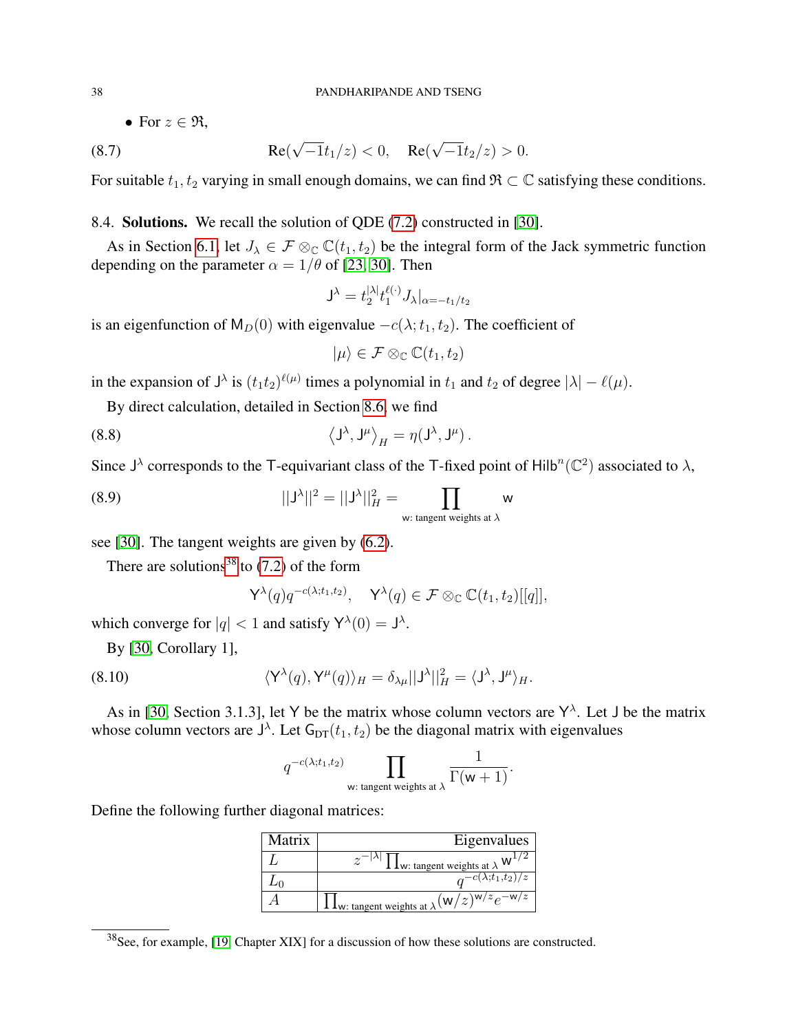- For $z \in \mathfrak{R}$,

$$\text{(8.7)} \qquad \mathrm{Re}(\sqrt{-1}t_1/z) < 0, \quad \mathrm{Re}(\sqrt{-1}t_2/z) > 0.$$

For suitable $t_1, t_2$ varying in small enough domains, we can find $\mathfrak{R} \subset \mathbb{C}$ satisfying these conditions.

8.4. **Solutions.** We recall the solution of QDE (7.2) constructed in [30].

As in Section 6.1, let $J_\lambda \in \mathcal{F} \otimes_{\mathbb{C}} \mathbb{C}(t_1, t_2)$ be the integral form of the Jack symmetric function depending on the parameter $\alpha = 1/\theta$ of [23, 30]. Then

$$\mathsf{J}^\lambda = t_2^{|\lambda|} t_1^{\ell(\cdot)} J_\lambda|_{\alpha = -t_1/t_2}$$

is an eigenfunction of $\mathsf{M}_D(0)$ with eigenvalue $-c(\lambda; t_1, t_2)$. The coefficient of

$$|\mu\rangle \in \mathcal{F} \otimes_{\mathbb{C}} \mathbb{C}(t_1, t_2)$$

in the expansion of $\mathsf{J}^\lambda$ is $(t_1 t_2)^{\ell(\mu)}$ times a polynomial in $t_1$ and $t_2$ of degree $|\lambda| - \ell(\mu)$.

By direct calculation, detailed in Section 8.6, we find

$$\text{(8.8)} \qquad \left\langle \mathsf{J}^\lambda, \mathsf{J}^\mu \right\rangle_H = \eta(\mathsf{J}^\lambda, \mathsf{J}^\mu).$$

Since $\mathsf{J}^\lambda$ corresponds to the $\mathsf{T}$-equivariant class of the $\mathsf{T}$-fixed point of $\mathrm{Hilb}^n(\mathbb{C}^2)$ associated to $\lambda$,

$$\text{(8.9)} \qquad ||\mathsf{J}^\lambda||^2 = ||\mathsf{J}^\lambda||_H^2 = \prod_{\mathsf{w}\text{: tangent weights at } \lambda} \mathsf{w}$$

see [30]. The tangent weights are given by (6.2).

There are solutions[38] to (7.2) of the form

$$\mathsf{Y}^\lambda(q) q^{-c(\lambda; t_1, t_2)}, \quad \mathsf{Y}^\lambda(q) \in \mathcal{F} \otimes_{\mathbb{C}} \mathbb{C}(t_1, t_2)[[q]],$$

which converge for $|q| < 1$ and satisfy $\mathsf{Y}^\lambda(0) = \mathsf{J}^\lambda$.

By [30, Corollary 1],

$$\text{(8.10)} \qquad \langle \mathsf{Y}^\lambda(q), \mathsf{Y}^\mu(q) \rangle_H = \delta_{\lambda\mu} ||\mathsf{J}^\lambda||_H^2 = \langle \mathsf{J}^\lambda, \mathsf{J}^\mu \rangle_H.$$

As in [30, Section 3.1.3], let $\mathsf{Y}$ be the matrix whose column vectors are $\mathsf{Y}^\lambda$. Let $\mathsf{J}$ be the matrix whose column vectors are $\mathsf{J}^\lambda$. Let $\mathsf{G}_{\mathrm{DT}}(t_1, t_2)$ be the diagonal matrix with eigenvalues

$$q^{-c(\lambda; t_1, t_2)} \prod_{\mathsf{w}\text{: tangent weights at } \lambda} \frac{1}{\Gamma(\mathsf{w} + 1)}.$$

Define the following further diagonal matrices:

| Matrix | Eigenvalues |
|---|---|
| $L$ | $z^{-\lvert\lambda\rvert} \prod_{\mathsf{w}\text{: tangent weights at } \lambda} \mathsf{w}^{1/2}$ |
| $L_0$ | $q^{-c(\lambda; t_1, t_2)/z}$ |
| $A$ | $\prod_{\mathsf{w}\text{: tangent weights at } \lambda} (\mathsf{w}/z)^{\mathsf{w}/z} e^{-\mathsf{w}/z}$ |

[38] See, for example, [19, Chapter XIX] for a discussion of how these solutions are constructed.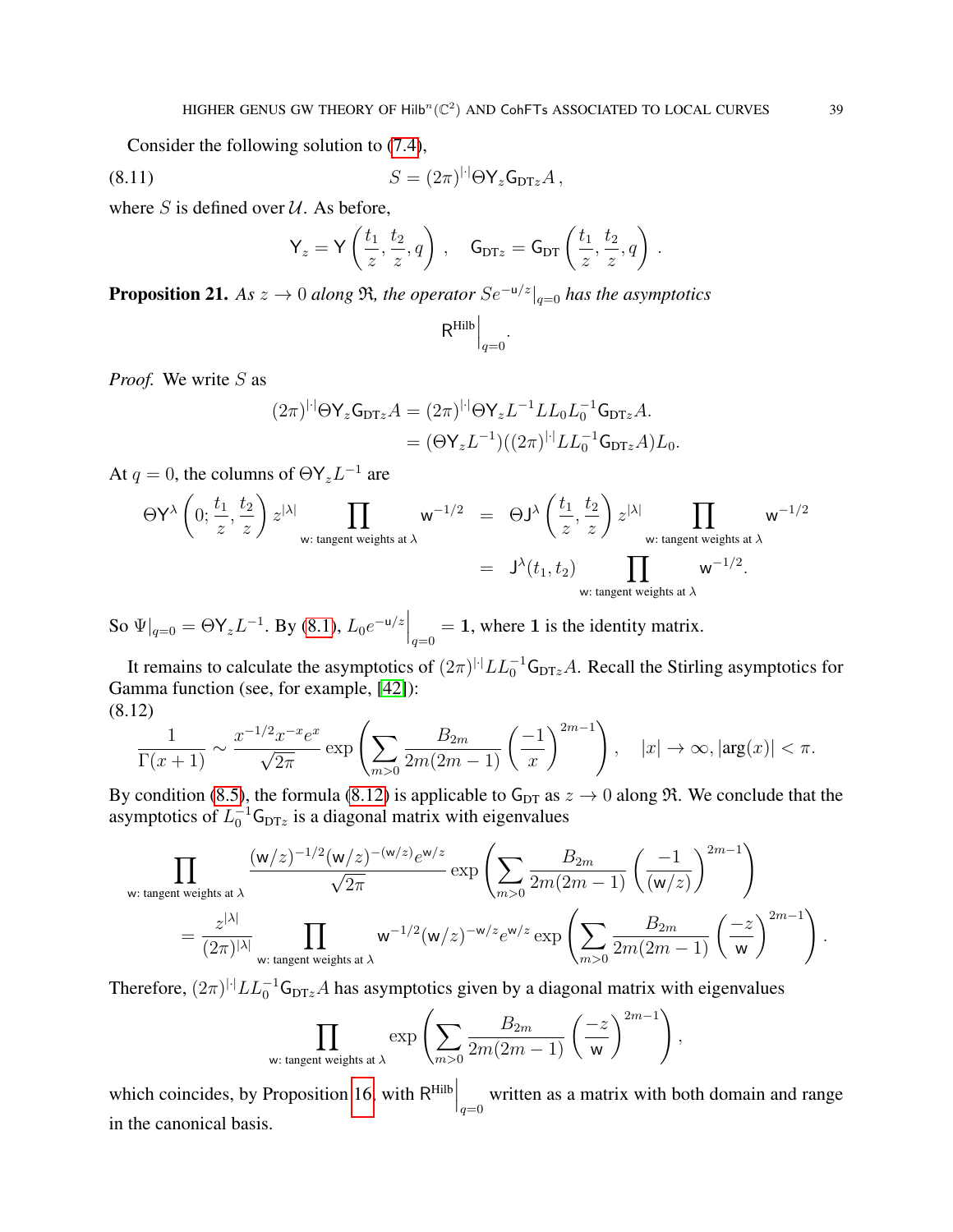Consider the following solution to (7.4),

$$S = (2\pi)^{|\cdot|}\Theta \mathsf{Y}_z \mathsf{G}_{\mathrm{DT}z} A\,, \tag{8.11}$$

where $S$ is defined over $\mathcal{U}$. As before,

$$\mathsf{Y}_z = \mathsf{Y}\left(\frac{t_1}{z}, \frac{t_2}{z}, q\right)\,, \quad \mathsf{G}_{\mathrm{DT}z} = \mathsf{G}_{\mathrm{DT}}\left(\frac{t_1}{z}, \frac{t_2}{z}, q\right)\,.$$

**Proposition 21.** *As $z \to 0$ along $\mathfrak{R}$, the operator $Se^{-\mathsf{u}/z}|_{q=0}$ has the asymptotics*

$$\mathsf{R}^{\mathrm{Hilb}}\Big|_{q=0}.$$

*Proof.* We write $S$ as

$$\begin{aligned}(2\pi)^{|\cdot|}\Theta \mathsf{Y}_z \mathsf{G}_{\mathrm{DT}z} A &= (2\pi)^{|\cdot|}\Theta \mathsf{Y}_z L^{-1} L L_0 L_0^{-1} \mathsf{G}_{\mathrm{DT}z} A.\\ &= (\Theta \mathsf{Y}_z L^{-1})((2\pi)^{|\cdot|} L L_0^{-1} \mathsf{G}_{\mathrm{DT}z} A) L_0.\end{aligned}$$

At $q = 0$, the columns of $\Theta \mathsf{Y}_z L^{-1}$ are

$$\begin{aligned}\Theta \mathsf{Y}^\lambda\left(0; \frac{t_1}{z}, \frac{t_2}{z}\right) z^{|\lambda|} \prod_{\mathsf{w}:\ \text{tangent weights at } \lambda} \mathsf{w}^{-1/2} &= \Theta \mathsf{J}^\lambda\left(\frac{t_1}{z}, \frac{t_2}{z}\right) z^{|\lambda|} \prod_{\mathsf{w}:\ \text{tangent weights at } \lambda} \mathsf{w}^{-1/2}\\ &= \mathsf{J}^\lambda(t_1, t_2) \prod_{\mathsf{w}:\ \text{tangent weights at } \lambda} \mathsf{w}^{-1/2}.\end{aligned}$$

So $\Psi|_{q=0} = \Theta \mathsf{Y}_z L^{-1}$. By (8.1), $L_0 e^{-\mathsf{u}/z}\Big|_{q=0} = \mathbf{1}$, where $\mathbf{1}$ is the identity matrix.

It remains to calculate the asymptotics of $(2\pi)^{|\cdot|} L L_0^{-1} \mathsf{G}_{\mathrm{DT}z} A$. Recall the Stirling asymptotics for Gamma function (see, for example, [42]):

$$\frac{1}{\Gamma(x+1)} \sim \frac{x^{-1/2} x^{-x} e^x}{\sqrt{2\pi}} \exp\left(\sum_{m>0} \frac{B_{2m}}{2m(2m-1)}\left(\frac{-1}{x}\right)^{2m-1}\right), \quad |x| \to \infty, |\arg(x)| < \pi. \tag{8.12}$$

By condition (8.5), the formula (8.12) is applicable to $\mathsf{G}_{\mathrm{DT}}$ as $z \to 0$ along $\mathfrak{R}$. We conclude that the asymptotics of $L_0^{-1}\mathsf{G}_{\mathrm{DT}z}$ is a diagonal matrix with eigenvalues

$$\begin{aligned}&\prod_{\mathsf{w}:\ \text{tangent weights at } \lambda} \frac{(\mathsf{w}/z)^{-1/2} (\mathsf{w}/z)^{-(\mathsf{w}/z)} e^{\mathsf{w}/z}}{\sqrt{2\pi}} \exp\left(\sum_{m>0} \frac{B_{2m}}{2m(2m-1)}\left(\frac{-1}{(\mathsf{w}/z)}\right)^{2m-1}\right)\\ &= \frac{z^{|\lambda|}}{(2\pi)^{|\lambda|}} \prod_{\mathsf{w}:\ \text{tangent weights at } \lambda} \mathsf{w}^{-1/2} (\mathsf{w}/z)^{-\mathsf{w}/z} e^{\mathsf{w}/z} \exp\left(\sum_{m>0} \frac{B_{2m}}{2m(2m-1)}\left(\frac{-z}{\mathsf{w}}\right)^{2m-1}\right).\end{aligned}$$

Therefore, $(2\pi)^{|\cdot|} L L_0^{-1} \mathsf{G}_{\mathrm{DT}z} A$ has asymptotics given by a diagonal matrix with eigenvalues

$$\prod_{\mathsf{w}:\ \text{tangent weights at } \lambda} \exp\left(\sum_{m>0} \frac{B_{2m}}{2m(2m-1)}\left(\frac{-z}{\mathsf{w}}\right)^{2m-1}\right),$$

which coincides, by Proposition 16, with $\mathsf{R}^{\mathrm{Hilb}}\Big|_{q=0}$ written as a matrix with both domain and range in the canonical basis.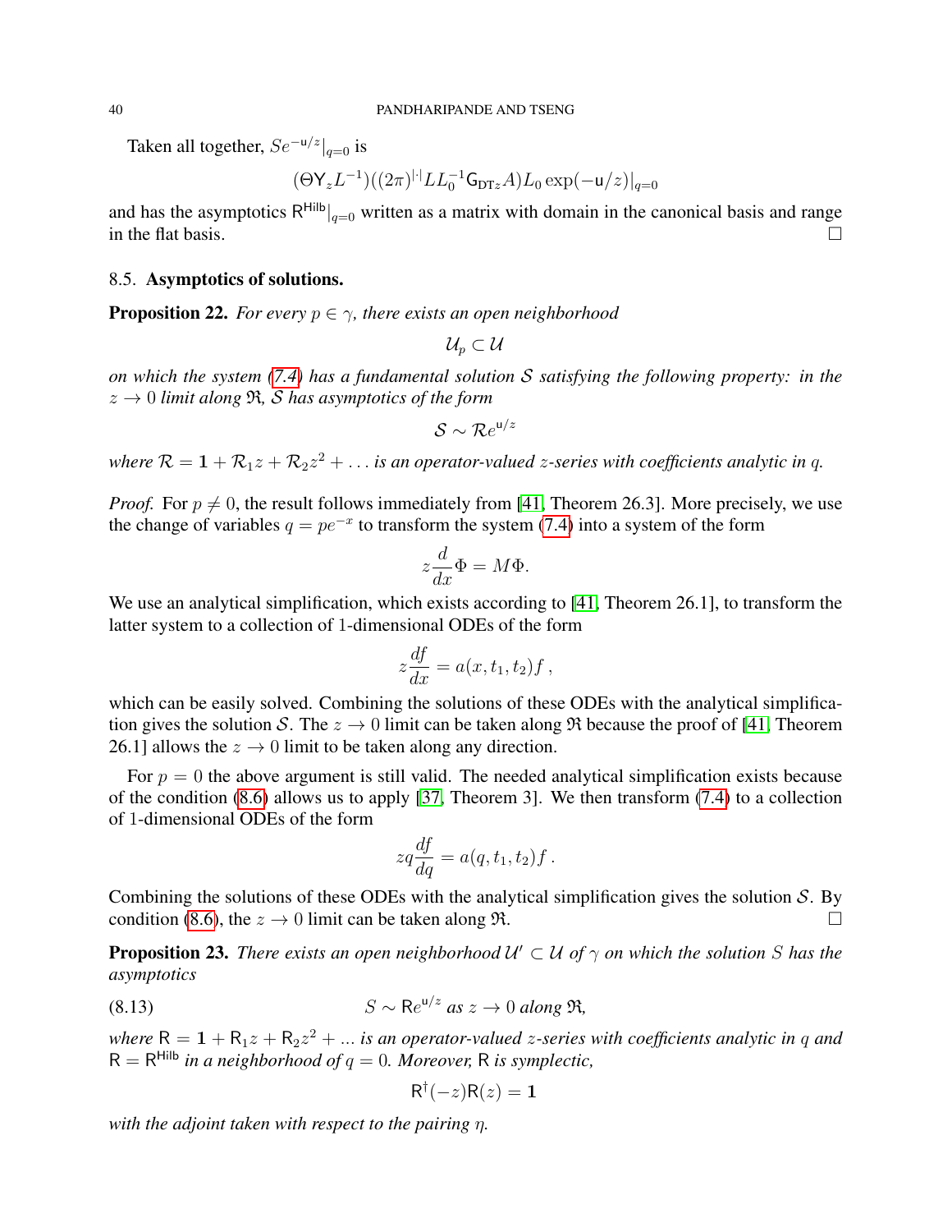Taken all together, $Se^{-\mathsf{u}/z}|_{q=0}$ is

$$(\Theta \mathsf{Y}_z L^{-1})((2\pi)^{|\cdot|} L L_0^{-1} \mathsf{G}_{\mathrm{DT}z} A) L_0 \exp(-\mathsf{u}/z)|_{q=0}$$

and has the asymptotics $\mathsf{R}^{\mathsf{Hilb}}|_{q=0}$ written as a matrix with domain in the canonical basis and range in the flat basis. □

## 8.5. Asymptotics of solutions.

**Proposition 22.** *For every $p \in \gamma$, there exists an open neighborhood*

$$\mathcal{U}_p \subset \mathcal{U}$$

*on which the system (7.4) has a fundamental solution $\mathcal{S}$ satisfying the following property: in the $z \to 0$ limit along $\mathfrak{R}$, $\mathcal{S}$ has asymptotics of the form*

$$\mathcal{S} \sim \mathcal{R} e^{\mathsf{u}/z}$$

*where $\mathcal{R} = \mathbf{1} + \mathcal{R}_1 z + \mathcal{R}_2 z^2 + \ldots$ is an operator-valued $z$-series with coefficients analytic in $q$.*

*Proof.* For $p \neq 0$, the result follows immediately from [41, Theorem 26.3]. More precisely, we use the change of variables $q = pe^{-x}$ to transform the system (7.4) into a system of the form

$$z \frac{d}{dx} \Phi = M \Phi.$$

We use an analytical simplification, which exists according to [41, Theorem 26.1], to transform the latter system to a collection of 1-dimensional ODEs of the form

$$z \frac{df}{dx} = a(x, t_1, t_2) f \, ,$$

which can be easily solved. Combining the solutions of these ODEs with the analytical simplification gives the solution $\mathcal{S}$. The $z \to 0$ limit can be taken along $\mathfrak{R}$ because the proof of [41, Theorem 26.1] allows the $z \to 0$ limit to be taken along any direction.

For $p = 0$ the above argument is still valid. The needed analytical simplification exists because of the condition (8.6) allows us to apply [37, Theorem 3]. We then transform (7.4) to a collection of 1-dimensional ODEs of the form

$$zq \frac{df}{dq} = a(q, t_1, t_2) f \, .$$

Combining the solutions of these ODEs with the analytical simplification gives the solution $\mathcal{S}$. By condition (8.6), the $z \to 0$ limit can be taken along $\mathfrak{R}$. □

**Proposition 23.** *There exists an open neighborhood $\mathcal{U}' \subset \mathcal{U}$ of $\gamma$ on which the solution $S$ has the asymptotics*

$$S \sim \mathsf{R} e^{\mathsf{u}/z} \text{ as } z \to 0 \text{ along } \mathfrak{R}, \tag{8.13}$$

*where $\mathsf{R} = \mathbf{1} + \mathsf{R}_1 z + \mathsf{R}_2 z^2 + \ldots$ is an operator-valued $z$-series with coefficients analytic in $q$ and $\mathsf{R} = \mathsf{R}^{\mathsf{Hilb}}$ in a neighborhood of $q = 0$. Moreover, $\mathsf{R}$ is symplectic,*

$$\mathsf{R}^\dagger(-z) \mathsf{R}(z) = \mathbf{1}$$

*with the adjoint taken with respect to the pairing $\eta$.*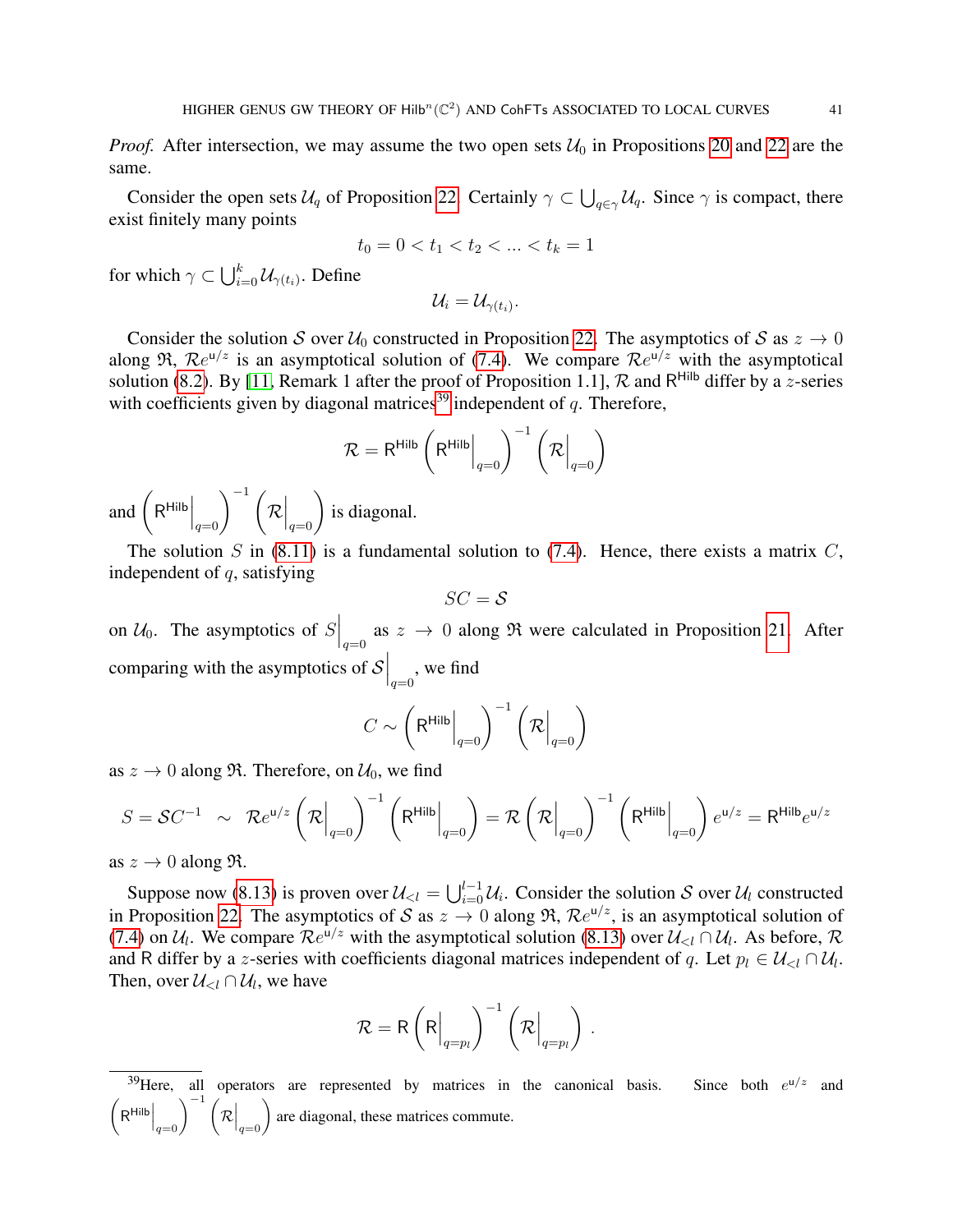*Proof.* After intersection, we may assume the two open sets $\mathcal{U}_0$ in Propositions 20 and 22 are the same.

Consider the open sets $\mathcal{U}_q$ of Proposition 22. Certainly $\gamma \subset \bigcup_{q\in\gamma} \mathcal{U}_q$. Since $\gamma$ is compact, there exist finitely many points

$$t_0 = 0 < t_1 < t_2 < \ldots < t_k = 1$$

for which $\gamma \subset \bigcup_{i=0}^{k} \mathcal{U}_{\gamma(t_i)}$. Define

$$\mathcal{U}_i = \mathcal{U}_{\gamma(t_i)}.$$

Consider the solution $\mathcal{S}$ over $\mathcal{U}_0$ constructed in Proposition 22. The asymptotics of $\mathcal{S}$ as $z \to 0$ along $\mathfrak{R}$, $\mathcal{R}e^{\mathsf{u}/z}$ is an asymptotical solution of (7.4). We compare $\mathcal{R}e^{\mathsf{u}/z}$ with the asymptotical solution (8.2). By [11, Remark 1 after the proof of Proposition 1.1], $\mathcal{R}$ and $\mathsf{R}^{\mathsf{Hilb}}$ differ by a $z$-series with coefficients given by diagonal matrices[39] independent of $q$. Therefore,

$$\mathcal{R} = \mathsf{R}^{\mathsf{Hilb}}\left(\mathsf{R}^{\mathsf{Hilb}}\Big|_{q=0}\right)^{-1}\left(\mathcal{R}\Big|_{q=0}\right)$$

and $\left(\mathsf{R}^{\mathsf{Hilb}}\Big|_{q=0}\right)^{-1}\left(\mathcal{R}\Big|_{q=0}\right)$ is diagonal.

The solution $S$ in (8.11) is a fundamental solution to (7.4). Hence, there exists a matrix $C$, independent of $q$, satisfying

$$SC = \mathcal{S}$$

on $\mathcal{U}_0$. The asymptotics of $S\Big|_{q=0}$ as $z \to 0$ along $\mathfrak{R}$ were calculated in Proposition 21. After comparing with the asymptotics of $\mathcal{S}\Big|_{q=0}$, we find

$$C \sim \left(\mathsf{R}^{\mathsf{Hilb}}\Big|_{q=0}\right)^{-1}\left(\mathcal{R}\Big|_{q=0}\right)$$

as $z \to 0$ along $\mathfrak{R}$. Therefore, on $\mathcal{U}_0$, we find

$$S = \mathcal{S}C^{-1} \;\sim\; \mathcal{R}e^{\mathsf{u}/z}\left(\mathcal{R}\Big|_{q=0}\right)^{-1}\left(\mathsf{R}^{\mathsf{Hilb}}\Big|_{q=0}\right) = \mathcal{R}\left(\mathcal{R}\Big|_{q=0}\right)^{-1}\left(\mathsf{R}^{\mathsf{Hilb}}\Big|_{q=0}\right)e^{\mathsf{u}/z} = \mathsf{R}^{\mathsf{Hilb}}e^{\mathsf{u}/z}$$

as $z \to 0$ along $\mathfrak{R}$.

Suppose now (8.13) is proven over $\mathcal{U}_{<l} = \bigcup_{i=0}^{l-1}\mathcal{U}_i$. Consider the solution $\mathcal{S}$ over $\mathcal{U}_l$ constructed in Proposition 22. The asymptotics of $\mathcal{S}$ as $z \to 0$ along $\mathfrak{R}$, $\mathcal{R}e^{\mathsf{u}/z}$, is an asymptotical solution of (7.4) on $\mathcal{U}_l$. We compare $\mathcal{R}e^{\mathsf{u}/z}$ with the asymptotical solution (8.13) over $\mathcal{U}_{<l}\cap\mathcal{U}_l$. As before, $\mathcal{R}$ and $\mathsf{R}$ differ by a $z$-series with coefficients diagonal matrices independent of $q$. Let $p_l \in \mathcal{U}_{<l}\cap\mathcal{U}_l$. Then, over $\mathcal{U}_{<l}\cap\mathcal{U}_l$, we have

$$\mathcal{R} = \mathsf{R}\left(\mathsf{R}\Big|_{q=p_l}\right)^{-1}\left(\mathcal{R}\Big|_{q=p_l}\right).$$

[39] Here, all operators are represented by matrices in the canonical basis. Since both $e^{\mathsf{u}/z}$ and $\left(\mathsf{R}^{\mathsf{Hilb}}\Big|_{q=0}\right)^{-1}\left(\mathcal{R}\Big|_{q=0}\right)$ are diagonal, these matrices commute.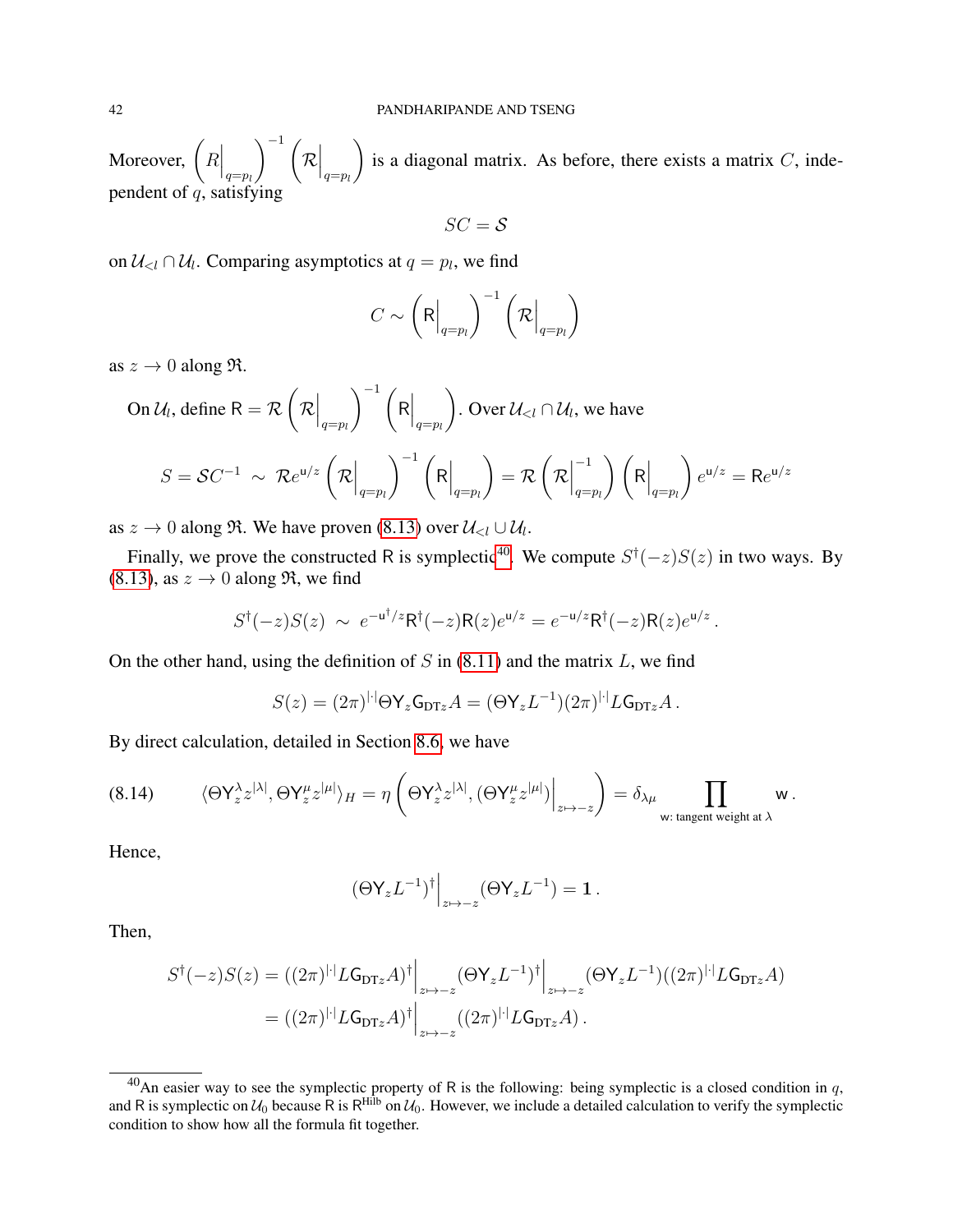Moreover, $\left(R\Big|_{q=p_l}\right)^{-1}\left(\mathcal{R}\Big|_{q=p_l}\right)$ is a diagonal matrix. As before, there exists a matrix $C$, independent of $q$, satisfying

$$SC = \mathcal{S}$$

on $\mathcal{U}_{<l}\cap\mathcal{U}_l$. Comparing asymptotics at $q=p_l$, we find

$$C \sim \left(\mathsf{R}\Big|_{q=p_l}\right)^{-1}\left(\mathcal{R}\Big|_{q=p_l}\right)$$

as $z\to 0$ along $\mathfrak{R}$.

On $\mathcal{U}_l$, define $\mathsf{R} = \mathcal{R}\left(\mathcal{R}\Big|_{q=p_l}\right)^{-1}\left(\mathsf{R}\Big|_{q=p_l}\right)$. Over $\mathcal{U}_{<l}\cap\mathcal{U}_l$, we have

$$S = \mathcal{S}C^{-1} \sim \mathcal{R}e^{\mathsf{u}/z}\left(\mathcal{R}\Big|_{q=p_l}\right)^{-1}\left(\mathsf{R}\Big|_{q=p_l}\right) = \mathcal{R}\left(\mathcal{R}\Big|_{q=p_l}^{-1}\right)\left(\mathsf{R}\Big|_{q=p_l}\right)e^{\mathsf{u}/z} = \mathsf{R}e^{\mathsf{u}/z}$$

as $z\to 0$ along $\mathfrak{R}$. We have proven (8.13) over $\mathcal{U}_{<l}\cup\mathcal{U}_l$.

Finally, we prove the constructed $\mathsf{R}$ is symplectic[40]. We compute $S^\dagger(-z)S(z)$ in two ways. By (8.13), as $z\to 0$ along $\mathfrak{R}$, we find

$$S^\dagger(-z)S(z) \sim e^{-\mathsf{u}^\dagger/z}\mathsf{R}^\dagger(-z)\mathsf{R}(z)e^{\mathsf{u}/z} = e^{-\mathsf{u}/z}\mathsf{R}^\dagger(-z)\mathsf{R}(z)e^{\mathsf{u}/z}\,.$$

On the other hand, using the definition of $S$ in (8.11) and the matrix $L$, we find

$$S(z) = (2\pi)^{|\cdot|}\Theta\mathsf{Y}_z\mathsf{G}_{\mathrm{DT}z}A = (\Theta\mathsf{Y}_zL^{-1})(2\pi)^{|\cdot|}L\mathsf{G}_{\mathrm{DT}z}A\,.$$

By direct calculation, detailed in Section 8.6, we have

$$\langle\Theta\mathsf{Y}_z^\lambda z^{|\lambda|},\Theta\mathsf{Y}_z^\mu z^{|\mu|}\rangle_H = \eta\left(\Theta\mathsf{Y}_z^\lambda z^{|\lambda|},(\Theta\mathsf{Y}_z^\mu z^{|\mu|})\Big|_{z\mapsto -z}\right) = \delta_{\lambda\mu}\prod_{\mathsf{w}:\text{ tangent weight at }\lambda}\mathsf{w}\,. \tag{8.14}$$

Hence,

$$(\Theta\mathsf{Y}_zL^{-1})^\dagger\Big|_{z\mapsto -z}(\Theta\mathsf{Y}_zL^{-1}) = \mathbf{1}\,.$$

Then,

$$\begin{aligned}S^\dagger(-z)S(z) &= ((2\pi)^{|\cdot|}L\mathsf{G}_{\mathrm{DT}z}A)^\dagger\Big|_{z\mapsto -z}(\Theta\mathsf{Y}_zL^{-1})^\dagger\Big|_{z\mapsto -z}(\Theta\mathsf{Y}_zL^{-1})((2\pi)^{|\cdot|}L\mathsf{G}_{\mathrm{DT}z}A)\\ &= ((2\pi)^{|\cdot|}L\mathsf{G}_{\mathrm{DT}z}A)^\dagger\Big|_{z\mapsto -z}((2\pi)^{|\cdot|}L\mathsf{G}_{\mathrm{DT}z}A)\,.\end{aligned}$$

---

[40] An easier way to see the symplectic property of $\mathsf{R}$ is the following: being symplectic is a closed condition in $q$, and $\mathsf{R}$ is symplectic on $\mathcal{U}_0$ because $\mathsf{R}$ is $\mathsf{R}^{\mathrm{Hilb}}$ on $\mathcal{U}_0$. However, we include a detailed calculation to verify the symplectic condition to show how all the formula fit together.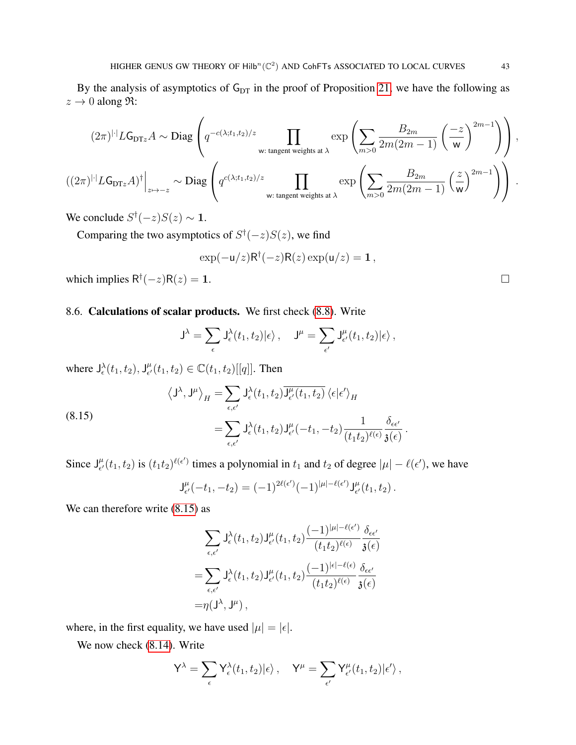By the analysis of asymptotics of $\mathsf{G}_{\mathrm{DT}}$ in the proof of Proposition 21, we have the following as $z \to 0$ along $\mathfrak{R}$:

$$(2\pi)^{|\cdot|} L \mathsf{G}_{\mathrm{DT}z} A \sim \mathrm{Diag}\left( q^{-c(\lambda;t_1,t_2)/z} \prod_{\mathsf{w}\text{: tangent weights at }\lambda} \exp\left( \sum_{m>0} \frac{B_{2m}}{2m(2m-1)} \left(\frac{-z}{\mathsf{w}}\right)^{2m-1} \right) \right),$$

$$\left((2\pi)^{|\cdot|} L \mathsf{G}_{\mathrm{DT}z} A\right)^\dagger \Big|_{z\mapsto -z} \sim \mathrm{Diag}\left( q^{c(\lambda;t_1,t_2)/z} \prod_{\mathsf{w}\text{: tangent weights at }\lambda} \exp\left( \sum_{m>0} \frac{B_{2m}}{2m(2m-1)} \left(\frac{z}{\mathsf{w}}\right)^{2m-1} \right) \right).$$

We conclude $S^\dagger(-z)S(z) \sim \mathbf{1}$.

Comparing the two asymptotics of $S^\dagger(-z)S(z)$, we find

$$\exp(-\mathsf{u}/z)\mathsf{R}^\dagger(-z)\mathsf{R}(z)\exp(\mathsf{u}/z) = \mathbf{1}\,,$$

which implies $\mathsf{R}^\dagger(-z)\mathsf{R}(z) = \mathbf{1}$. □

## 8.6. Calculations of scalar products.

We first check (8.8). Write

$$\mathsf{J}^\lambda = \sum_\epsilon \mathsf{J}^\lambda_\epsilon(t_1,t_2)|\epsilon\rangle\,, \quad \mathsf{J}^\mu = \sum_{\epsilon'} \mathsf{J}^\mu_{\epsilon'}(t_1,t_2)|\epsilon\rangle\,,$$

where $\mathsf{J}^\lambda_\epsilon(t_1,t_2), \mathsf{J}^\mu_{\epsilon'}(t_1,t_2) \in \mathbb{C}(t_1,t_2)[[q]]$. Then

$$(8.15)\qquad \begin{aligned} \left\langle \mathsf{J}^\lambda, \mathsf{J}^\mu \right\rangle_H &= \sum_{\epsilon,\epsilon'} \mathsf{J}^\lambda_\epsilon(t_1,t_2)\overline{\mathsf{J}^\mu_{\epsilon'}(t_1,t_2)}\,\langle \epsilon|\epsilon'\rangle_H \\ &= \sum_{\epsilon,\epsilon'} \mathsf{J}^\lambda_\epsilon(t_1,t_2)\mathsf{J}^\mu_{\epsilon'}(-t_1,-t_2)\frac{1}{(t_1t_2)^{\ell(\epsilon)}}\frac{\delta_{\epsilon\epsilon'}}{\mathfrak{z}(\epsilon)}\,. \end{aligned}$$

Since $\mathsf{J}^\mu_{\epsilon'}(t_1,t_2)$ is $(t_1t_2)^{\ell(\epsilon')}$ times a polynomial in $t_1$ and $t_2$ of degree $|\mu| - \ell(\epsilon')$, we have

$$\mathsf{J}^\mu_{\epsilon'}(-t_1,-t_2) = (-1)^{2\ell(\epsilon')}(-1)^{|\mu|-\ell(\epsilon')}\mathsf{J}^\mu_{\epsilon'}(t_1,t_2)\,.$$

We can therefore write (8.15) as

$$\begin{aligned} &\sum_{\epsilon,\epsilon'} \mathsf{J}^\lambda_\epsilon(t_1,t_2)\mathsf{J}^\mu_{\epsilon'}(t_1,t_2)\frac{(-1)^{|\mu|-\ell(\epsilon')}}{(t_1t_2)^{\ell(\epsilon)}}\frac{\delta_{\epsilon\epsilon'}}{\mathfrak{z}(\epsilon)} \\ =&\sum_{\epsilon,\epsilon'} \mathsf{J}^\lambda_\epsilon(t_1,t_2)\mathsf{J}^\mu_{\epsilon'}(t_1,t_2)\frac{(-1)^{|\epsilon|-\ell(\epsilon)}}{(t_1t_2)^{\ell(\epsilon)}}\frac{\delta_{\epsilon\epsilon'}}{\mathfrak{z}(\epsilon)} \\ =&\,\eta(\mathsf{J}^\lambda, \mathsf{J}^\mu)\,, \end{aligned}$$

where, in the first equality, we have used $|\mu| = |\epsilon|$.

We now check (8.14). Write

$$\mathsf{Y}^\lambda = \sum_\epsilon \mathsf{Y}^\lambda_\epsilon(t_1,t_2)|\epsilon\rangle\,, \quad \mathsf{Y}^\mu = \sum_{\epsilon'} \mathsf{Y}^\mu_{\epsilon'}(t_1,t_2)|\epsilon'\rangle\,,$$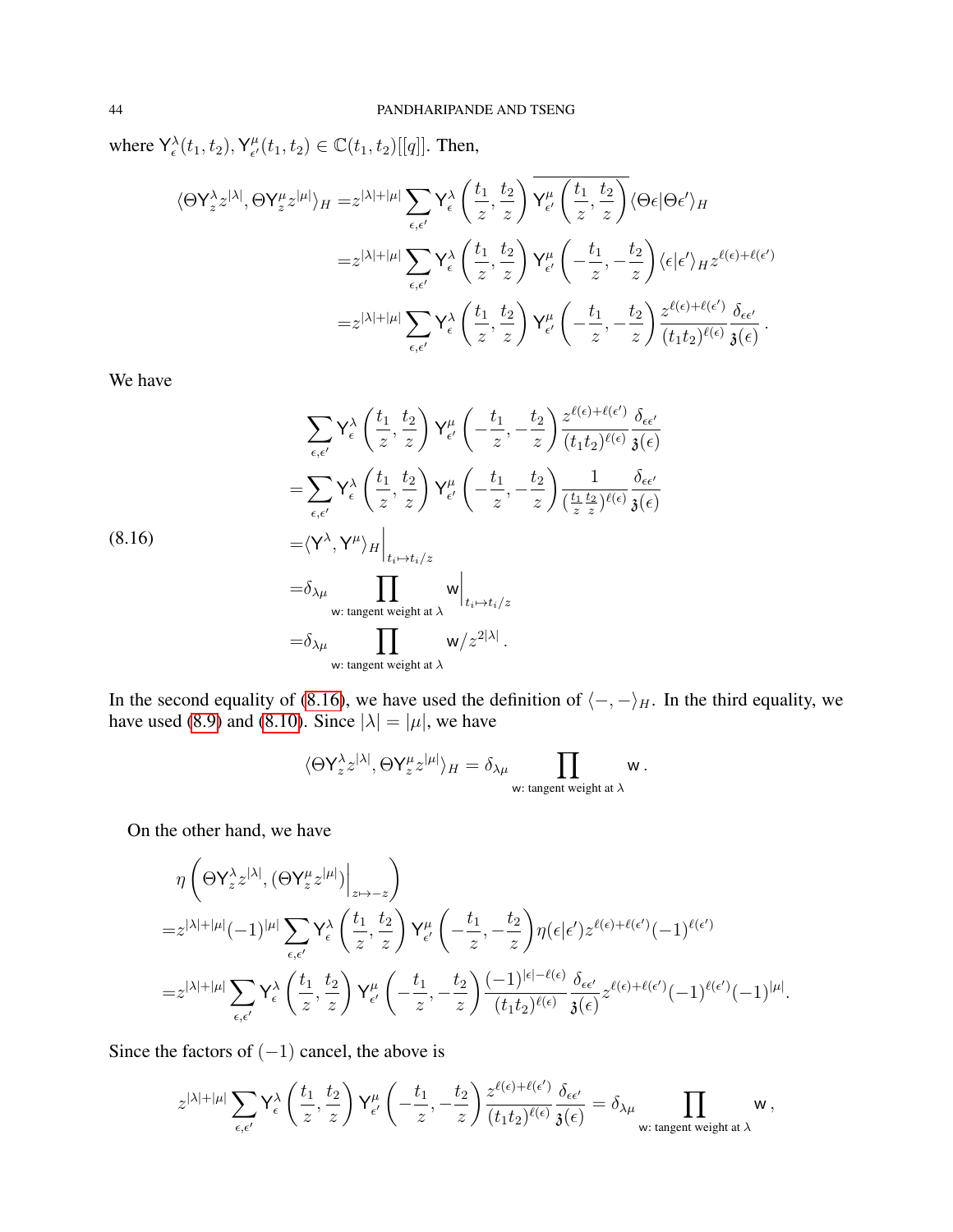where $\mathsf{Y}^\lambda_\epsilon(t_1,t_2), \mathsf{Y}^\mu_{\epsilon'}(t_1,t_2) \in \mathbb{C}(t_1,t_2)[[q]]$. Then,

$$
\begin{aligned}
\langle \Theta \mathsf{Y}^\lambda_z z^{|\lambda|}, \Theta \mathsf{Y}^\mu_z z^{|\mu|}\rangle_H =& z^{|\lambda|+|\mu|} \sum_{\epsilon,\epsilon'} \mathsf{Y}^\lambda_\epsilon\left(\frac{t_1}{z},\frac{t_2}{z}\right) \overline{\mathsf{Y}^\mu_{\epsilon'}\left(\frac{t_1}{z},\frac{t_2}{z}\right)} \langle \Theta\epsilon | \Theta\epsilon'\rangle_H \\
=& z^{|\lambda|+|\mu|} \sum_{\epsilon,\epsilon'} \mathsf{Y}^\lambda_\epsilon\left(\frac{t_1}{z},\frac{t_2}{z}\right) \mathsf{Y}^\mu_{\epsilon'}\left(-\frac{t_1}{z},-\frac{t_2}{z}\right) \langle \epsilon | \epsilon'\rangle_H z^{\ell(\epsilon)+\ell(\epsilon')} \\
=& z^{|\lambda|+|\mu|} \sum_{\epsilon,\epsilon'} \mathsf{Y}^\lambda_\epsilon\left(\frac{t_1}{z},\frac{t_2}{z}\right) \mathsf{Y}^\mu_{\epsilon'}\left(-\frac{t_1}{z},-\frac{t_2}{z}\right) \frac{z^{\ell(\epsilon)+\ell(\epsilon')}}{(t_1t_2)^{\ell(\epsilon)}} \frac{\delta_{\epsilon\epsilon'}}{\mathfrak{z}(\epsilon)}\,.
\end{aligned}
$$

We have

$$
\begin{aligned}
&\sum_{\epsilon,\epsilon'} \mathsf{Y}^\lambda_\epsilon\left(\frac{t_1}{z},\frac{t_2}{z}\right) \mathsf{Y}^\mu_{\epsilon'}\left(-\frac{t_1}{z},-\frac{t_2}{z}\right) \frac{z^{\ell(\epsilon)+\ell(\epsilon')}}{(t_1t_2)^{\ell(\epsilon)}} \frac{\delta_{\epsilon\epsilon'}}{\mathfrak{z}(\epsilon)} \\
=&\sum_{\epsilon,\epsilon'} \mathsf{Y}^\lambda_\epsilon\left(\frac{t_1}{z},\frac{t_2}{z}\right) \mathsf{Y}^\mu_{\epsilon'}\left(-\frac{t_1}{z},-\frac{t_2}{z}\right) \frac{1}{(\frac{t_1}{z}\frac{t_2}{z})^{\ell(\epsilon)}} \frac{\delta_{\epsilon\epsilon'}}{\mathfrak{z}(\epsilon)} \\
=&\langle \mathsf{Y}^\lambda, \mathsf{Y}^\mu\rangle_H\Big|_{t_i\mapsto t_i/z} \\
=&\delta_{\lambda\mu} \prod_{\mathsf{w}\text{: tangent weight at } \lambda} \mathsf{w}\Big|_{t_i\mapsto t_i/z} \\
=&\delta_{\lambda\mu} \prod_{\mathsf{w}\text{: tangent weight at } \lambda} \mathsf{w}/z^{2|\lambda|}\,.
\end{aligned}
\tag{8.16}
$$

In the second equality of (8.16), we have used the definition of $\langle -,-\rangle_H$. In the third equality, we have used (8.9) and (8.10). Since $|\lambda|=|\mu|$, we have

$$
\langle \Theta \mathsf{Y}^\lambda_z z^{|\lambda|}, \Theta \mathsf{Y}^\mu_z z^{|\mu|}\rangle_H = \delta_{\lambda\mu} \prod_{\mathsf{w}\text{: tangent weight at } \lambda} \mathsf{w}\,.
$$

On the other hand, we have

$$
\begin{aligned}
&\eta\left(\Theta \mathsf{Y}^\lambda_z z^{|\lambda|}, (\Theta \mathsf{Y}^\mu_z z^{|\mu|})\Big|_{z\mapsto -z}\right) \\
=& z^{|\lambda|+|\mu|}(-1)^{|\mu|} \sum_{\epsilon,\epsilon'} \mathsf{Y}^\lambda_\epsilon\left(\frac{t_1}{z},\frac{t_2}{z}\right) \mathsf{Y}^\mu_{\epsilon'}\left(-\frac{t_1}{z},-\frac{t_2}{z}\right) \eta(\epsilon|\epsilon') z^{\ell(\epsilon)+\ell(\epsilon')}(-1)^{\ell(\epsilon')} \\
=& z^{|\lambda|+|\mu|} \sum_{\epsilon,\epsilon'} \mathsf{Y}^\lambda_\epsilon\left(\frac{t_1}{z},\frac{t_2}{z}\right) \mathsf{Y}^\mu_{\epsilon'}\left(-\frac{t_1}{z},-\frac{t_2}{z}\right) \frac{(-1)^{|\epsilon|-\ell(\epsilon)}}{(t_1t_2)^{\ell(\epsilon)}} \frac{\delta_{\epsilon\epsilon'}}{\mathfrak{z}(\epsilon)} z^{\ell(\epsilon)+\ell(\epsilon')}(-1)^{\ell(\epsilon')}(-1)^{|\mu|}.
\end{aligned}
$$

Since the factors of $(-1)$ cancel, the above is

$$
z^{|\lambda|+|\mu|} \sum_{\epsilon,\epsilon'} \mathsf{Y}^\lambda_\epsilon\left(\frac{t_1}{z},\frac{t_2}{z}\right) \mathsf{Y}^\mu_{\epsilon'}\left(-\frac{t_1}{z},-\frac{t_2}{z}\right) \frac{z^{\ell(\epsilon)+\ell(\epsilon')}}{(t_1t_2)^{\ell(\epsilon)}} \frac{\delta_{\epsilon\epsilon'}}{\mathfrak{z}(\epsilon)} = \delta_{\lambda\mu} \prod_{\mathsf{w}\text{: tangent weight at } \lambda} \mathsf{w}\,,
$$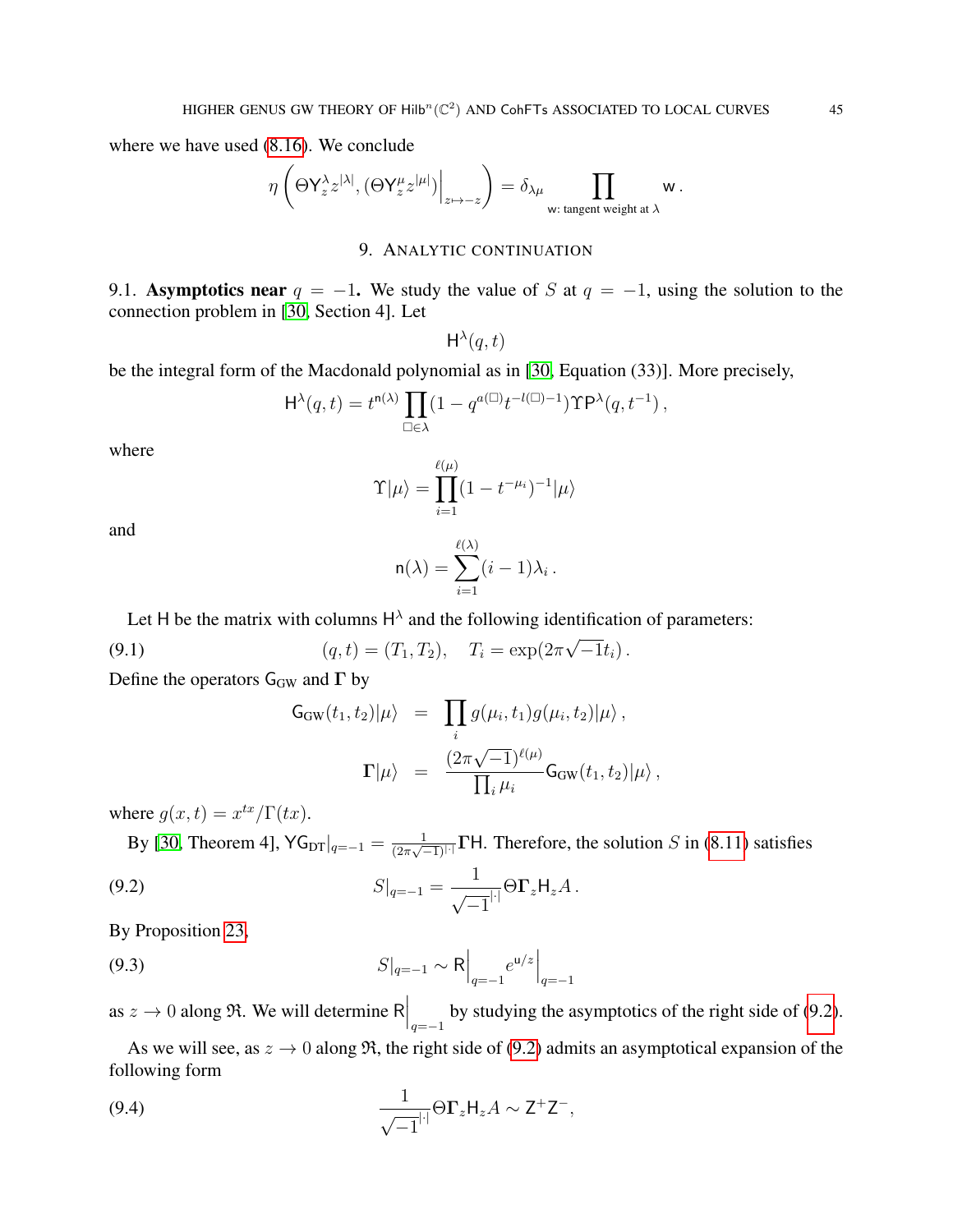where we have used (8.16). We conclude

$$\eta\left(\Theta \mathsf{Y}_z^\lambda z^{|\lambda|}, (\Theta \mathsf{Y}_z^\mu z^{|\mu|})\Big|_{z\mapsto -z}\right) = \delta_{\lambda\mu} \prod_{\mathsf{w}\text{: tangent weight at }\lambda} \mathsf{w}\,.$$

## 9. Analytic continuation

9.1. **Asymptotics near $q=-1$.** We study the value of $S$ at $q=-1$, using the solution to the connection problem in [30, Section 4]. Let

$$\mathsf{H}^\lambda(q,t)$$

be the integral form of the Macdonald polynomial as in [30, Equation (33)]. More precisely,

$$\mathsf{H}^\lambda(q,t) = t^{\mathsf{n}(\lambda)} \prod_{\square\in\lambda} (1 - q^{a(\square)} t^{-l(\square)-1}) \Upsilon \mathsf{P}^\lambda(q, t^{-1})\,,$$

where

$$\Upsilon|\mu\rangle = \prod_{i=1}^{\ell(\mu)} (1-t^{-\mu_i})^{-1}|\mu\rangle$$

and

$$\mathsf{n}(\lambda) = \sum_{i=1}^{\ell(\lambda)} (i-1)\lambda_i\,.$$

Let $\mathsf{H}$ be the matrix with columns $\mathsf{H}^\lambda$ and the following identification of parameters:

$$(q,t) = (T_1, T_2), \quad T_i = \exp(2\pi\sqrt{-1}t_i)\,. \tag{9.1}$$

Define the operators $\mathsf{G}_{\mathrm{GW}}$ and $\mathbf{\Gamma}$ by

$$\begin{aligned}
\mathsf{G}_{\mathrm{GW}}(t_1,t_2)|\mu\rangle &= \prod_i g(\mu_i,t_1) g(\mu_i,t_2)|\mu\rangle\,,\\
\mathbf{\Gamma}|\mu\rangle &= \frac{(2\pi\sqrt{-1})^{\ell(\mu)}}{\prod_i \mu_i} \mathsf{G}_{\mathrm{GW}}(t_1,t_2)|\mu\rangle\,,
\end{aligned}$$

where $g(x,t) = x^{tx}/\Gamma(tx)$.

By [30, Theorem 4], $\mathsf{Y}\mathsf{G}_{\mathrm{DT}}|_{q=-1} = \frac{1}{(2\pi\sqrt{-1})^{|\cdot|}} \mathbf{\Gamma}\mathsf{H}$. Therefore, the solution $S$ in (8.11) satisfies

$$S|_{q=-1} = \frac{1}{\sqrt{-1}^{|\cdot|}} \Theta \mathbf{\Gamma}_z \mathsf{H}_z A\,. \tag{9.2}$$

By Proposition 23,

$$S|_{q=-1} \sim \mathsf{R}\Big|_{q=-1} e^{\mathsf{u}/z}\Big|_{q=-1} \tag{9.3}$$

as $z\to 0$ along $\mathfrak{R}$. We will determine $\mathsf{R}\Big|_{q=-1}$ by studying the asymptotics of the right side of (9.2).

As we will see, as $z\to 0$ along $\mathfrak{R}$, the right side of (9.2) admits an asymptotical expansion of the following form

$$\frac{1}{\sqrt{-1}^{|\cdot|}} \Theta \mathbf{\Gamma}_z \mathsf{H}_z A \sim \mathsf{Z}^+ \mathsf{Z}^-, \tag{9.4}$$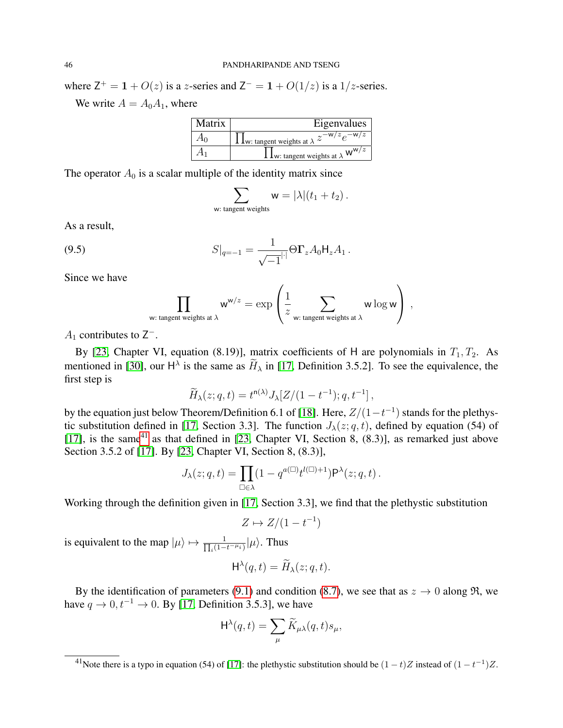where $\mathsf{Z}^+ = \mathbf{1} + O(z)$ is a $z$-series and $\mathsf{Z}^- = \mathbf{1} + O(1/z)$ is a $1/z$-series.

We write $A = A_0 A_1$, where

| Matrix | Eigenvalues |
|---|---|
| $A_0$ | $\prod_{\mathsf{w}\text{: tangent weights at } \lambda} z^{-\mathsf{w}/z} e^{-\mathsf{w}/z}$ |
| $A_1$ | $\prod_{\mathsf{w}\text{: tangent weights at } \lambda} \mathsf{w}^{\mathsf{w}/z}$ |

The operator $A_0$ is a scalar multiple of the identity matrix since

$$\sum_{\mathsf{w}\text{: tangent weights}} \mathsf{w} = |\lambda|(t_1 + t_2)\,.$$

As a result,

$$S|_{q=-1} = \frac{1}{\sqrt{-1}^{|\cdot|}} \Theta \mathbf{\Gamma}_z A_0 \mathsf{H}_z A_1\,. \tag{9.5}$$

Since we have

$$\prod_{\mathsf{w}\text{: tangent weights at } \lambda} \mathsf{w}^{\mathsf{w}/z} = \exp\left(\frac{1}{z} \sum_{\mathsf{w}\text{: tangent weights at } \lambda} \mathsf{w} \log \mathsf{w}\right)\,,$$

$A_1$ contributes to $\mathsf{Z}^-$.

By [23, Chapter VI, equation (8.19)], matrix coefficients of $\mathsf{H}$ are polynomials in $T_1, T_2$. As mentioned in [30], our $\mathsf{H}^\lambda$ is the same as $\widetilde{H}_\lambda$ in [17, Definition 3.5.2]. To see the equivalence, the first step is

$$\widetilde{H}_\lambda(z; q, t) = t^{\mathsf{n}(\lambda)} J_\lambda[Z/(1-t^{-1}); q, t^{-1}]\,,$$

by the equation just below Theorem/Definition 6.1 of [18]. Here, $Z/(1-t^{-1})$ stands for the plethystic substitution defined in [17, Section 3.3]. The function $J_\lambda(z; q, t)$, defined by equation (54) of [17], is the same[41] as that defined in [23, Chapter VI, Section 8, (8.3)], as remarked just above Section 3.5.2 of [17]. By [23, Chapter VI, Section 8, (8.3)],

$$J_\lambda(z; q, t) = \prod_{\square \in \lambda} (1 - q^{a(\square)} t^{l(\square)+1}) \mathsf{P}^\lambda(z; q, t)\,.$$

Working through the definition given in [17, Section 3.3], we find that the plethystic substitution

$$Z \mapsto Z/(1-t^{-1})$$

is equivalent to the map $|\mu\rangle \mapsto \frac{1}{\prod_i (1-t^{-\mu_i})} |\mu\rangle$. Thus

$$\mathsf{H}^\lambda(q, t) = \widetilde{H}_\lambda(z; q, t).$$

By the identification of parameters (9.1) and condition (8.7), we see that as $z \to 0$ along $\mathfrak{R}$, we have $q \to 0, t^{-1} \to 0$. By [17, Definition 3.5.3], we have

$$\mathsf{H}^\lambda(q, t) = \sum_\mu \widetilde{K}_{\mu\lambda}(q, t) s_\mu,$$

[41] Note there is a typo in equation (54) of [17]: the plethystic substitution should be $(1-t)Z$ instead of $(1-t^{-1})Z$.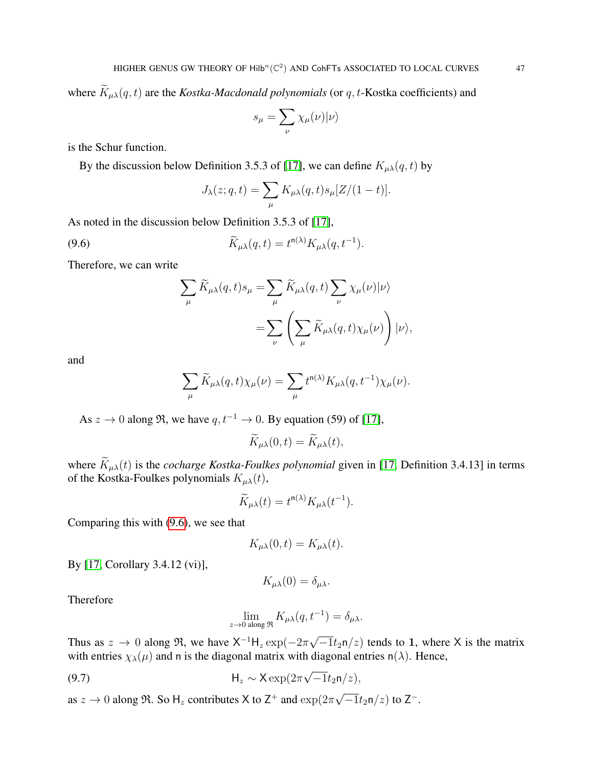where $\widetilde{K}_{\mu\lambda}(q,t)$ are the *Kostka-Macdonald polynomials* (or $q,t$-Kostka coefficients) and

$$s_\mu = \sum_\nu \chi_\mu(\nu)|\nu\rangle$$

is the Schur function.

By the discussion below Definition 3.5.3 of [17], we can define $K_{\mu\lambda}(q,t)$ by

$$J_\lambda(z;q,t) = \sum_\mu K_{\mu\lambda}(q,t) s_\mu[Z/(1-t)].$$

As noted in the discussion below Definition 3.5.3 of [17],

$$\widetilde{K}_{\mu\lambda}(q,t) = t^{\mathsf{n}(\lambda)} K_{\mu\lambda}(q,t^{-1}). \tag{9.6}$$

Therefore, we can write

$$\begin{aligned}
\sum_\mu \widetilde{K}_{\mu\lambda}(q,t) s_\mu &= \sum_\mu \widetilde{K}_{\mu\lambda}(q,t) \sum_\nu \chi_\mu(\nu)|\nu\rangle \\
&= \sum_\nu \left( \sum_\mu \widetilde{K}_{\mu\lambda}(q,t)\chi_\mu(\nu) \right) |\nu\rangle,
\end{aligned}$$

and

$$\sum_\mu \widetilde{K}_{\mu\lambda}(q,t)\chi_\mu(\nu) = \sum_\mu t^{\mathsf{n}(\lambda)} K_{\mu\lambda}(q,t^{-1})\chi_\mu(\nu).$$

As $z \to 0$ along $\mathfrak{R}$, we have $q, t^{-1} \to 0$. By equation (59) of [17],

$$\widetilde{K}_{\mu\lambda}(0,t) = \widetilde{K}_{\mu\lambda}(t),$$

where $\widetilde{K}_{\mu\lambda}(t)$ is the *cocharge Kostka-Foulkes polynomial* given in [17, Definition 3.4.13] in terms of the Kostka-Foulkes polynomials $K_{\mu\lambda}(t)$,

$$\widetilde{K}_{\mu\lambda}(t) = t^{\mathsf{n}(\lambda)} K_{\mu\lambda}(t^{-1}).$$

Comparing this with (9.6), we see that

$$K_{\mu\lambda}(0,t) = K_{\mu\lambda}(t).$$

By [17, Corollary 3.4.12 (vi)],

$$K_{\mu\lambda}(0) = \delta_{\mu\lambda}.$$

Therefore

$$\lim_{z\to 0 \text{ along } \mathfrak{R}} K_{\mu\lambda}(q,t^{-1}) = \delta_{\mu\lambda}.$$

Thus as $z \to 0$ along $\mathfrak{R}$, we have $\mathsf{X}^{-1}\mathsf{H}_z \exp(-2\pi\sqrt{-1}t_2\mathsf{n}/z)$ tends to $\mathbf{1}$, where $\mathsf{X}$ is the matrix with entries $\chi_\lambda(\mu)$ and $\mathsf{n}$ is the diagonal matrix with diagonal entries $\mathsf{n}(\lambda)$. Hence,

$$\mathsf{H}_z \sim \mathsf{X}\exp(2\pi\sqrt{-1}t_2\mathsf{n}/z), \tag{9.7}$$

as $z \to 0$ along $\mathfrak{R}$. So $\mathsf{H}_z$ contributes $\mathsf{X}$ to $\mathsf{Z}^+$ and $\exp(2\pi\sqrt{-1}t_2\mathsf{n}/z)$ to $\mathsf{Z}^-$.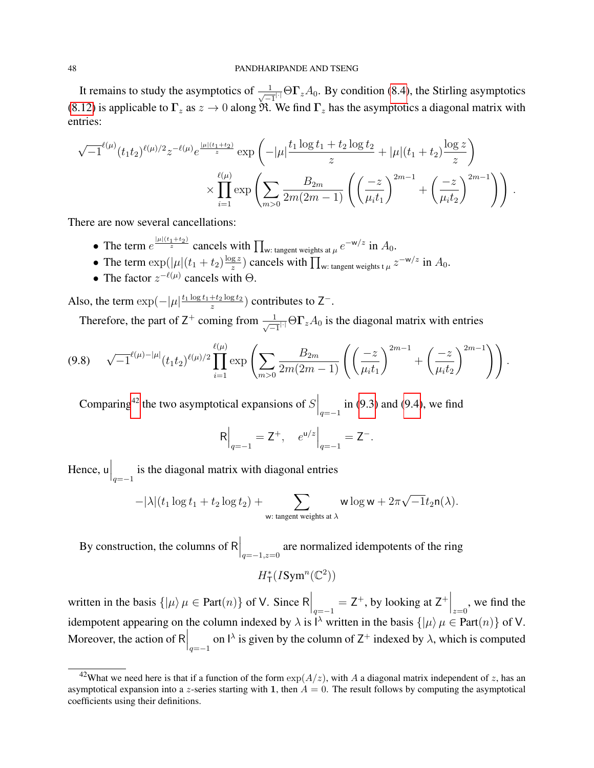It remains to study the asymptotics of $\frac{1}{\sqrt{-1}^{|\cdot|}}\Theta\mathbf{\Gamma}_z A_0$. By condition (8.4), the Stirling asymptotics (8.12) is applicable to $\mathbf{\Gamma}_z$ as $z \to 0$ along $\mathfrak{R}$. We find $\mathbf{\Gamma}_z$ has the asymptotics a diagonal matrix with entries:

$$\sqrt{-1}^{\ell(\mu)}(t_1t_2)^{\ell(\mu)/2}z^{-\ell(\mu)}e^{\frac{|\mu|(t_1+t_2)}{z}}\exp\left(-|\mu|\frac{t_1\log t_1 + t_2\log t_2}{z} + |\mu|(t_1+t_2)\frac{\log z}{z}\right)$$
$$\times \prod_{i=1}^{\ell(\mu)}\exp\left(\sum_{m>0}\frac{B_{2m}}{2m(2m-1)}\left(\left(\frac{-z}{\mu_i t_1}\right)^{2m-1} + \left(\frac{-z}{\mu_i t_2}\right)^{2m-1}\right)\right).$$

There are now several cancellations:

- The term $e^{\frac{|\mu|(t_1+t_2)}{z}}$ cancels with $\prod_{\mathsf{w}\text{: tangent weights at } \mu} e^{-\mathsf{w}/z}$ in $A_0$.
- The term $\exp(|\mu|(t_1+t_2)\frac{\log z}{z})$ cancels with $\prod_{\mathsf{w}\text{: tangent weights t } \mu} z^{-\mathsf{w}/z}$ in $A_0$.
- The factor $z^{-\ell(\mu)}$ cancels with $\Theta$.

Also, the term $\exp(-|\mu|\frac{t_1\log t_1 + t_2\log t_2}{z})$ contributes to $\mathsf{Z}^-$.

Therefore, the part of $\mathsf{Z}^+$ coming from $\frac{1}{\sqrt{-1}^{|\cdot|}}\Theta\mathbf{\Gamma}_z A_0$ is the diagonal matrix with entries

$$\sqrt{-1}^{\ell(\mu)-|\mu|}(t_1t_2)^{\ell(\mu)/2}\prod_{i=1}^{\ell(\mu)}\exp\left(\sum_{m>0}\frac{B_{2m}}{2m(2m-1)}\left(\left(\frac{-z}{\mu_i t_1}\right)^{2m-1} + \left(\frac{-z}{\mu_i t_2}\right)^{2m-1}\right)\right). \tag{9.8}$$

Comparing[42] the two asymptotical expansions of $S\Big|_{q=-1}$ in (9.3) and (9.4), we find

$$\mathsf{R}\Big|_{q=-1} = \mathsf{Z}^+, \quad e^{\mathsf{u}/z}\Big|_{q=-1} = \mathsf{Z}^-.$$

Hence, $\mathsf{u}\Big|_{q=-1}$ is the diagonal matrix with diagonal entries

$$-|\lambda|(t_1\log t_1 + t_2\log t_2) + \sum_{\mathsf{w}\text{: tangent weights at } \lambda}\mathsf{w}\log\mathsf{w} + 2\pi\sqrt{-1}t_2\mathsf{n}(\lambda).$$

By construction, the columns of $\mathsf{R}\Big|_{q=-1,z=0}$ are normalized idempotents of the ring

$$H^*_{\mathsf{T}}(I\mathrm{Sym}^n(\mathbb{C}^2))$$

written in the basis $\{|\mu\rangle\, \mu \in \mathrm{Part}(n)\}$ of $\mathsf{V}$. Since $\mathsf{R}\Big|_{q=-1} = \mathsf{Z}^+$, by looking at $\mathsf{Z}^+\Big|_{z=0}$, we find the idempotent appearing on the column indexed by $\lambda$ is $\mathsf{I}^\lambda$ written in the basis $\{|\mu\rangle\, \mu \in \mathrm{Part}(n)\}$ of $\mathsf{V}$. Moreover, the action of $\mathsf{R}\Big|_{q=-1}$ on $\mathsf{I}^\lambda$ is given by the column of $\mathsf{Z}^+$ indexed by $\lambda$, which is computed

[42] What we need here is that if a function of the form $\exp(A/z)$, with $A$ a diagonal matrix independent of $z$, has an asymptotical expansion into a $z$-series starting with $\mathbf{1}$, then $A = 0$. The result follows by computing the asymptotical coefficients using their definitions.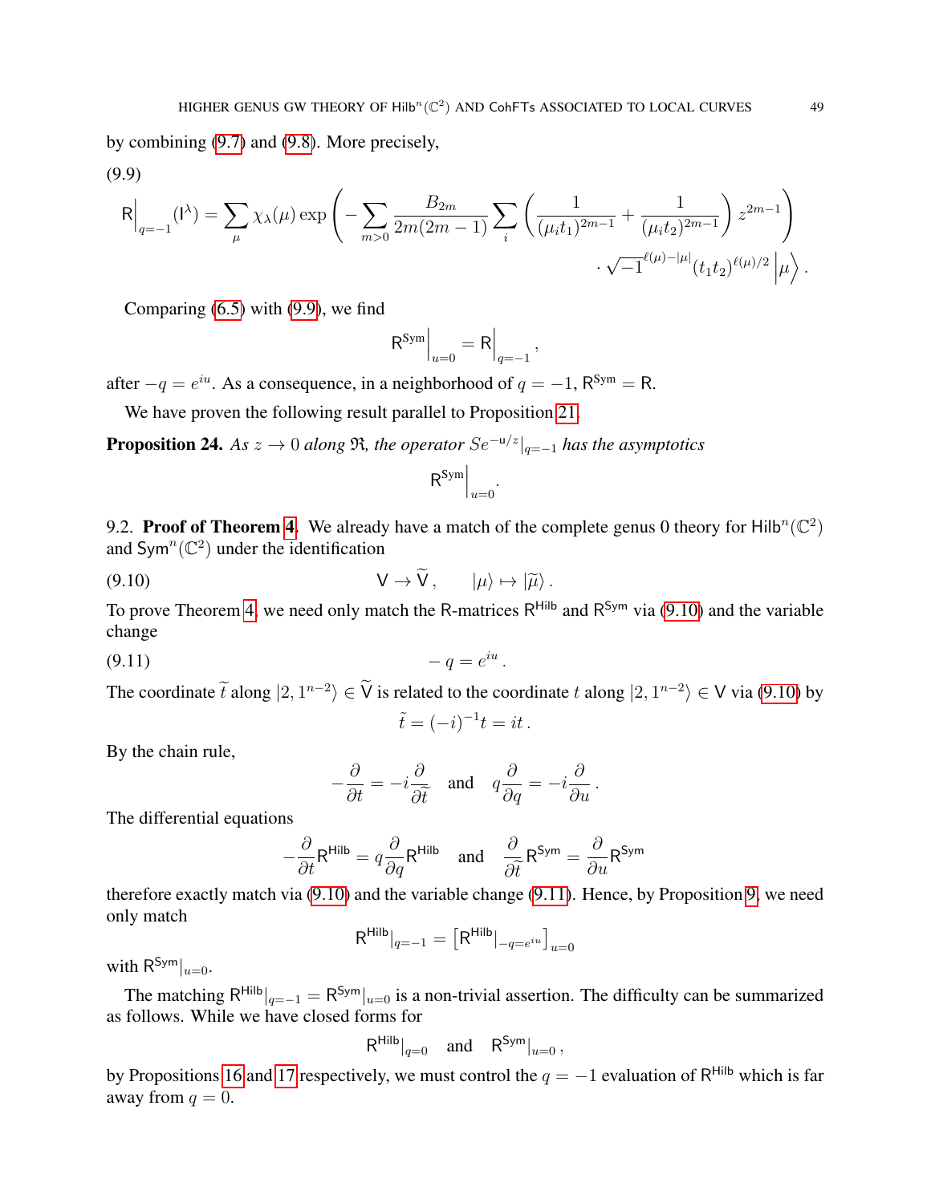by combining (9.7) and (9.8). More precisely,

(9.9)

$$\mathsf{R}\Big|_{q=-1}(\mathsf{I}^\lambda) = \sum_\mu \chi_\lambda(\mu) \exp\left( -\sum_{m>0} \frac{B_{2m}}{2m(2m-1)} \sum_i \left( \frac{1}{(\mu_i t_1)^{2m-1}} + \frac{1}{(\mu_i t_2)^{2m-1}} \right) z^{2m-1} \right) \cdot \sqrt{-1}^{\ell(\mu)-|\mu|} (t_1 t_2)^{\ell(\mu)/2} \Big|\mu\Big\rangle .$$

Comparing (6.5) with (9.9), we find

$$\mathsf{R}^{\mathsf{Sym}}\Big|_{u=0} = \mathsf{R}\Big|_{q=-1},$$

after $-q = e^{iu}$. As a consequence, in a neighborhood of $q=-1$, $\mathsf{R}^{\mathsf{Sym}} = \mathsf{R}$.

We have proven the following result parallel to Proposition 21.

**Proposition 24.** *As $z \to 0$ along $\mathfrak{R}$, the operator $Se^{-\mathsf{u}/z}|_{q=-1}$ has the asymptotics*

$$\mathsf{R}^{\mathsf{Sym}}\Big|_{u=0}.$$

9.2. **Proof of Theorem 4.** We already have a match of the complete genus 0 theory for $\mathsf{Hilb}^n(\mathbb{C}^2)$ and $\mathsf{Sym}^n(\mathbb{C}^2)$ under the identification

$$\mathsf{V} \to \widetilde{\mathsf{V}}, \qquad |\mu\rangle \mapsto |\widetilde{\mu}\rangle . \tag{9.10}$$

To prove Theorem 4, we need only match the R-matrices $\mathsf{R}^{\mathsf{Hilb}}$ and $\mathsf{R}^{\mathsf{Sym}}$ via (9.10) and the variable change

$$-q = e^{iu} . \tag{9.11}$$

The coordinate $\widetilde{t}$ along $|2,1^{n-2}\rangle \in \widetilde{\mathsf{V}}$ is related to the coordinate $t$ along $|2,1^{n-2}\rangle \in \mathsf{V}$ via (9.10) by

$$\tilde{t} = (-i)^{-1} t = it .$$

By the chain rule,

$$-\frac{\partial}{\partial t} = -i\frac{\partial}{\partial \widetilde{t}} \quad \text{and} \quad q\frac{\partial}{\partial q} = -i\frac{\partial}{\partial u} .$$

The differential equations

$$-\frac{\partial}{\partial t}\mathsf{R}^{\mathsf{Hilb}} = q\frac{\partial}{\partial q}\mathsf{R}^{\mathsf{Hilb}} \quad \text{and} \quad \frac{\partial}{\partial \widetilde{t}}\mathsf{R}^{\mathsf{Sym}} = \frac{\partial}{\partial u}\mathsf{R}^{\mathsf{Sym}}$$

therefore exactly match via (9.10) and the variable change (9.11). Hence, by Proposition 9, we need only match

$$\mathsf{R}^{\mathsf{Hilb}}|_{q=-1} = \left[\mathsf{R}^{\mathsf{Hilb}}|_{-q=e^{iu}}\right]_{u=0}$$

with $\mathsf{R}^{\mathsf{Sym}}|_{u=0}$.

The matching $\mathsf{R}^{\mathsf{Hilb}}|_{q=-1} = \mathsf{R}^{\mathsf{Sym}}|_{u=0}$ is a non-trivial assertion. The difficulty can be summarized as follows. While we have closed forms for

$$\mathsf{R}^{\mathsf{Hilb}}|_{q=0} \quad \text{and} \quad \mathsf{R}^{\mathsf{Sym}}|_{u=0} ,$$

by Propositions 16 and 17 respectively, we must control the $q=-1$ evaluation of $\mathsf{R}^{\mathsf{Hilb}}$ which is far away from $q=0$.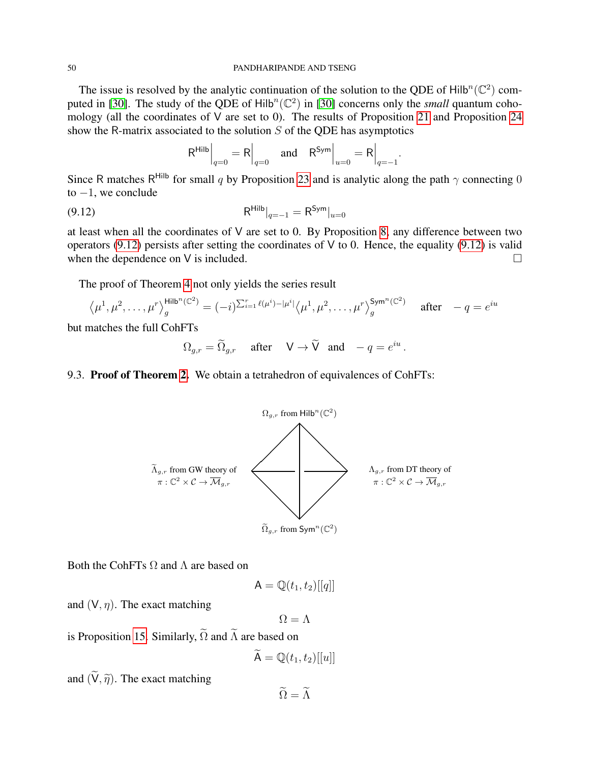The issue is resolved by the analytic continuation of the solution to the QDE of $\mathsf{Hilb}^n(\mathbb{C}^2)$ computed in [30]. The study of the QDE of $\mathsf{Hilb}^n(\mathbb{C}^2)$ in [30] concerns only the *small* quantum cohomology (all the coordinates of $\mathsf{V}$ are set to 0). The results of Proposition 21 and Proposition 24 show the R-matrix associated to the solution $S$ of the QDE has asymptotics

$$\mathsf{R}^{\mathsf{Hilb}}\Big|_{q=0} = \mathsf{R}\Big|_{q=0} \quad \text{and} \quad \mathsf{R}^{\mathsf{Sym}}\Big|_{u=0} = \mathsf{R}\Big|_{q=-1}.$$

Since $\mathsf{R}$ matches $\mathsf{R}^{\mathsf{Hilb}}$ for small $q$ by Proposition 23 and is analytic along the path $\gamma$ connecting $0$ to $-1$, we conclude

$$\mathsf{R}^{\mathsf{Hilb}}|_{q=-1} = \mathsf{R}^{\mathsf{Sym}}|_{u=0} \tag{9.12}$$

at least when all the coordinates of $\mathsf{V}$ are set to 0. By Proposition 8, any difference between two operators (9.12) persists after setting the coordinates of $\mathsf{V}$ to 0. Hence, the equality (9.12) is valid when the dependence on $\mathsf{V}$ is included. $\square$

The proof of Theorem 4 not only yields the series result

$$\left\langle \mu^1, \mu^2, \ldots, \mu^r \right\rangle_g^{\mathsf{Hilb}^n(\mathbb{C}^2)} = (-i)^{\sum_{i=1}^r \ell(\mu^i) - |\mu^i|} \left\langle \mu^1, \mu^2, \ldots, \mu^r \right\rangle_g^{\mathsf{Sym}^n(\mathbb{C}^2)} \quad \text{after} \quad -q = e^{iu}$$

but matches the full CohFTs

$$\Omega_{g,r} = \widetilde{\Omega}_{g,r} \quad \text{after} \quad \mathsf{V} \to \widetilde{\mathsf{V}} \quad \text{and} \quad -q = e^{iu}.$$

## 9.3. **Proof of Theorem 2.**

We obtain a tetrahedron of equivalences of CohFTs:

- Top: $\Omega_{g,r}$ from $\mathsf{Hilb}^n(\mathbb{C}^2)$
- Left: $\widetilde{\Lambda}_{g,r}$ from GW theory of $\pi : \mathbb{C}^2 \times \mathcal{C} \to \overline{\mathcal{M}}_{g,r}$
- Right: $\Lambda_{g,r}$ from DT theory of $\pi : \mathbb{C}^2 \times \mathcal{C} \to \overline{\mathcal{M}}_{g,r}$
- Bottom: $\widetilde{\Omega}_{g,r}$ from $\mathsf{Sym}^n(\mathbb{C}^2)$

Both the CohFTs $\Omega$ and $\Lambda$ are based on

$$\mathsf{A} = \mathbb{Q}(t_1, t_2)[[q]]$$

and $(\mathsf{V}, \eta)$. The exact matching

$$\Omega = \Lambda$$

is Proposition 15. Similarly, $\widetilde{\Omega}$ and $\widetilde{\Lambda}$ are based on

$$\widetilde{\mathsf{A}} = \mathbb{Q}(t_1, t_2)[[u]]$$

and $(\widetilde{\mathsf{V}}, \widetilde{\eta})$. The exact matching

$$\widetilde{\Omega} = \widetilde{\Lambda}$$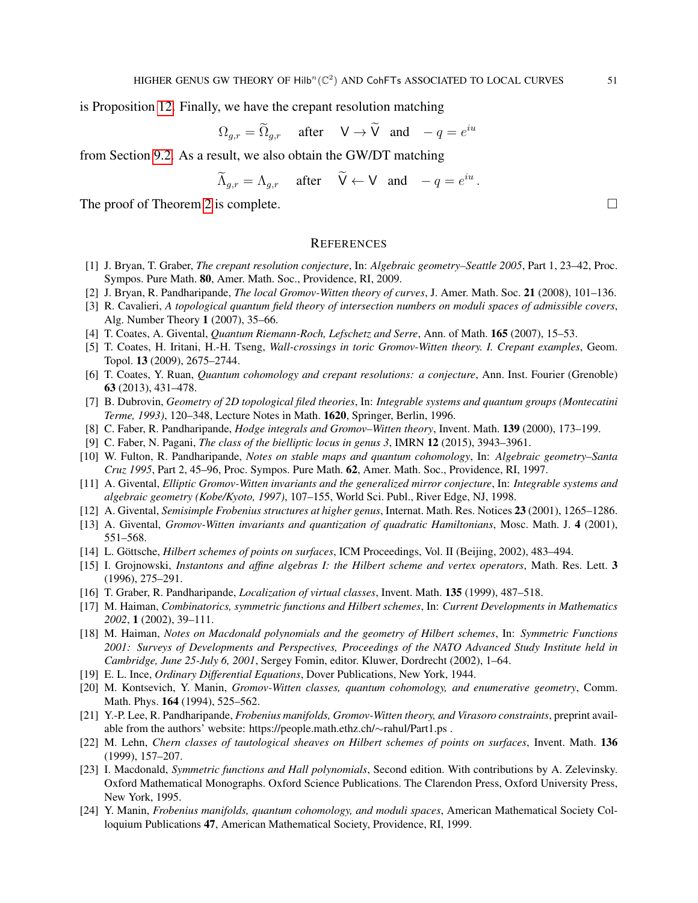is Proposition 12. Finally, we have the crepant resolution matching

$$\Omega_{g,r} = \widetilde{\Omega}_{g,r} \quad \text{after} \quad \mathsf{V} \to \widetilde{\mathsf{V}} \quad \text{and} \quad -q = e^{iu}$$

from Section 9.2. As a result, we also obtain the GW/DT matching

$$\widetilde{\Lambda}_{g,r} = \Lambda_{g,r} \quad \text{after} \quad \widetilde{\mathsf{V}} \leftarrow \mathsf{V} \quad \text{and} \quad -q = e^{iu}\,.$$

The proof of Theorem 2 is complete. □

## References

[1] J. Bryan, T. Graber, *The crepant resolution conjecture*, In: *Algebraic geometry–Seattle 2005*, Part 1, 23–42, Proc. Sympos. Pure Math. **80**, Amer. Math. Soc., Providence, RI, 2009.

[2] J. Bryan, R. Pandharipande, *The local Gromov-Witten theory of curves*, J. Amer. Math. Soc. **21** (2008), 101–136.

[3] R. Cavalieri, *A topological quantum field theory of intersection numbers on moduli spaces of admissible covers*, Alg. Number Theory **1** (2007), 35–66.

[4] T. Coates, A. Givental, *Quantum Riemann-Roch, Lefschetz and Serre*, Ann. of Math. **165** (2007), 15–53.

[5] T. Coates, H. Iritani, H.-H. Tseng, *Wall-crossings in toric Gromov-Witten theory. I. Crepant examples*, Geom. Topol. **13** (2009), 2675–2744.

[6] T. Coates, Y. Ruan, *Quantum cohomology and crepant resolutions: a conjecture*, Ann. Inst. Fourier (Grenoble) **63** (2013), 431–478.

[7] B. Dubrovin, *Geometry of 2D topological filed theories*, In: *Integrable systems and quantum groups (Montecatini Terme, 1993)*, 120–348, Lecture Notes in Math. **1620**, Springer, Berlin, 1996.

[8] C. Faber, R. Pandharipande, *Hodge integrals and Gromov–Witten theory*, Invent. Math. **139** (2000), 173–199.

[9] C. Faber, N. Pagani, *The class of the bielliptic locus in genus 3*, IMRN **12** (2015), 3943–3961.

[10] W. Fulton, R. Pandharipande, *Notes on stable maps and quantum cohomology*, In: *Algebraic geometry–Santa Cruz 1995*, Part 2, 45–96, Proc. Sympos. Pure Math. **62**, Amer. Math. Soc., Providence, RI, 1997.

[11] A. Givental, *Elliptic Gromov-Witten invariants and the generalized mirror conjecture*, In: *Integrable systems and algebraic geometry (Kobe/Kyoto, 1997)*, 107–155, World Sci. Publ., River Edge, NJ, 1998.

[12] A. Givental, *Semisimple Frobenius structures at higher genus*, Internat. Math. Res. Notices **23** (2001), 1265–1286.

[13] A. Givental, *Gromov-Witten invariants and quantization of quadratic Hamiltonians*, Mosc. Math. J. **4** (2001), 551–568.

[14] L. Göttsche, *Hilbert schemes of points on surfaces*, ICM Proceedings, Vol. II (Beijing, 2002), 483–494.

[15] I. Grojnowski, *Instantons and affine algebras I: the Hilbert scheme and vertex operators*, Math. Res. Lett. **3** (1996), 275–291.

[16] T. Graber, R. Pandharipande, *Localization of virtual classes*, Invent. Math. **135** (1999), 487–518.

[17] M. Haiman, *Combinatorics, symmetric functions and Hilbert schemes*, In: *Current Developments in Mathematics 2002*, **1** (2002), 39–111.

[18] M. Haiman, *Notes on Macdonald polynomials and the geometry of Hilbert schemes*, In: *Symmetric Functions 2001: Surveys of Developments and Perspectives, Proceedings of the NATO Advanced Study Institute held in Cambridge, June 25-July 6, 2001*, Sergey Fomin, editor. Kluwer, Dordrecht (2002), 1–64.

[19] E. L. Ince, *Ordinary Differential Equations*, Dover Publications, New York, 1944.

[20] M. Kontsevich, Y. Manin, *Gromov-Witten classes, quantum cohomology, and enumerative geometry*, Comm. Math. Phys. **164** (1994), 525–562.

[21] Y.-P. Lee, R. Pandharipande, *Frobenius manifolds, Gromov-Witten theory, and Virasoro constraints*, preprint available from the authors' website: https://people.math.ethz.ch/∼rahul/Part1.ps .

[22] M. Lehn, *Chern classes of tautological sheaves on Hilbert schemes of points on surfaces*, Invent. Math. **136** (1999), 157–207.

[23] I. Macdonald, *Symmetric functions and Hall polynomials*, Second edition. With contributions by A. Zelevinsky. Oxford Mathematical Monographs. Oxford Science Publications. The Clarendon Press, Oxford University Press, New York, 1995.

[24] Y. Manin, *Frobenius manifolds, quantum cohomology, and moduli spaces*, American Mathematical Society Colloquium Publications **47**, American Mathematical Society, Providence, RI, 1999.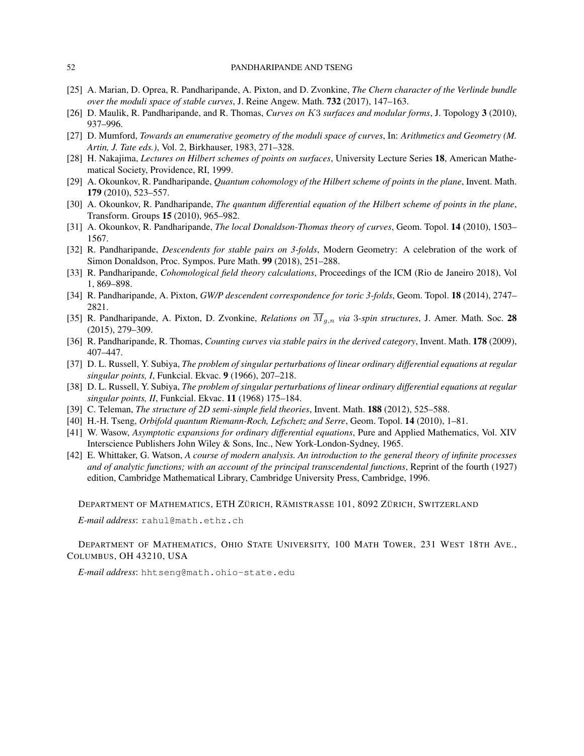[25] A. Marian, D. Oprea, R. Pandharipande, A. Pixton, and D. Zvonkine, *The Chern character of the Verlinde bundle over the moduli space of stable curves*, J. Reine Angew. Math. **732** (2017), 147–163.

[26] D. Maulik, R. Pandharipande, and R. Thomas, *Curves on $K3$ surfaces and modular forms*, J. Topology **3** (2010), 937–996.

[27] D. Mumford, *Towards an enumerative geometry of the moduli space of curves*, In: *Arithmetics and Geometry (M. Artin, J. Tate eds.)*, Vol. 2, Birkhauser, 1983, 271–328.

[28] H. Nakajima, *Lectures on Hilbert schemes of points on surfaces*, University Lecture Series **18**, American Mathematical Society, Providence, RI, 1999.

[29] A. Okounkov, R. Pandharipande, *Quantum cohomology of the Hilbert scheme of points in the plane*, Invent. Math. **179** (2010), 523–557.

[30] A. Okounkov, R. Pandharipande, *The quantum differential equation of the Hilbert scheme of points in the plane*, Transform. Groups **15** (2010), 965–982.

[31] A. Okounkov, R. Pandharipande, *The local Donaldson-Thomas theory of curves*, Geom. Topol. **14** (2010), 1503–1567.

[32] R. Pandharipande, *Descendents for stable pairs on 3-folds*, Modern Geometry: A celebration of the work of Simon Donaldson, Proc. Sympos. Pure Math. **99** (2018), 251–288.

[33] R. Pandharipande, *Cohomological field theory calculations*, Proceedings of the ICM (Rio de Janeiro 2018), Vol 1, 869–898.

[34] R. Pandharipande, A. Pixton, *GW/P descendent correspondence for toric 3-folds*, Geom. Topol. **18** (2014), 2747–2821.

[35] R. Pandharipande, A. Pixton, D. Zvonkine, *Relations on $\overline{M}_{g,n}$ via 3-spin structures*, J. Amer. Math. Soc. **28** (2015), 279–309.

[36] R. Pandharipande, R. Thomas, *Counting curves via stable pairs in the derived category*, Invent. Math. **178** (2009), 407–447.

[37] D. L. Russell, Y. Subiya, *The problem of singular perturbations of linear ordinary differential equations at regular singular points, I*, Funkcial. Ekvac. **9** (1966), 207–218.

[38] D. L. Russell, Y. Subiya, *The problem of singular perturbations of linear ordinary differential equations at regular singular points, II*, Funkcial. Ekvac. **11** (1968) 175–184.

[39] C. Teleman, *The structure of 2D semi-simple field theories*, Invent. Math. **188** (2012), 525–588.

[40] H.-H. Tseng, *Orbifold quantum Riemann-Roch, Lefschetz and Serre*, Geom. Topol. **14** (2010), 1–81.

[41] W. Wasow, *Asymptotic expansions for ordinary differential equations*, Pure and Applied Mathematics, Vol. XIV Interscience Publishers John Wiley & Sons, Inc., New York-London-Sydney, 1965.

[42] E. Whittaker, G. Watson, *A course of modern analysis. An introduction to the general theory of infinite processes and of analytic functions; with an account of the principal transcendental functions*, Reprint of the fourth (1927) edition, Cambridge Mathematical Library, Cambridge University Press, Cambridge, 1996.

DEPARTMENT OF MATHEMATICS, ETH ZÜRICH, RÄMISTRASSE 101, 8092 ZÜRICH, SWITZERLAND

*E-mail address*: rahul@math.ethz.ch

DEPARTMENT OF MATHEMATICS, OHIO STATE UNIVERSITY, 100 MATH TOWER, 231 WEST 18TH AVE., COLUMBUS, OH 43210, USA

*E-mail address*: hhtseng@math.ohio-state.edu